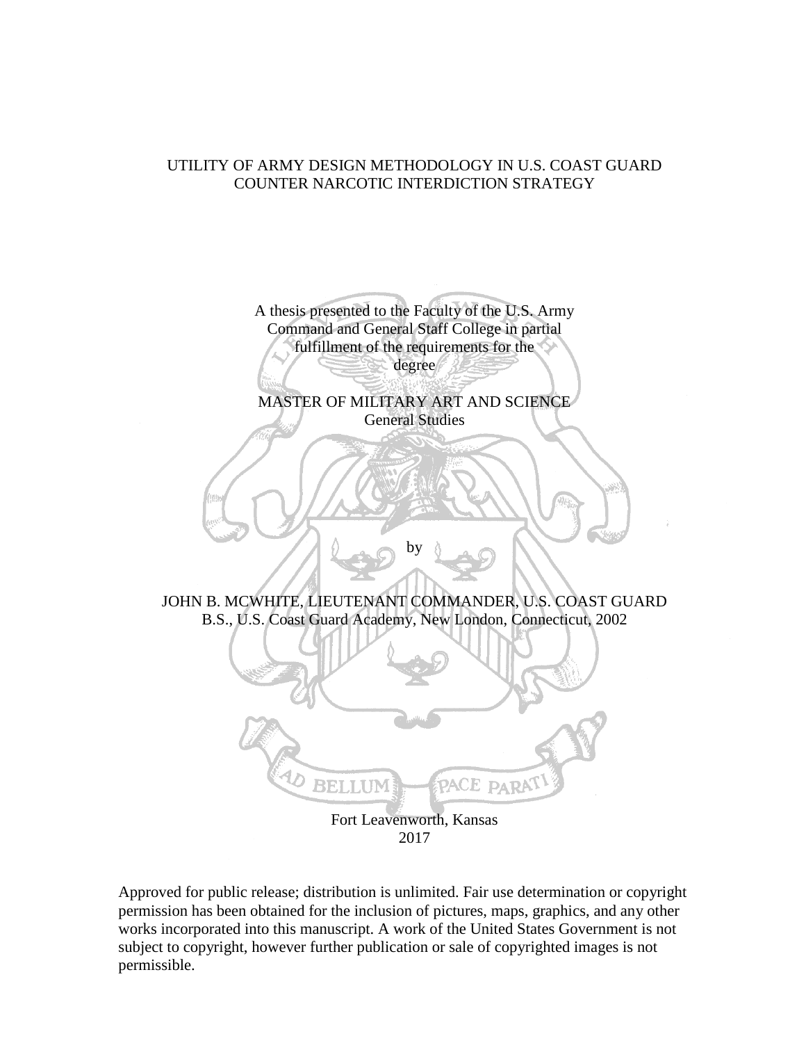# UTILITY OF ARMY DESIGN METHODOLOGY IN U.S. COAST GUARD COUNTER NARCOTIC INTERDICTION STRATEGY

A thesis presented to the Faculty of the U.S. Army Command and General Staff College in partial fulfillment of the requirements for the degree

MASTER OF MILITARY ART AND SCIENCE
General Studies

by

JOHN B. MCWHITE, LIEUTENANT COMMANDER, U.S. COAST GUARD
B.S., U.S. Coast Guard Academy, New London, Connecticut, 2002

AD BELLUM PACE PARATI

Fort Leavenworth, Kansas
2017

Approved for public release; distribution is unlimited. Fair use determination or copyright permission has been obtained for the inclusion of pictures, maps, graphics, and any other works incorporated into this manuscript. A work of the United States Government is not subject to copyright, however further publication or sale of copyrighted images is not permissible.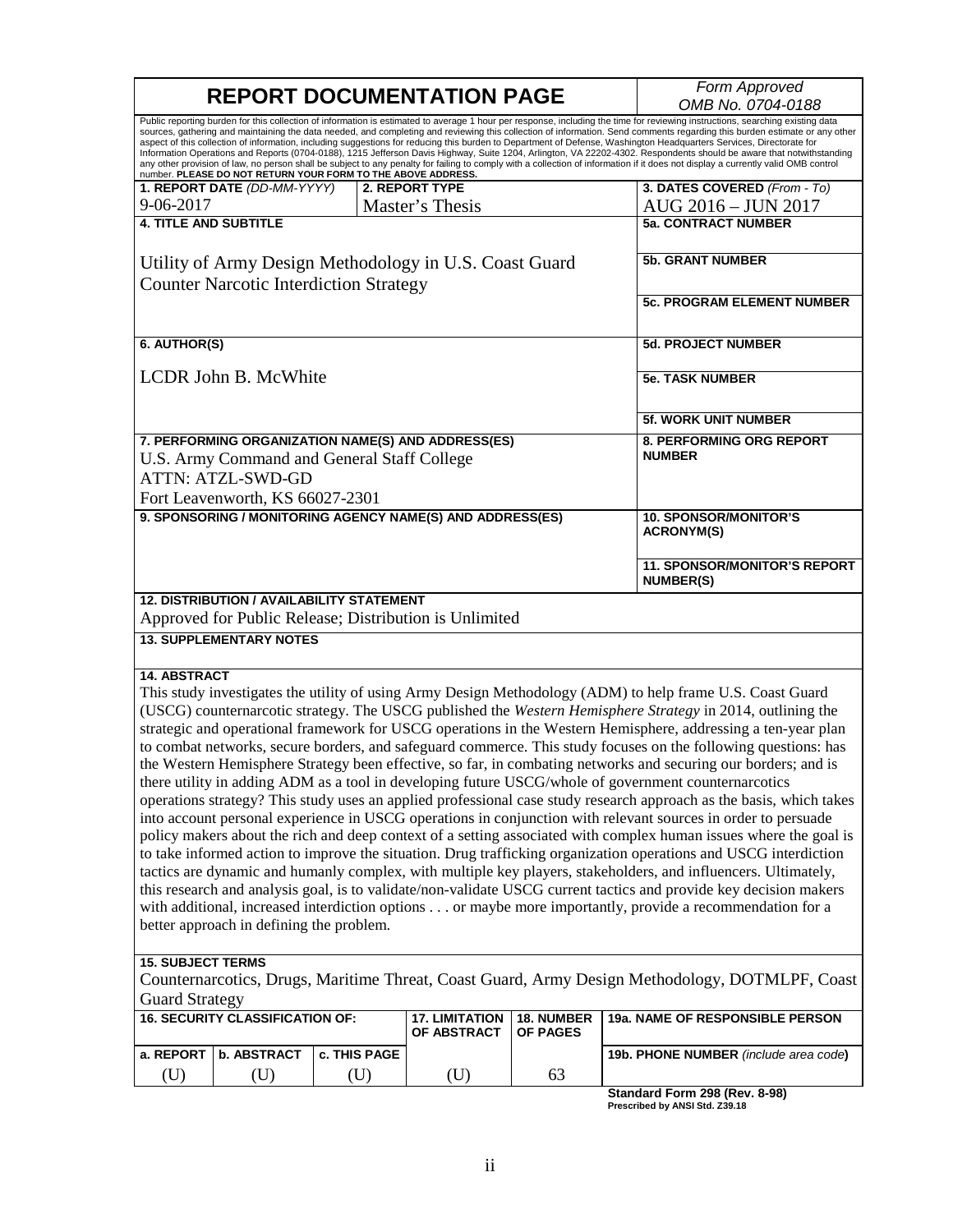# REPORT DOCUMENTATION PAGE

*Form Approved OMB No. 0704-0188*

Public reporting burden for this collection of information is estimated to average 1 hour per response, including the time for reviewing instructions, searching existing data sources, gathering and maintaining the data needed, and completing and reviewing this collection of information. Send comments regarding this burden estimate or any other aspect of this collection of information, including suggestions for reducing this burden to Department of Defense, Washington Headquarters Services, Directorate for Information Operations and Reports (0704-0188), 1215 Jefferson Davis Highway, Suite 1204, Arlington, VA 22202-4302. Respondents should be aware that notwithstanding any other provision of law, no person shall be subject to any penalty for failing to comply with a collection of information if it does not display a currently valid OMB control number. **PLEASE DO NOT RETURN YOUR FORM TO THE ABOVE ADDRESS.**

| | | |
|---|---|---|
| **1. REPORT DATE** *(DD-MM-YYYY)*<br>9-06-2017 | **2. REPORT TYPE**<br>Master's Thesis | **3. DATES COVERED** *(From - To)*<br>AUG 2016 – JUN 2017 |

**4. TITLE AND SUBTITLE**

Utility of Army Design Methodology in U.S. Coast Guard Counter Narcotic Interdiction Strategy

**5a. CONTRACT NUMBER**

**5b. GRANT NUMBER**

**5c. PROGRAM ELEMENT NUMBER**

**6. AUTHOR(S)**

LCDR John B. McWhite

**5d. PROJECT NUMBER**

**5e. TASK NUMBER**

**5f. WORK UNIT NUMBER**

**7. PERFORMING ORGANIZATION NAME(S) AND ADDRESS(ES)**

U.S. Army Command and General Staff College
ATTN: ATZL-SWD-GD
Fort Leavenworth, KS 66027-2301

**8. PERFORMING ORG REPORT NUMBER**

**9. SPONSORING / MONITORING AGENCY NAME(S) AND ADDRESS(ES)**

**10. SPONSOR/MONITOR'S ACRONYM(S)**

**11. SPONSOR/MONITOR'S REPORT NUMBER(S)**

**12. DISTRIBUTION / AVAILABILITY STATEMENT**

Approved for Public Release; Distribution is Unlimited

**13. SUPPLEMENTARY NOTES**

**14. ABSTRACT**

This study investigates the utility of using Army Design Methodology (ADM) to help frame U.S. Coast Guard (USCG) counternarcotic strategy. The USCG published the *Western Hemisphere Strategy* in 2014, outlining the strategic and operational framework for USCG operations in the Western Hemisphere, addressing a ten-year plan to combat networks, secure borders, and safeguard commerce. This study focuses on the following questions: has the Western Hemisphere Strategy been effective, so far, in combating networks and securing our borders; and is there utility in adding ADM as a tool in developing future USCG/whole of government counternarcotics operations strategy? This study uses an applied professional case study research approach as the basis, which takes into account personal experience in USCG operations in conjunction with relevant sources in order to persuade policy makers about the rich and deep context of a setting associated with complex human issues where the goal is to take informed action to improve the situation. Drug trafficking organization operations and USCG interdiction tactics are dynamic and humanly complex, with multiple key players, stakeholders, and influencers. Ultimately, this research and analysis goal, is to validate/non-validate USCG current tactics and provide key decision makers with additional, increased interdiction options . . . or maybe more importantly, provide a recommendation for a better approach in defining the problem.

**15. SUBJECT TERMS**

Counternarcotics, Drugs, Maritime Threat, Coast Guard, Army Design Methodology, DOTMLPF, Coast Guard Strategy

| **16. SECURITY CLASSIFICATION OF:** | | | **17. LIMITATION OF ABSTRACT** | **18. NUMBER OF PAGES** | **19a. NAME OF RESPONSIBLE PERSON** |
|---|---|---|---|---|---|
| **a. REPORT** | **b. ABSTRACT** | **c. THIS PAGE** | | | **19b. PHONE NUMBER** *(include area code)* |
| (U) | (U) | (U) | (U) | 63 | |

**Standard Form 298 (Rev. 8-98)**
**Prescribed by ANSI Std. Z39.18**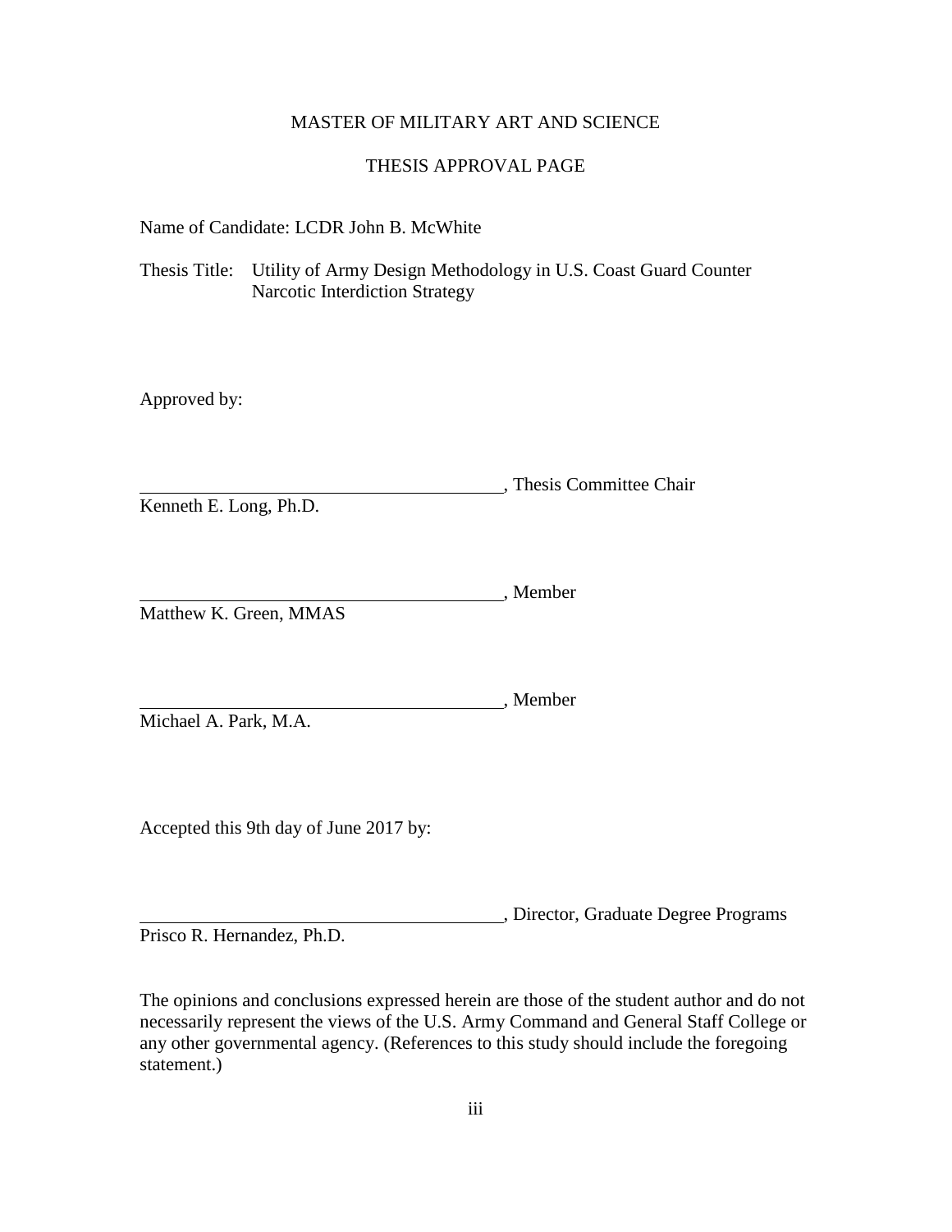MASTER OF MILITARY ART AND SCIENCE

THESIS APPROVAL PAGE

Name of Candidate: LCDR John B. McWhite

Thesis Title: Utility of Army Design Methodology in U.S. Coast Guard Counter Narcotic Interdiction Strategy

Approved by:

\_\_\_\_\_\_\_\_\_\_\_\_\_\_\_\_\_\_\_\_\_\_\_\_\_\_\_\_\_\_\_\_\_\_\_\_\_\_\_\_, Thesis Committee Chair
Kenneth E. Long, Ph.D.

\_\_\_\_\_\_\_\_\_\_\_\_\_\_\_\_\_\_\_\_\_\_\_\_\_\_\_\_\_\_\_\_\_\_\_\_\_\_\_\_, Member
Matthew K. Green, MMAS

\_\_\_\_\_\_\_\_\_\_\_\_\_\_\_\_\_\_\_\_\_\_\_\_\_\_\_\_\_\_\_\_\_\_\_\_\_\_\_\_, Member
Michael A. Park, M.A.

Accepted this 9th day of June 2017 by:

\_\_\_\_\_\_\_\_\_\_\_\_\_\_\_\_\_\_\_\_\_\_\_\_\_\_\_\_\_\_\_\_\_\_\_\_\_\_\_\_, Director, Graduate Degree Programs
Prisco R. Hernandez, Ph.D.

The opinions and conclusions expressed herein are those of the student author and do not necessarily represent the views of the U.S. Army Command and General Staff College or any other governmental agency. (References to this study should include the foregoing statement.)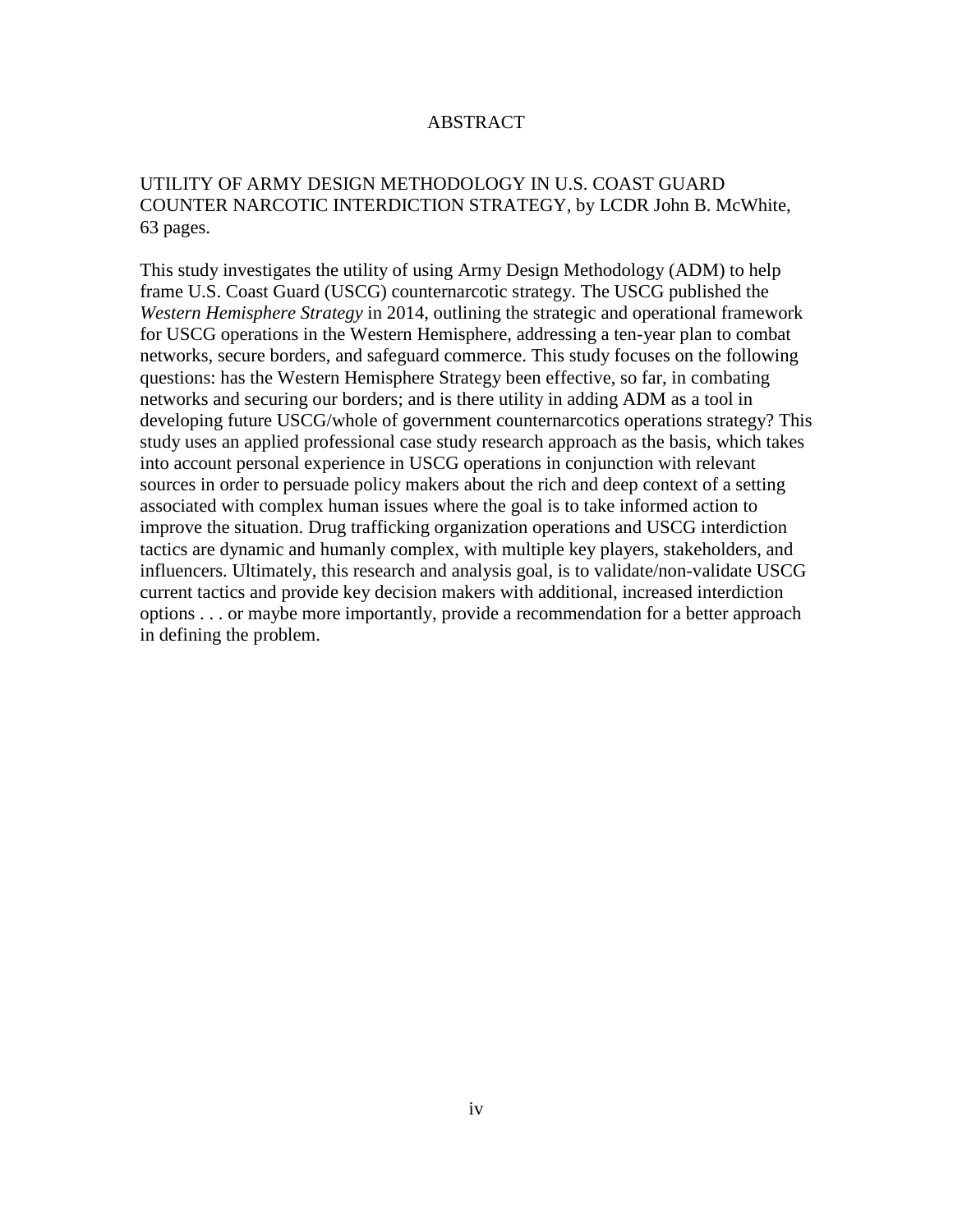# ABSTRACT

UTILITY OF ARMY DESIGN METHODOLOGY IN U.S. COAST GUARD COUNTER NARCOTIC INTERDICTION STRATEGY, by LCDR John B. McWhite, 63 pages.

This study investigates the utility of using Army Design Methodology (ADM) to help frame U.S. Coast Guard (USCG) counternarcotic strategy. The USCG published the *Western Hemisphere Strategy* in 2014, outlining the strategic and operational framework for USCG operations in the Western Hemisphere, addressing a ten-year plan to combat networks, secure borders, and safeguard commerce. This study focuses on the following questions: has the Western Hemisphere Strategy been effective, so far, in combating networks and securing our borders; and is there utility in adding ADM as a tool in developing future USCG/whole of government counternarcotics operations strategy? This study uses an applied professional case study research approach as the basis, which takes into account personal experience in USCG operations in conjunction with relevant sources in order to persuade policy makers about the rich and deep context of a setting associated with complex human issues where the goal is to take informed action to improve the situation. Drug trafficking organization operations and USCG interdiction tactics are dynamic and humanly complex, with multiple key players, stakeholders, and influencers. Ultimately, this research and analysis goal, is to validate/non-validate USCG current tactics and provide key decision makers with additional, increased interdiction options . . . or maybe more importantly, provide a recommendation for a better approach in defining the problem.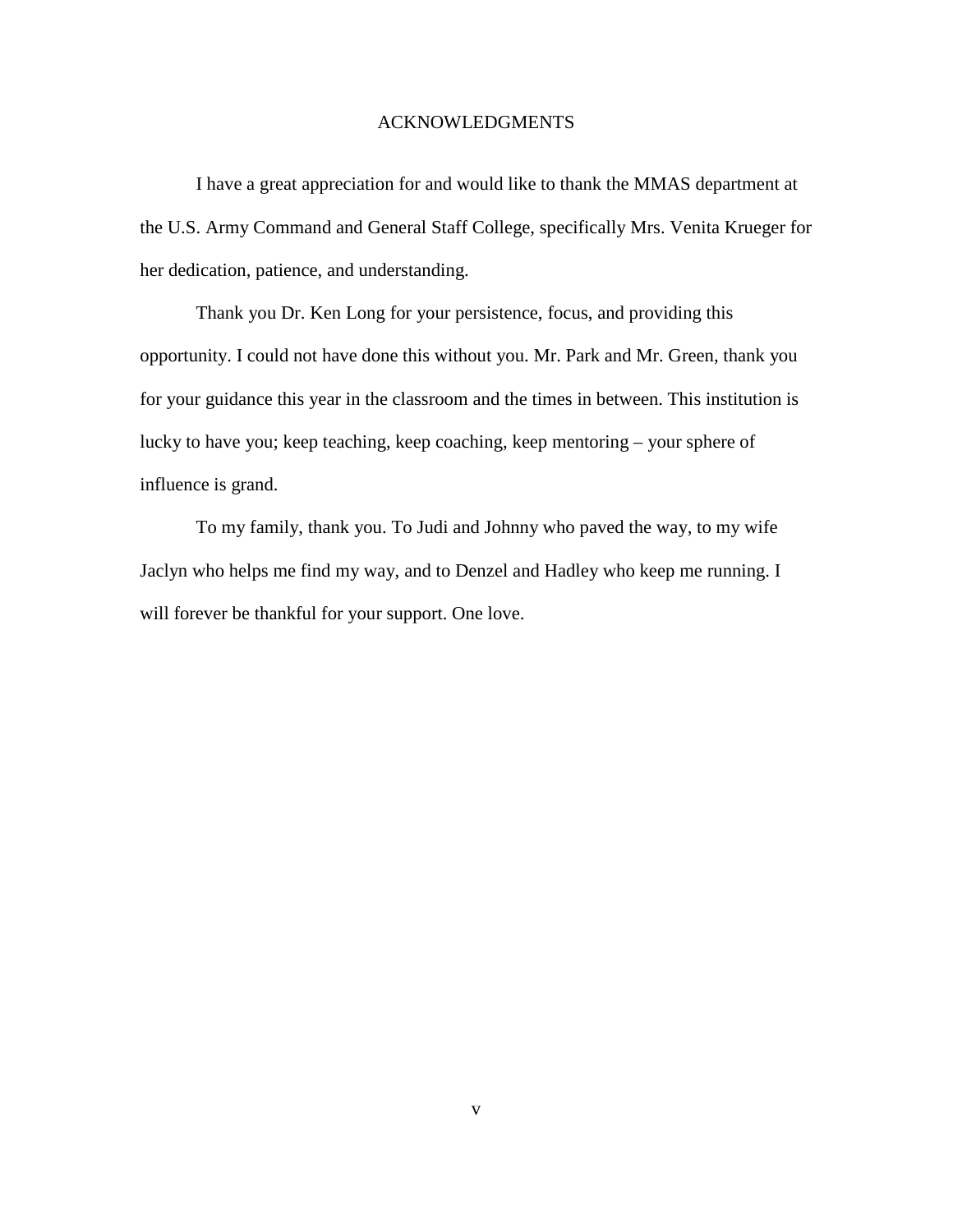# ACKNOWLEDGMENTS

I have a great appreciation for and would like to thank the MMAS department at the U.S. Army Command and General Staff College, specifically Mrs. Venita Krueger for her dedication, patience, and understanding.

Thank you Dr. Ken Long for your persistence, focus, and providing this opportunity. I could not have done this without you. Mr. Park and Mr. Green, thank you for your guidance this year in the classroom and the times in between. This institution is lucky to have you; keep teaching, keep coaching, keep mentoring – your sphere of influence is grand.

To my family, thank you. To Judi and Johnny who paved the way, to my wife Jaclyn who helps me find my way, and to Denzel and Hadley who keep me running. I will forever be thankful for your support. One love.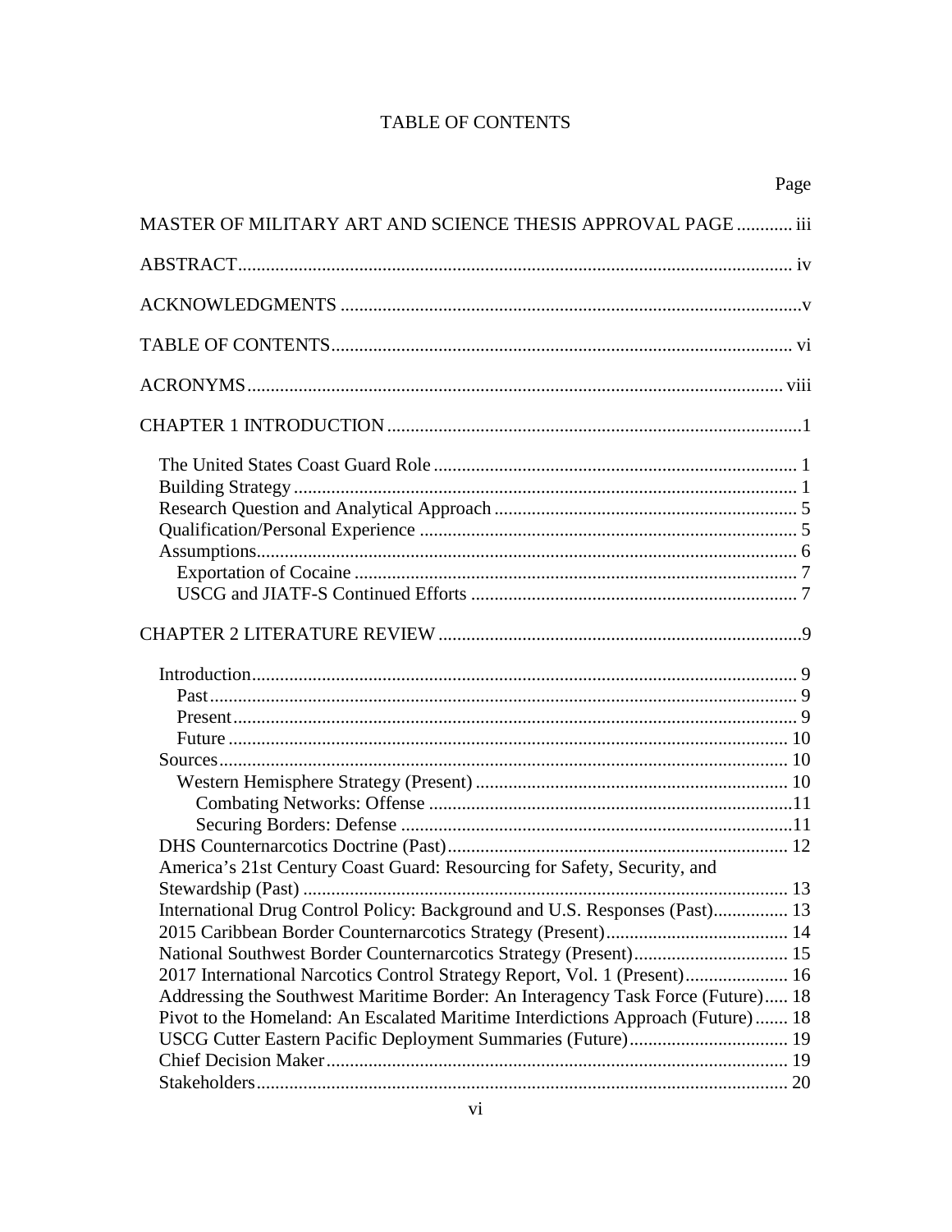# TABLE OF CONTENTS

| | Page |
|---|---|
| MASTER OF MILITARY ART AND SCIENCE THESIS APPROVAL PAGE | iii |
| ABSTRACT | iv |
| ACKNOWLEDGMENTS | v |
| TABLE OF CONTENTS | vi |
| ACRONYMS | viii |
| CHAPTER 1 INTRODUCTION | 1 |
| The United States Coast Guard Role | 1 |
| Building Strategy | 1 |
| Research Question and Analytical Approach | 5 |
| Qualification/Personal Experience | 5 |
| Assumptions | 6 |
| Exportation of Cocaine | 7 |
| USCG and JIATF-S Continued Efforts | 7 |
| CHAPTER 2 LITERATURE REVIEW | 9 |
| Introduction | 9 |
| Past | 9 |
| Present | 9 |
| Future | 10 |
| Sources | 10 |
| Western Hemisphere Strategy (Present) | 10 |
| Combating Networks: Offense | 11 |
| Securing Borders: Defense | 11 |
| DHS Counternarcotics Doctrine (Past) | 12 |
| America's 21st Century Coast Guard: Resourcing for Safety, Security, and Stewardship (Past) | 13 |
| International Drug Control Policy: Background and U.S. Responses (Past) | 13 |
| 2015 Caribbean Border Counternarcotics Strategy (Present) | 14 |
| National Southwest Border Counternarcotics Strategy (Present) | 15 |
| 2017 International Narcotics Control Strategy Report, Vol. 1 (Present) | 16 |
| Addressing the Southwest Maritime Border: An Interagency Task Force (Future) | 18 |
| Pivot to the Homeland: An Escalated Maritime Interdictions Approach (Future) | 18 |
| USCG Cutter Eastern Pacific Deployment Summaries (Future) | 19 |
| Chief Decision Maker | 19 |
| Stakeholders | 20 |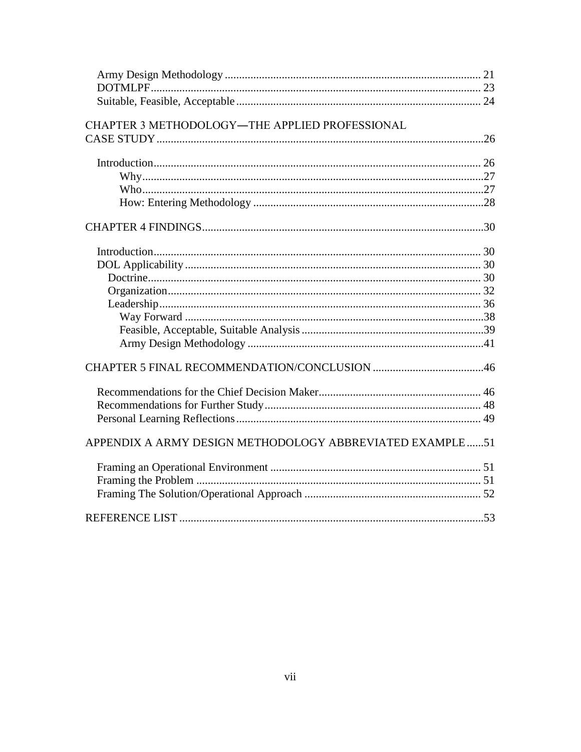Army Design Methodology ........................................................................................ 21
DOTMLPF.................................................................................................................. 23
Suitable, Feasible, Acceptable .................................................................................... 24

CHAPTER 3 METHODOLOGY—THE APPLIED PROFESSIONAL CASE STUDY ................................................................................................................26

Introduction................................................................................................................. 26
Why.......................................................................................................................27
Who.......................................................................................................................27
How: Entering Methodology ................................................................................28

CHAPTER 4 FINDINGS..................................................................................................30

Introduction................................................................................................................. 30
DOL Applicability ...................................................................................................... 30
Doctrine................................................................................................................... 30
Organization............................................................................................................ 32
Leadership............................................................................................................... 36
Way Forward .......................................................................................................38
Feasible, Acceptable, Suitable Analysis ...............................................................39
Army Design Methodology ..................................................................................41

CHAPTER 5 FINAL RECOMMENDATION/CONCLUSION .......................................46

Recommendations for the Chief Decision Maker........................................................ 46
Recommendations for Further Study........................................................................... 48
Personal Learning Reflections..................................................................................... 49

APPENDIX A ARMY DESIGN METHODOLOGY ABBREVIATED EXAMPLE ......51

Framing an Operational Environment ......................................................................... 51
Framing the Problem ................................................................................................... 51
Framing The Solution/Operational Approach ............................................................. 52

REFERENCE LIST ..........................................................................................................53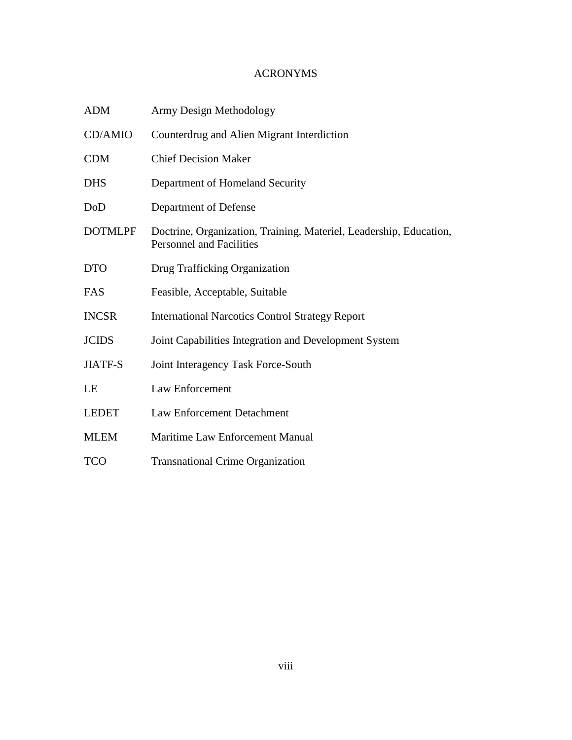# ACRONYMS

| | |
|---|---|
| ADM | Army Design Methodology |
| CD/AMIO | Counterdrug and Alien Migrant Interdiction |
| CDM | Chief Decision Maker |
| DHS | Department of Homeland Security |
| DoD | Department of Defense |
| DOTMLPF | Doctrine, Organization, Training, Materiel, Leadership, Education, Personnel and Facilities |
| DTO | Drug Trafficking Organization |
| FAS | Feasible, Acceptable, Suitable |
| INCSR | International Narcotics Control Strategy Report |
| JCIDS | Joint Capabilities Integration and Development System |
| JIATF-S | Joint Interagency Task Force-South |
| LE | Law Enforcement |
| LEDET | Law Enforcement Detachment |
| MLEM | Maritime Law Enforcement Manual |
| TCO | Transnational Crime Organization |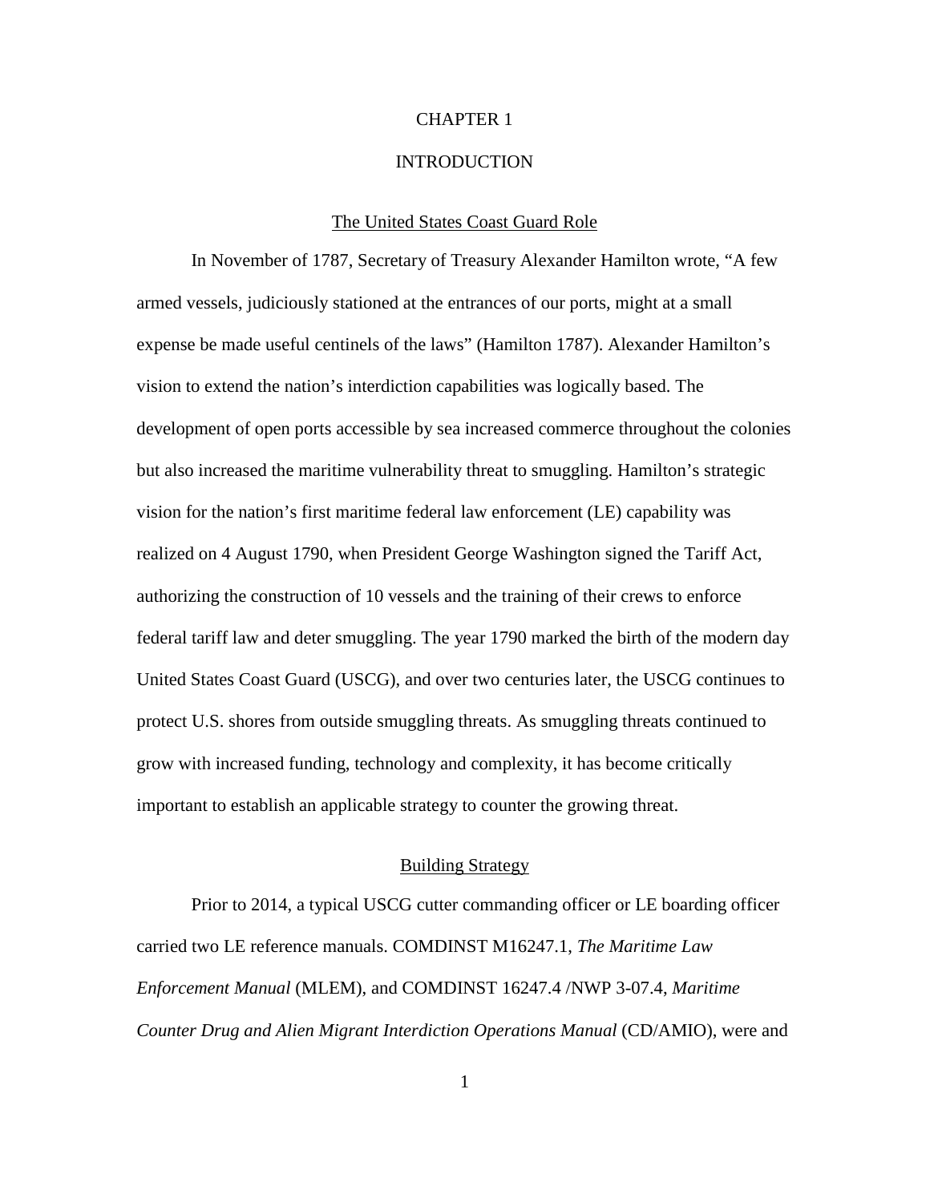# CHAPTER 1

# INTRODUCTION

## The United States Coast Guard Role

In November of 1787, Secretary of Treasury Alexander Hamilton wrote, "A few armed vessels, judiciously stationed at the entrances of our ports, might at a small expense be made useful centinels of the laws" (Hamilton 1787). Alexander Hamilton's vision to extend the nation's interdiction capabilities was logically based. The development of open ports accessible by sea increased commerce throughout the colonies but also increased the maritime vulnerability threat to smuggling. Hamilton's strategic vision for the nation's first maritime federal law enforcement (LE) capability was realized on 4 August 1790, when President George Washington signed the Tariff Act, authorizing the construction of 10 vessels and the training of their crews to enforce federal tariff law and deter smuggling. The year 1790 marked the birth of the modern day United States Coast Guard (USCG), and over two centuries later, the USCG continues to protect U.S. shores from outside smuggling threats. As smuggling threats continued to grow with increased funding, technology and complexity, it has become critically important to establish an applicable strategy to counter the growing threat.

## Building Strategy

Prior to 2014, a typical USCG cutter commanding officer or LE boarding officer carried two LE reference manuals. COMDINST M16247.1, *The Maritime Law Enforcement Manual* (MLEM), and COMDINST 16247.4 /NWP 3-07.4, *Maritime Counter Drug and Alien Migrant Interdiction Operations Manual* (CD/AMIO), were and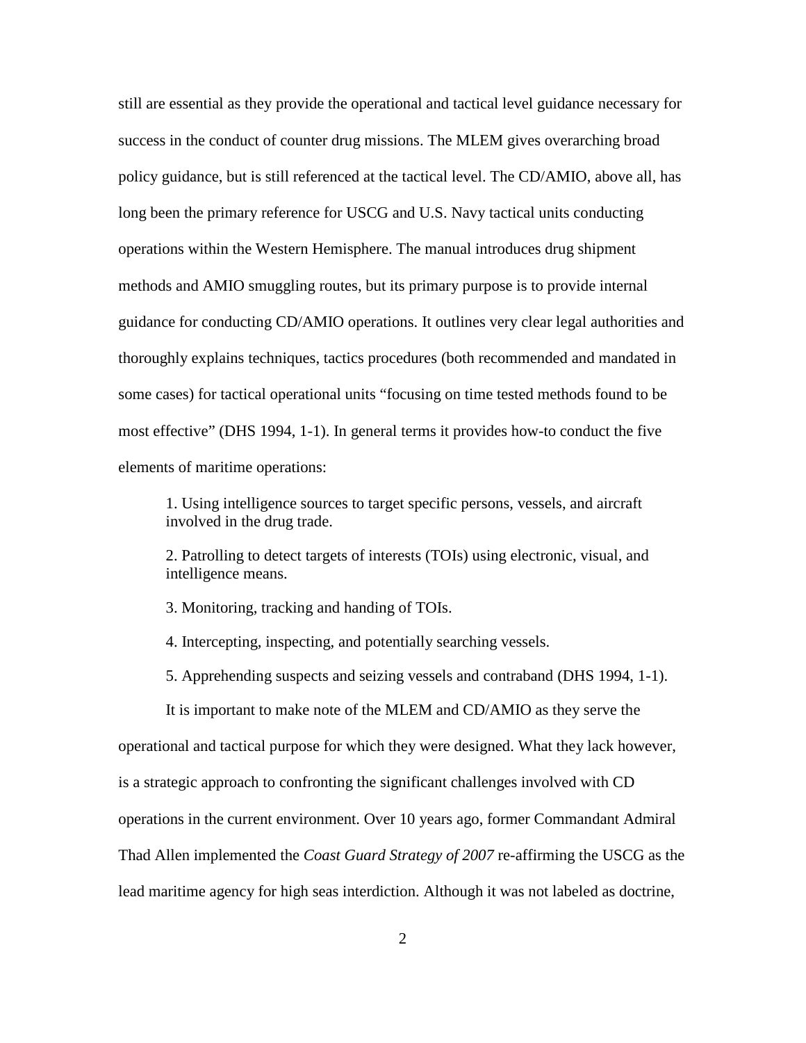still are essential as they provide the operational and tactical level guidance necessary for success in the conduct of counter drug missions. The MLEM gives overarching broad policy guidance, but is still referenced at the tactical level. The CD/AMIO, above all, has long been the primary reference for USCG and U.S. Navy tactical units conducting operations within the Western Hemisphere. The manual introduces drug shipment methods and AMIO smuggling routes, but its primary purpose is to provide internal guidance for conducting CD/AMIO operations. It outlines very clear legal authorities and thoroughly explains techniques, tactics procedures (both recommended and mandated in some cases) for tactical operational units "focusing on time tested methods found to be most effective" (DHS 1994, 1-1). In general terms it provides how-to conduct the five elements of maritime operations:

> 1. Using intelligence sources to target specific persons, vessels, and aircraft involved in the drug trade.
>
> 2. Patrolling to detect targets of interests (TOIs) using electronic, visual, and intelligence means.
>
> 3. Monitoring, tracking and handing of TOIs.
>
> 4. Intercepting, inspecting, and potentially searching vessels.
>
> 5. Apprehending suspects and seizing vessels and contraband (DHS 1994, 1-1).

It is important to make note of the MLEM and CD/AMIO as they serve the operational and tactical purpose for which they were designed. What they lack however, is a strategic approach to confronting the significant challenges involved with CD operations in the current environment. Over 10 years ago, former Commandant Admiral Thad Allen implemented the *Coast Guard Strategy of 2007* re-affirming the USCG as the lead maritime agency for high seas interdiction. Although it was not labeled as doctrine,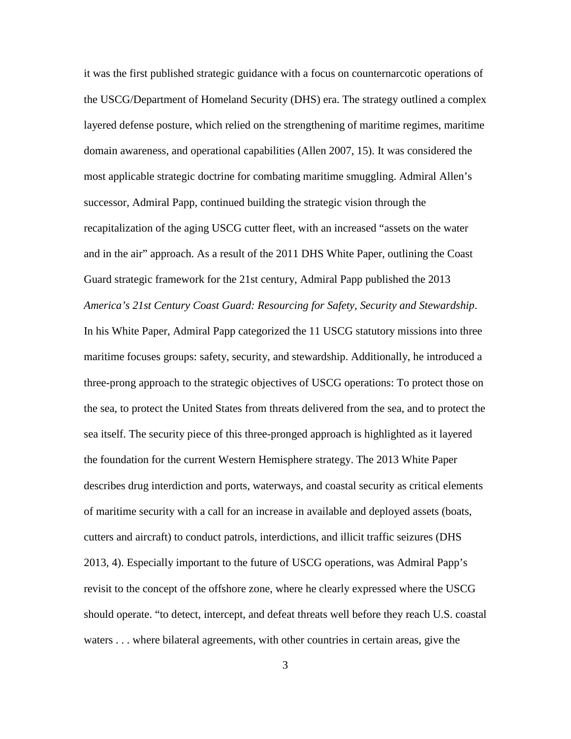it was the first published strategic guidance with a focus on counternarcotic operations of the USCG/Department of Homeland Security (DHS) era. The strategy outlined a complex layered defense posture, which relied on the strengthening of maritime regimes, maritime domain awareness, and operational capabilities (Allen 2007, 15). It was considered the most applicable strategic doctrine for combating maritime smuggling. Admiral Allen's successor, Admiral Papp, continued building the strategic vision through the recapitalization of the aging USCG cutter fleet, with an increased "assets on the water and in the air" approach. As a result of the 2011 DHS White Paper, outlining the Coast Guard strategic framework for the 21st century, Admiral Papp published the 2013 *America's 21st Century Coast Guard: Resourcing for Safety, Security and Stewardship*. In his White Paper, Admiral Papp categorized the 11 USCG statutory missions into three maritime focuses groups: safety, security, and stewardship. Additionally, he introduced a three-prong approach to the strategic objectives of USCG operations: To protect those on the sea, to protect the United States from threats delivered from the sea, and to protect the sea itself. The security piece of this three-pronged approach is highlighted as it layered the foundation for the current Western Hemisphere strategy. The 2013 White Paper describes drug interdiction and ports, waterways, and coastal security as critical elements of maritime security with a call for an increase in available and deployed assets (boats, cutters and aircraft) to conduct patrols, interdictions, and illicit traffic seizures (DHS 2013, 4). Especially important to the future of USCG operations, was Admiral Papp's revisit to the concept of the offshore zone, where he clearly expressed where the USCG should operate. "to detect, intercept, and defeat threats well before they reach U.S. coastal waters . . . where bilateral agreements, with other countries in certain areas, give the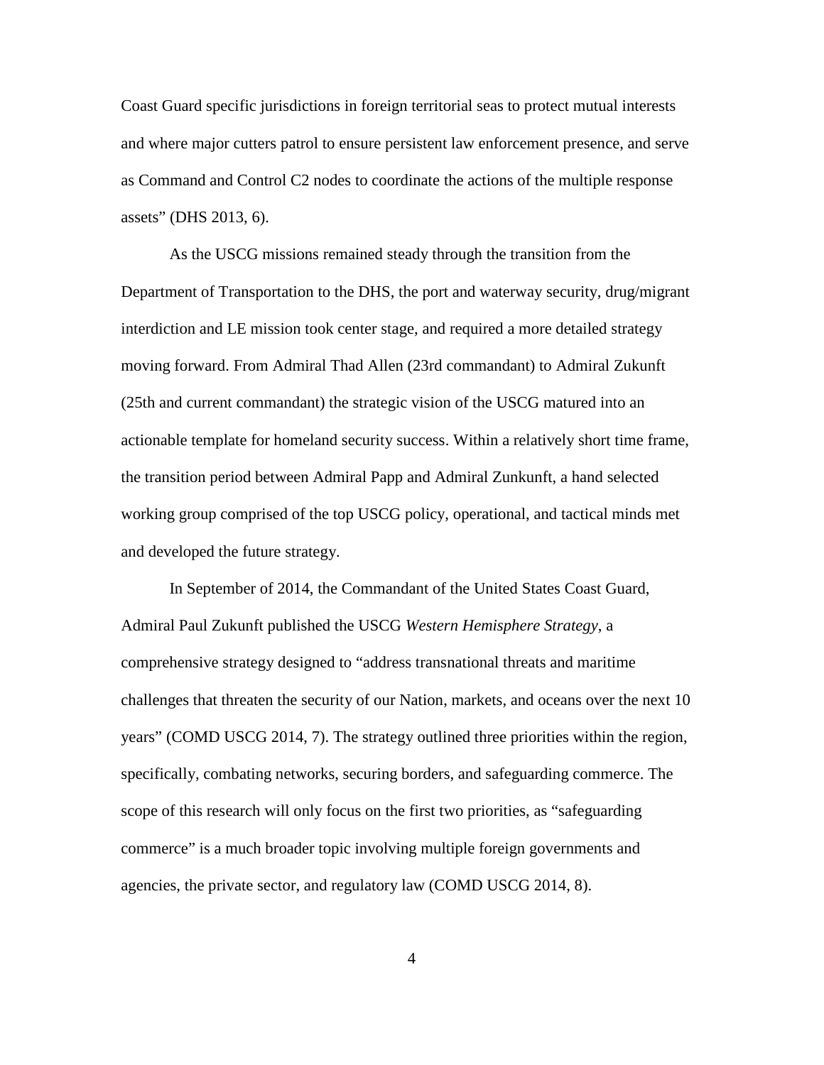Coast Guard specific jurisdictions in foreign territorial seas to protect mutual interests and where major cutters patrol to ensure persistent law enforcement presence, and serve as Command and Control C2 nodes to coordinate the actions of the multiple response assets" (DHS 2013, 6).

As the USCG missions remained steady through the transition from the Department of Transportation to the DHS, the port and waterway security, drug/migrant interdiction and LE mission took center stage, and required a more detailed strategy moving forward. From Admiral Thad Allen (23rd commandant) to Admiral Zukunft (25th and current commandant) the strategic vision of the USCG matured into an actionable template for homeland security success. Within a relatively short time frame, the transition period between Admiral Papp and Admiral Zunkunft, a hand selected working group comprised of the top USCG policy, operational, and tactical minds met and developed the future strategy.

In September of 2014, the Commandant of the United States Coast Guard, Admiral Paul Zukunft published the USCG *Western Hemisphere Strategy*, a comprehensive strategy designed to "address transnational threats and maritime challenges that threaten the security of our Nation, markets, and oceans over the next 10 years" (COMD USCG 2014, 7). The strategy outlined three priorities within the region, specifically, combating networks, securing borders, and safeguarding commerce. The scope of this research will only focus on the first two priorities, as "safeguarding commerce" is a much broader topic involving multiple foreign governments and agencies, the private sector, and regulatory law (COMD USCG 2014, 8).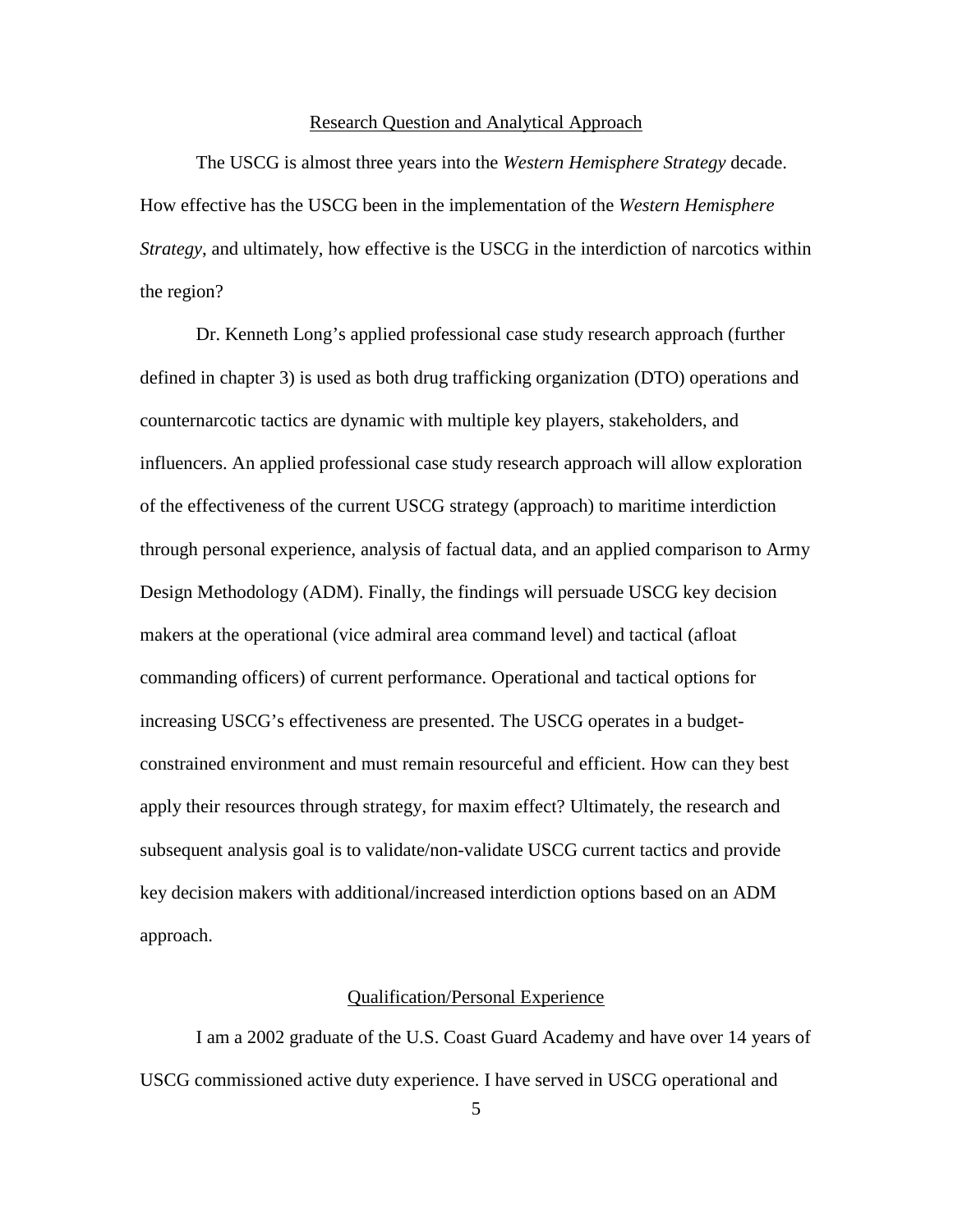## Research Question and Analytical Approach

The USCG is almost three years into the *Western Hemisphere Strategy* decade. How effective has the USCG been in the implementation of the *Western Hemisphere Strategy*, and ultimately, how effective is the USCG in the interdiction of narcotics within the region?

Dr. Kenneth Long's applied professional case study research approach (further defined in chapter 3) is used as both drug trafficking organization (DTO) operations and counternarcotic tactics are dynamic with multiple key players, stakeholders, and influencers. An applied professional case study research approach will allow exploration of the effectiveness of the current USCG strategy (approach) to maritime interdiction through personal experience, analysis of factual data, and an applied comparison to Army Design Methodology (ADM). Finally, the findings will persuade USCG key decision makers at the operational (vice admiral area command level) and tactical (afloat commanding officers) of current performance. Operational and tactical options for increasing USCG's effectiveness are presented. The USCG operates in a budget-constrained environment and must remain resourceful and efficient. How can they best apply their resources through strategy, for maxim effect? Ultimately, the research and subsequent analysis goal is to validate/non-validate USCG current tactics and provide key decision makers with additional/increased interdiction options based on an ADM approach.

## Qualification/Personal Experience

I am a 2002 graduate of the U.S. Coast Guard Academy and have over 14 years of USCG commissioned active duty experience. I have served in USCG operational and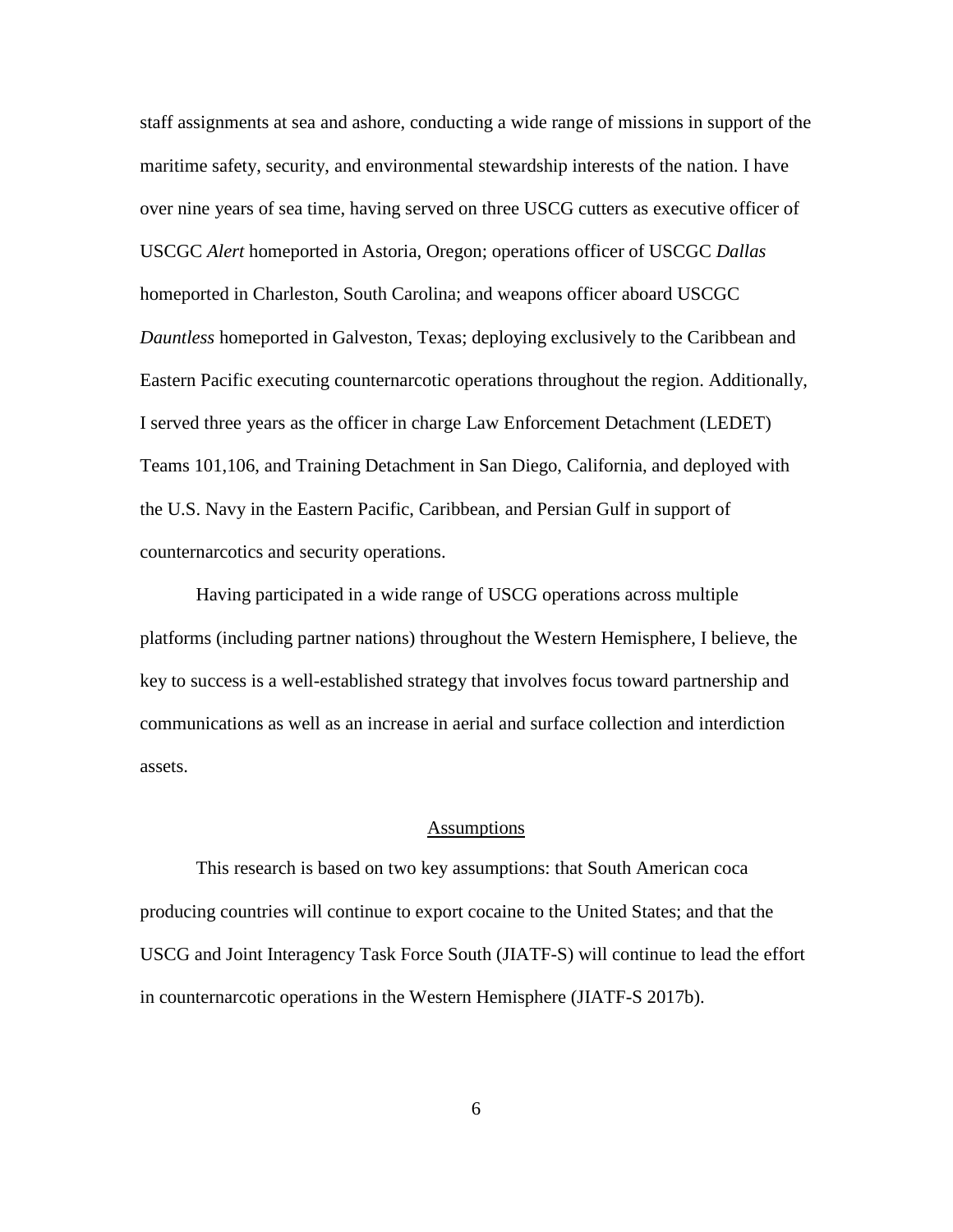staff assignments at sea and ashore, conducting a wide range of missions in support of the maritime safety, security, and environmental stewardship interests of the nation. I have over nine years of sea time, having served on three USCG cutters as executive officer of USCGC *Alert* homeported in Astoria, Oregon; operations officer of USCGC *Dallas* homeported in Charleston, South Carolina; and weapons officer aboard USCGC *Dauntless* homeported in Galveston, Texas; deploying exclusively to the Caribbean and Eastern Pacific executing counternarcotic operations throughout the region. Additionally, I served three years as the officer in charge Law Enforcement Detachment (LEDET) Teams 101,106, and Training Detachment in San Diego, California, and deployed with the U.S. Navy in the Eastern Pacific, Caribbean, and Persian Gulf in support of counternarcotics and security operations.

Having participated in a wide range of USCG operations across multiple platforms (including partner nations) throughout the Western Hemisphere, I believe, the key to success is a well-established strategy that involves focus toward partnership and communications as well as an increase in aerial and surface collection and interdiction assets.

## Assumptions

This research is based on two key assumptions: that South American coca producing countries will continue to export cocaine to the United States; and that the USCG and Joint Interagency Task Force South (JIATF-S) will continue to lead the effort in counternarcotic operations in the Western Hemisphere (JIATF-S 2017b).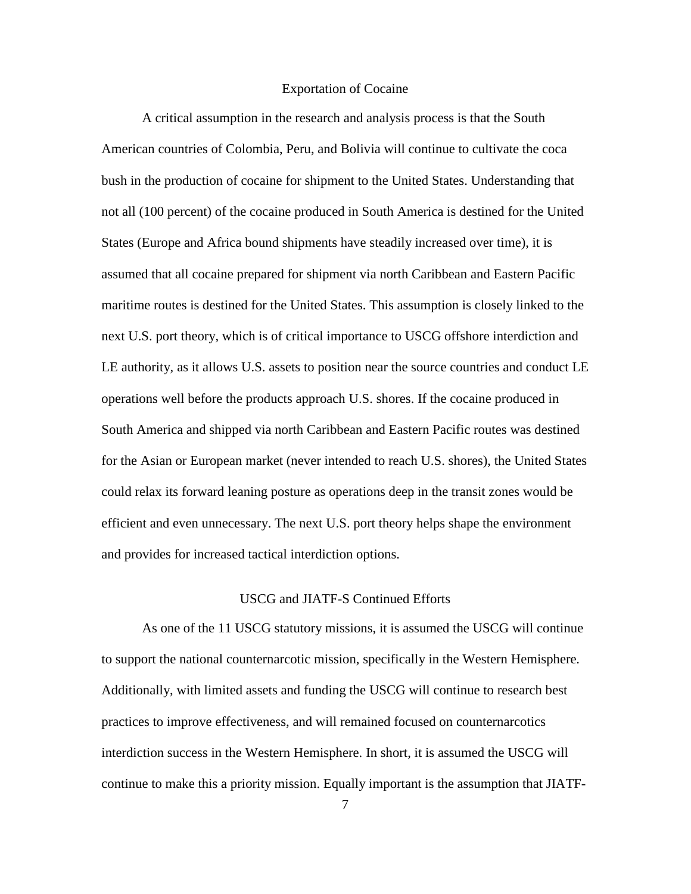### Exportation of Cocaine

A critical assumption in the research and analysis process is that the South American countries of Colombia, Peru, and Bolivia will continue to cultivate the coca bush in the production of cocaine for shipment to the United States. Understanding that not all (100 percent) of the cocaine produced in South America is destined for the United States (Europe and Africa bound shipments have steadily increased over time), it is assumed that all cocaine prepared for shipment via north Caribbean and Eastern Pacific maritime routes is destined for the United States. This assumption is closely linked to the next U.S. port theory, which is of critical importance to USCG offshore interdiction and LE authority, as it allows U.S. assets to position near the source countries and conduct LE operations well before the products approach U.S. shores. If the cocaine produced in South America and shipped via north Caribbean and Eastern Pacific routes was destined for the Asian or European market (never intended to reach U.S. shores), the United States could relax its forward leaning posture as operations deep in the transit zones would be efficient and even unnecessary. The next U.S. port theory helps shape the environment and provides for increased tactical interdiction options.

### USCG and JIATF-S Continued Efforts

As one of the 11 USCG statutory missions, it is assumed the USCG will continue to support the national counternarcotic mission, specifically in the Western Hemisphere. Additionally, with limited assets and funding the USCG will continue to research best practices to improve effectiveness, and will remained focused on counternarcotics interdiction success in the Western Hemisphere. In short, it is assumed the USCG will continue to make this a priority mission. Equally important is the assumption that JIATF-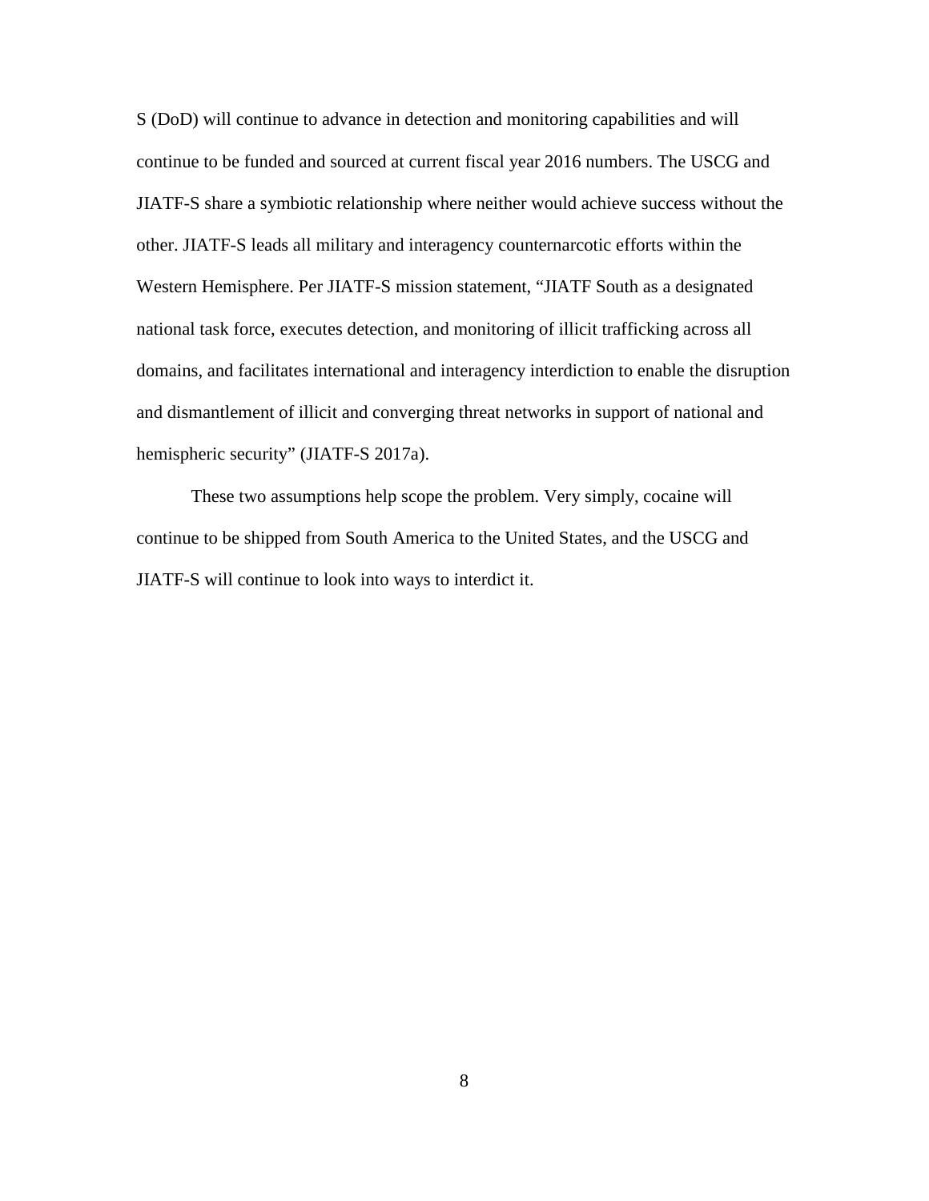S (DoD) will continue to advance in detection and monitoring capabilities and will continue to be funded and sourced at current fiscal year 2016 numbers. The USCG and JIATF-S share a symbiotic relationship where neither would achieve success without the other. JIATF-S leads all military and interagency counternarcotic efforts within the Western Hemisphere. Per JIATF-S mission statement, "JIATF South as a designated national task force, executes detection, and monitoring of illicit trafficking across all domains, and facilitates international and interagency interdiction to enable the disruption and dismantlement of illicit and converging threat networks in support of national and hemispheric security" (JIATF-S 2017a).

These two assumptions help scope the problem. Very simply, cocaine will continue to be shipped from South America to the United States, and the USCG and JIATF-S will continue to look into ways to interdict it.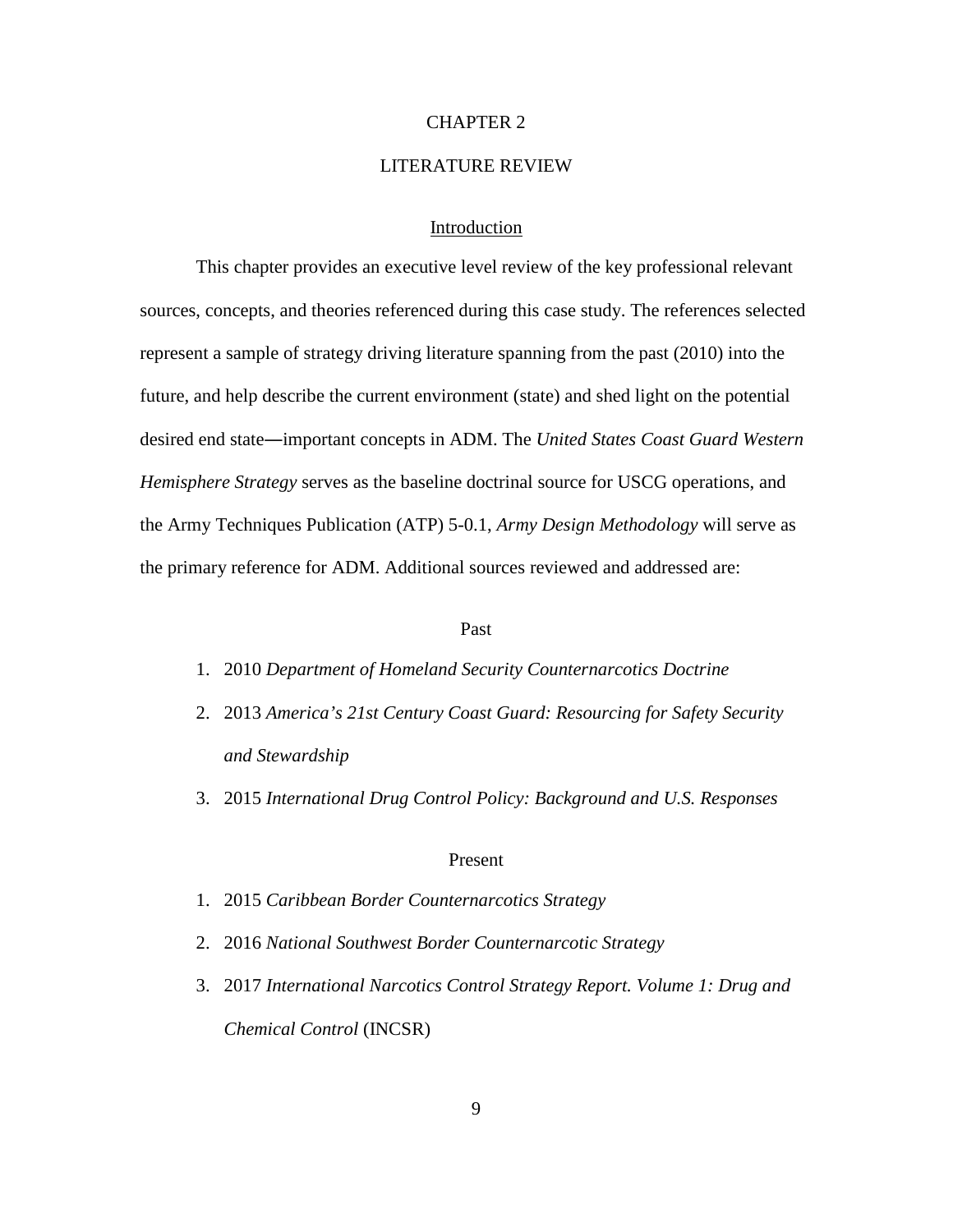# CHAPTER 2

# LITERATURE REVIEW

## Introduction

This chapter provides an executive level review of the key professional relevant sources, concepts, and theories referenced during this case study. The references selected represent a sample of strategy driving literature spanning from the past (2010) into the future, and help describe the current environment (state) and shed light on the potential desired end state—important concepts in ADM. The *United States Coast Guard Western Hemisphere Strategy* serves as the baseline doctrinal source for USCG operations, and the Army Techniques Publication (ATP) 5-0.1, *Army Design Methodology* will serve as the primary reference for ADM. Additional sources reviewed and addressed are:

### Past

1. 2010 *Department of Homeland Security Counternarcotics Doctrine*
2. 2013 *America's 21st Century Coast Guard: Resourcing for Safety Security and Stewardship*
3. 2015 *International Drug Control Policy: Background and U.S. Responses*

### Present

1. 2015 *Caribbean Border Counternarcotics Strategy*
2. 2016 *National Southwest Border Counternarcotic Strategy*
3. 2017 *International Narcotics Control Strategy Report. Volume 1: Drug and Chemical Control* (INCSR)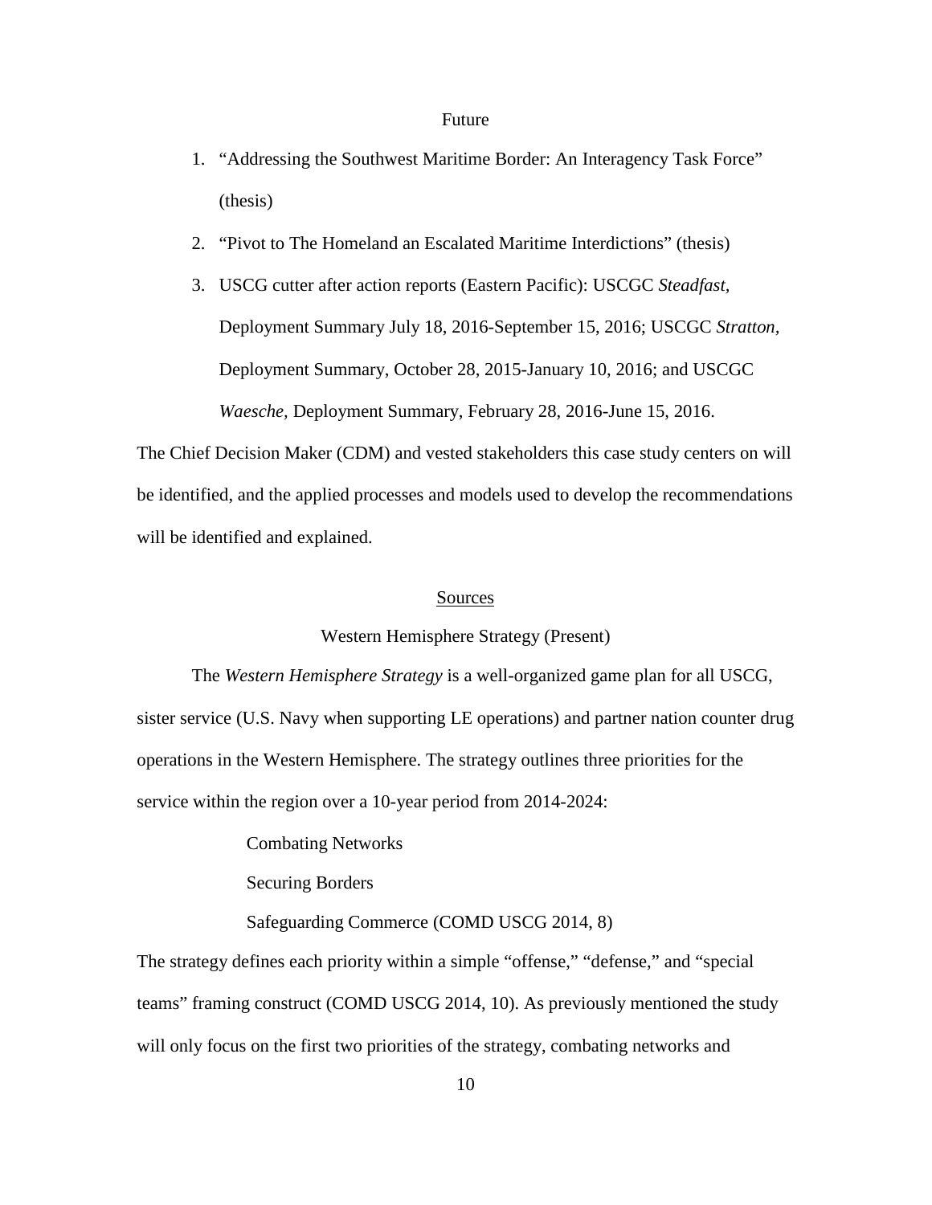Future

1. "Addressing the Southwest Maritime Border: An Interagency Task Force" (thesis)
2. "Pivot to The Homeland an Escalated Maritime Interdictions" (thesis)
3. USCG cutter after action reports (Eastern Pacific): USCGC *Steadfast*, Deployment Summary July 18, 2016-September 15, 2016; USCGC *Stratton*, Deployment Summary, October 28, 2015-January 10, 2016; and USCGC *Waesche*, Deployment Summary, February 28, 2016-June 15, 2016.

The Chief Decision Maker (CDM) and vested stakeholders this case study centers on will be identified, and the applied processes and models used to develop the recommendations will be identified and explained.

## Sources

### Western Hemisphere Strategy (Present)

The *Western Hemisphere Strategy* is a well-organized game plan for all USCG, sister service (U.S. Navy when supporting LE operations) and partner nation counter drug operations in the Western Hemisphere. The strategy outlines three priorities for the service within the region over a 10-year period from 2014-2024:

Combating Networks

Securing Borders

Safeguarding Commerce (COMD USCG 2014, 8)

The strategy defines each priority within a simple "offense," "defense," and "special teams" framing construct (COMD USCG 2014, 10). As previously mentioned the study will only focus on the first two priorities of the strategy, combating networks and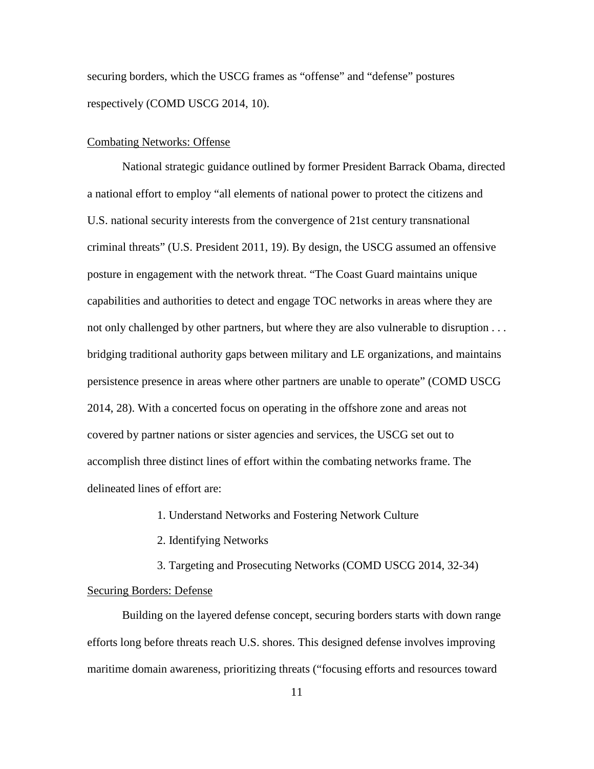securing borders, which the USCG frames as “offense” and “defense” postures respectively (COMD USCG 2014, 10).

### Combating Networks: Offense

National strategic guidance outlined by former President Barrack Obama, directed a national effort to employ “all elements of national power to protect the citizens and U.S. national security interests from the convergence of 21st century transnational criminal threats” (U.S. President 2011, 19). By design, the USCG assumed an offensive posture in engagement with the network threat. “The Coast Guard maintains unique capabilities and authorities to detect and engage TOC networks in areas where they are not only challenged by other partners, but where they are also vulnerable to disruption . . . bridging traditional authority gaps between military and LE organizations, and maintains persistence presence in areas where other partners are unable to operate” (COMD USCG 2014, 28). With a concerted focus on operating in the offshore zone and areas not covered by partner nations or sister agencies and services, the USCG set out to accomplish three distinct lines of effort within the combating networks frame. The delineated lines of effort are:

1. Understand Networks and Fostering Network Culture
2. Identifying Networks
3. Targeting and Prosecuting Networks (COMD USCG 2014, 32-34)

### Securing Borders: Defense

Building on the layered defense concept, securing borders starts with down range efforts long before threats reach U.S. shores. This designed defense involves improving maritime domain awareness, prioritizing threats (“focusing efforts and resources toward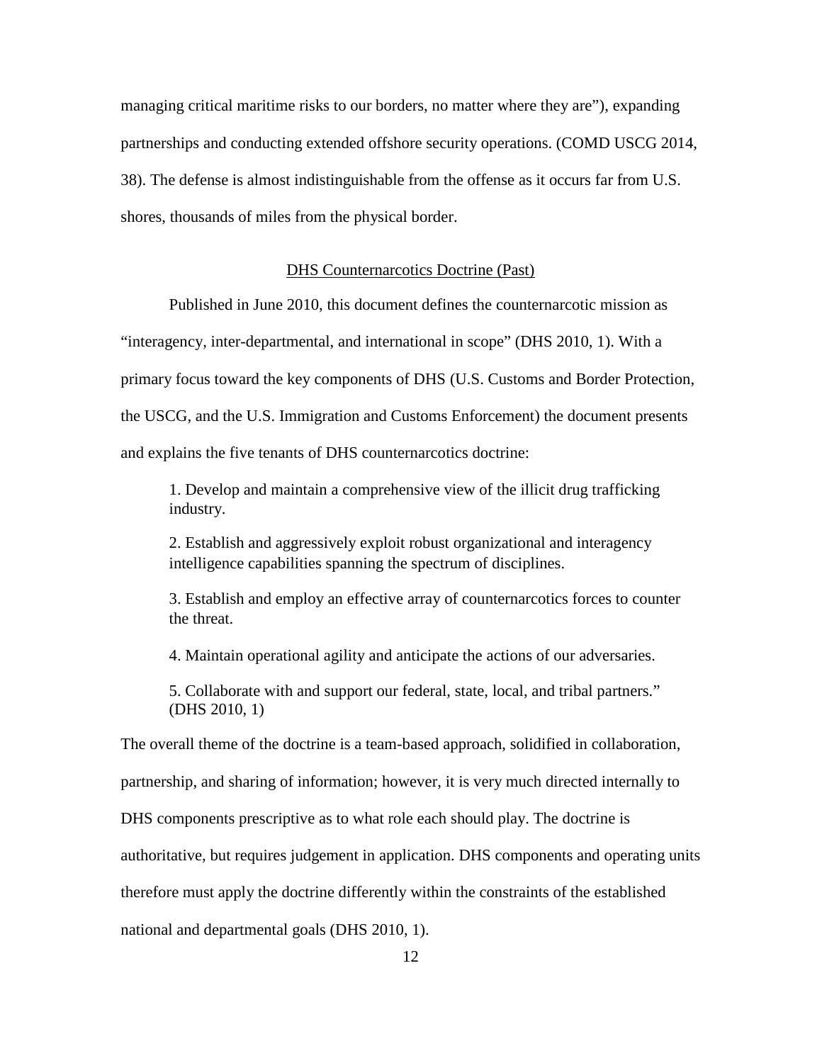managing critical maritime risks to our borders, no matter where they are"), expanding partnerships and conducting extended offshore security operations. (COMD USCG 2014, 38). The defense is almost indistinguishable from the offense as it occurs far from U.S. shores, thousands of miles from the physical border.

### DHS Counternarcotics Doctrine (Past)

Published in June 2010, this document defines the counternarcotic mission as "interagency, inter-departmental, and international in scope" (DHS 2010, 1). With a primary focus toward the key components of DHS (U.S. Customs and Border Protection, the USCG, and the U.S. Immigration and Customs Enforcement) the document presents and explains the five tenants of DHS counternarcotics doctrine:

> 1. Develop and maintain a comprehensive view of the illicit drug trafficking industry.
>
> 2. Establish and aggressively exploit robust organizational and interagency intelligence capabilities spanning the spectrum of disciplines.
>
> 3. Establish and employ an effective array of counternarcotics forces to counter the threat.
>
> 4. Maintain operational agility and anticipate the actions of our adversaries.
>
> 5. Collaborate with and support our federal, state, local, and tribal partners." (DHS 2010, 1)

The overall theme of the doctrine is a team-based approach, solidified in collaboration, partnership, and sharing of information; however, it is very much directed internally to DHS components prescriptive as to what role each should play. The doctrine is authoritative, but requires judgement in application. DHS components and operating units therefore must apply the doctrine differently within the constraints of the established national and departmental goals (DHS 2010, 1).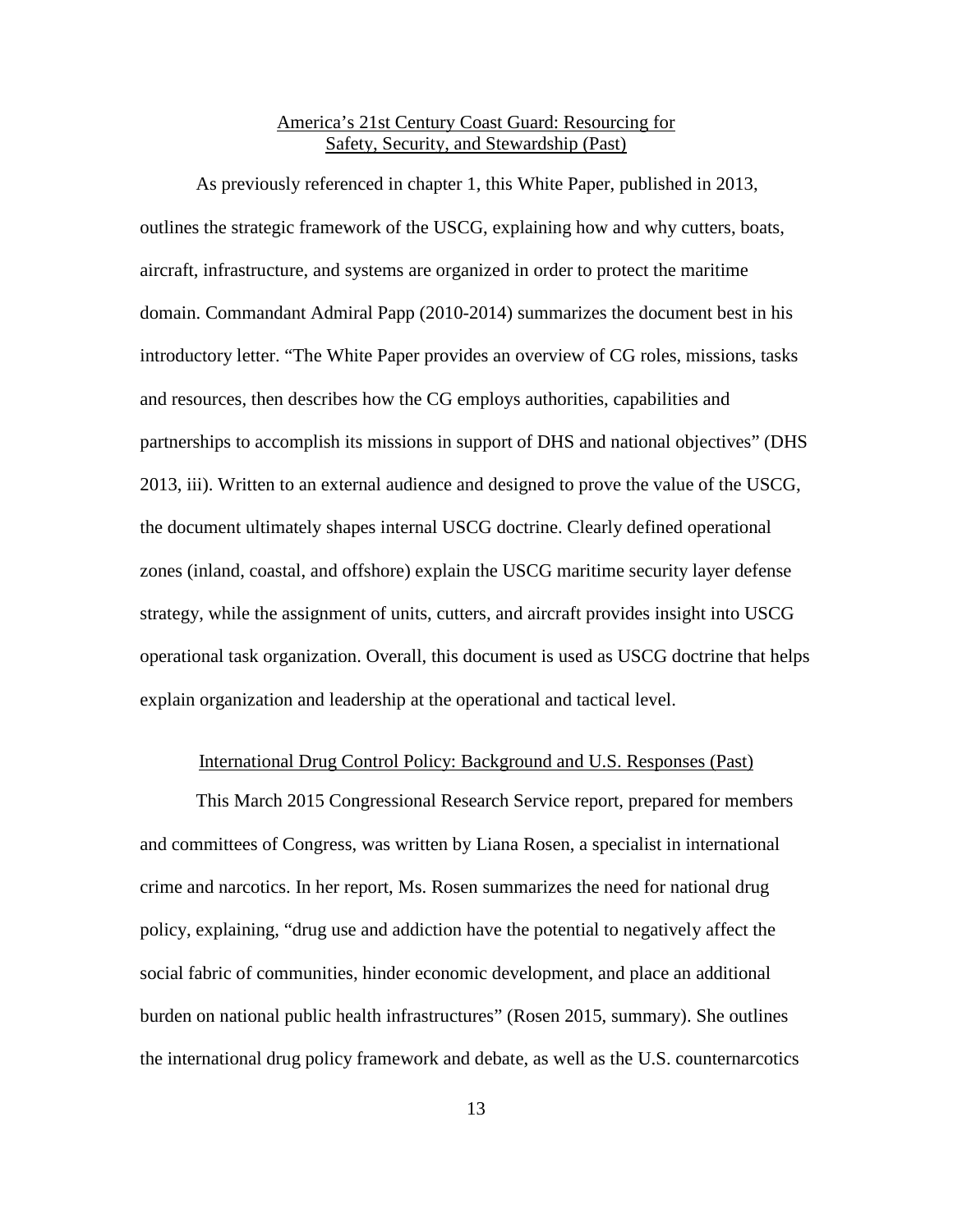### America's 21st Century Coast Guard: Resourcing for Safety, Security, and Stewardship (Past)

As previously referenced in chapter 1, this White Paper, published in 2013, outlines the strategic framework of the USCG, explaining how and why cutters, boats, aircraft, infrastructure, and systems are organized in order to protect the maritime domain. Commandant Admiral Papp (2010-2014) summarizes the document best in his introductory letter. "The White Paper provides an overview of CG roles, missions, tasks and resources, then describes how the CG employs authorities, capabilities and partnerships to accomplish its missions in support of DHS and national objectives" (DHS 2013, iii). Written to an external audience and designed to prove the value of the USCG, the document ultimately shapes internal USCG doctrine. Clearly defined operational zones (inland, coastal, and offshore) explain the USCG maritime security layer defense strategy, while the assignment of units, cutters, and aircraft provides insight into USCG operational task organization. Overall, this document is used as USCG doctrine that helps explain organization and leadership at the operational and tactical level.

### International Drug Control Policy: Background and U.S. Responses (Past)

This March 2015 Congressional Research Service report, prepared for members and committees of Congress, was written by Liana Rosen, a specialist in international crime and narcotics. In her report, Ms. Rosen summarizes the need for national drug policy, explaining, "drug use and addiction have the potential to negatively affect the social fabric of communities, hinder economic development, and place an additional burden on national public health infrastructures" (Rosen 2015, summary). She outlines the international drug policy framework and debate, as well as the U.S. counternarcotics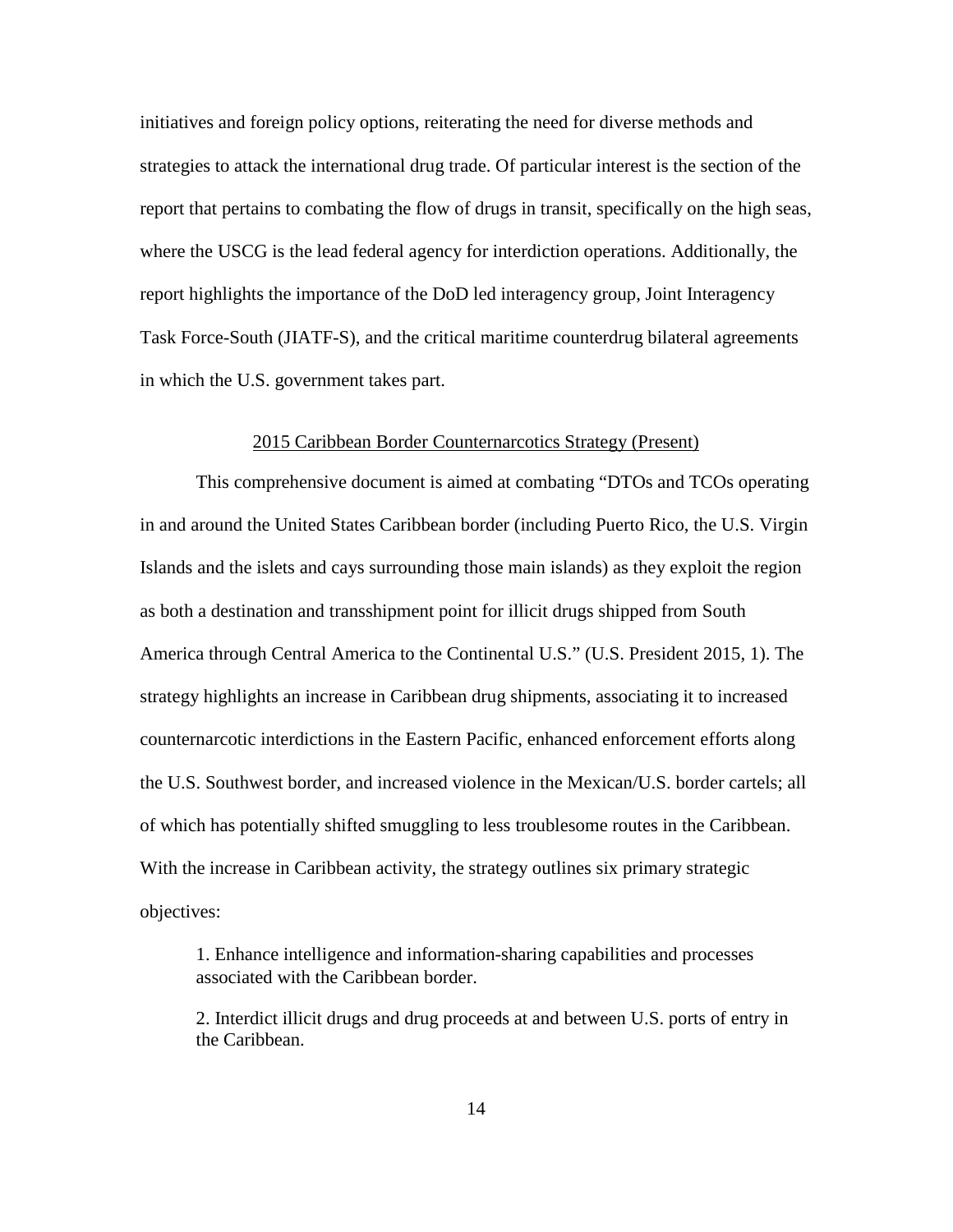initiatives and foreign policy options, reiterating the need for diverse methods and strategies to attack the international drug trade. Of particular interest is the section of the report that pertains to combating the flow of drugs in transit, specifically on the high seas, where the USCG is the lead federal agency for interdiction operations. Additionally, the report highlights the importance of the DoD led interagency group, Joint Interagency Task Force-South (JIATF-S), and the critical maritime counterdrug bilateral agreements in which the U.S. government takes part.

### 2015 Caribbean Border Counternarcotics Strategy (Present)

This comprehensive document is aimed at combating "DTOs and TCOs operating in and around the United States Caribbean border (including Puerto Rico, the U.S. Virgin Islands and the islets and cays surrounding those main islands) as they exploit the region as both a destination and transshipment point for illicit drugs shipped from South America through Central America to the Continental U.S." (U.S. President 2015, 1). The strategy highlights an increase in Caribbean drug shipments, associating it to increased counternarcotic interdictions in the Eastern Pacific, enhanced enforcement efforts along the U.S. Southwest border, and increased violence in the Mexican/U.S. border cartels; all of which has potentially shifted smuggling to less troublesome routes in the Caribbean. With the increase in Caribbean activity, the strategy outlines six primary strategic objectives:

> 1. Enhance intelligence and information-sharing capabilities and processes associated with the Caribbean border.
>
> 2. Interdict illicit drugs and drug proceeds at and between U.S. ports of entry in the Caribbean.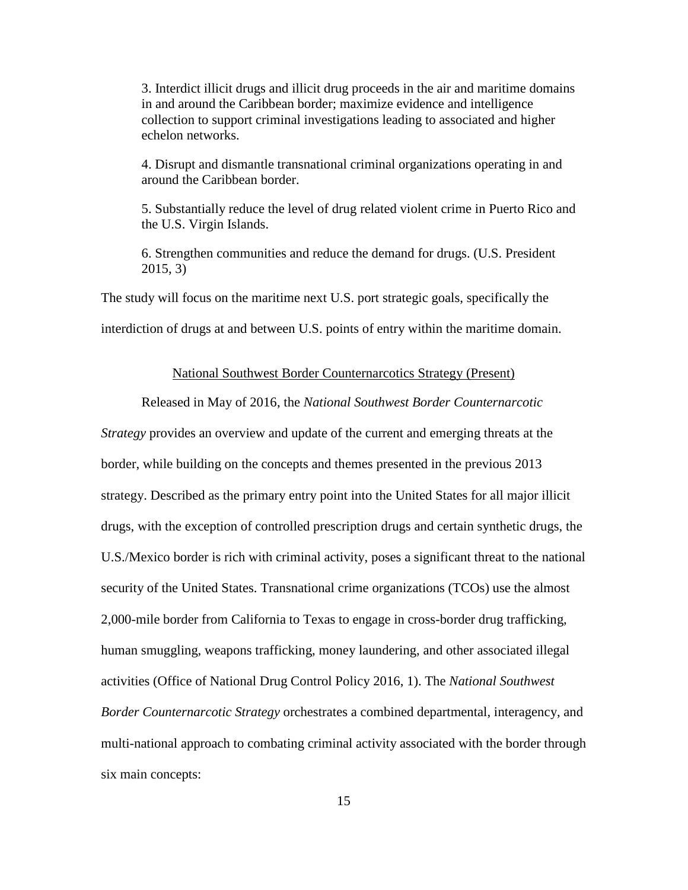> 3. Interdict illicit drugs and illicit drug proceeds in the air and maritime domains in and around the Caribbean border; maximize evidence and intelligence collection to support criminal investigations leading to associated and higher echelon networks.
>
> 4. Disrupt and dismantle transnational criminal organizations operating in and around the Caribbean border.
>
> 5. Substantially reduce the level of drug related violent crime in Puerto Rico and the U.S. Virgin Islands.
>
> 6. Strengthen communities and reduce the demand for drugs. (U.S. President 2015, 3)

The study will focus on the maritime next U.S. port strategic goals, specifically the interdiction of drugs at and between U.S. points of entry within the maritime domain.

## National Southwest Border Counternarcotics Strategy (Present)

Released in May of 2016, the *National Southwest Border Counternarcotic Strategy* provides an overview and update of the current and emerging threats at the border, while building on the concepts and themes presented in the previous 2013 strategy. Described as the primary entry point into the United States for all major illicit drugs, with the exception of controlled prescription drugs and certain synthetic drugs, the U.S./Mexico border is rich with criminal activity, poses a significant threat to the national security of the United States. Transnational crime organizations (TCOs) use the almost 2,000-mile border from California to Texas to engage in cross-border drug trafficking, human smuggling, weapons trafficking, money laundering, and other associated illegal activities (Office of National Drug Control Policy 2016, 1). The *National Southwest Border Counternarcotic Strategy* orchestrates a combined departmental, interagency, and multi-national approach to combating criminal activity associated with the border through six main concepts: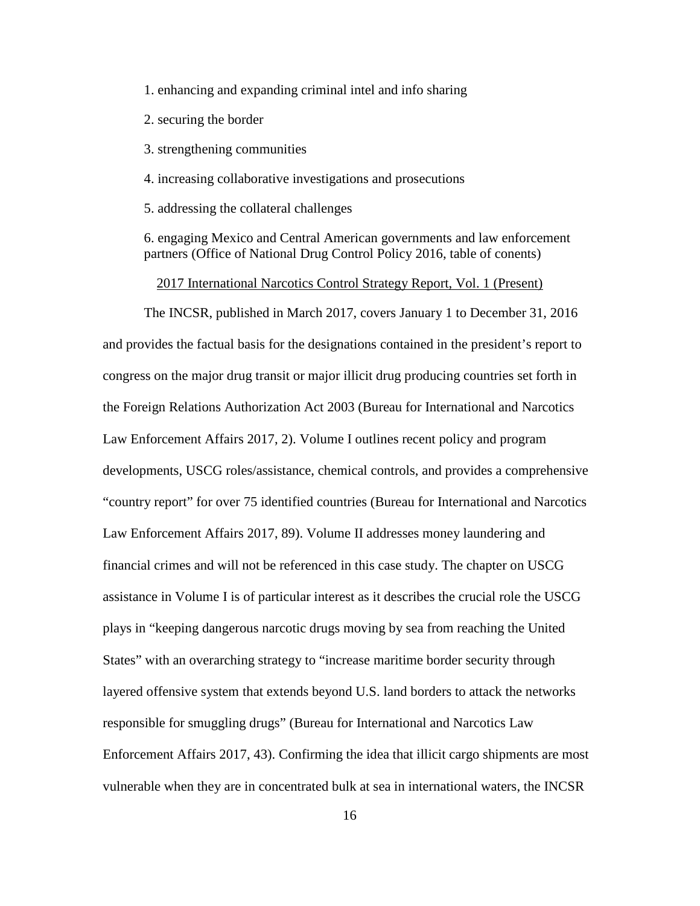1. enhancing and expanding criminal intel and info sharing
2. securing the border
3. strengthening communities
4. increasing collaborative investigations and prosecutions
5. addressing the collateral challenges
6. engaging Mexico and Central American governments and law enforcement partners (Office of National Drug Control Policy 2016, table of conents)

<u>2017 International Narcotics Control Strategy Report, Vol. 1 (Present)</u>

The INCSR, published in March 2017, covers January 1 to December 31, 2016 and provides the factual basis for the designations contained in the president's report to congress on the major drug transit or major illicit drug producing countries set forth in the Foreign Relations Authorization Act 2003 (Bureau for International and Narcotics Law Enforcement Affairs 2017, 2). Volume I outlines recent policy and program developments, USCG roles/assistance, chemical controls, and provides a comprehensive "country report" for over 75 identified countries (Bureau for International and Narcotics Law Enforcement Affairs 2017, 89). Volume II addresses money laundering and financial crimes and will not be referenced in this case study. The chapter on USCG assistance in Volume I is of particular interest as it describes the crucial role the USCG plays in "keeping dangerous narcotic drugs moving by sea from reaching the United States" with an overarching strategy to "increase maritime border security through layered offensive system that extends beyond U.S. land borders to attack the networks responsible for smuggling drugs" (Bureau for International and Narcotics Law Enforcement Affairs 2017, 43). Confirming the idea that illicit cargo shipments are most vulnerable when they are in concentrated bulk at sea in international waters, the INCSR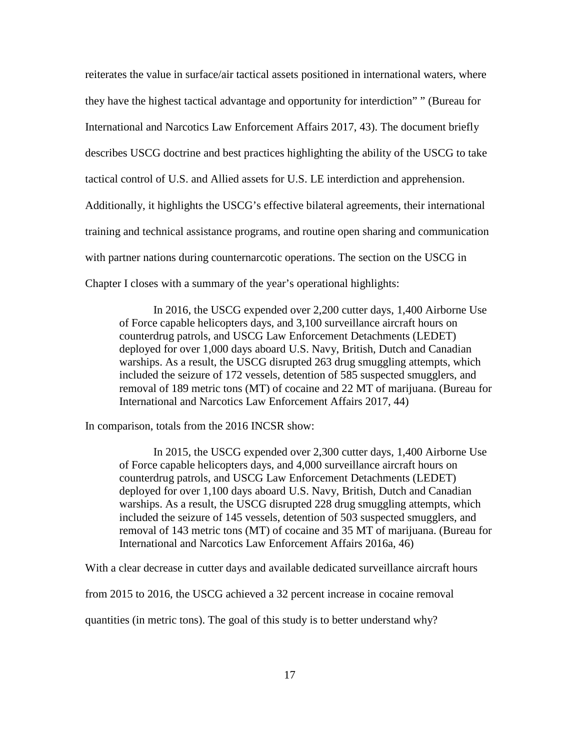reiterates the value in surface/air tactical assets positioned in international waters, where they have the highest tactical advantage and opportunity for interdiction" " (Bureau for International and Narcotics Law Enforcement Affairs 2017, 43). The document briefly describes USCG doctrine and best practices highlighting the ability of the USCG to take tactical control of U.S. and Allied assets for U.S. LE interdiction and apprehension. Additionally, it highlights the USCG's effective bilateral agreements, their international training and technical assistance programs, and routine open sharing and communication with partner nations during counternarcotic operations. The section on the USCG in Chapter I closes with a summary of the year's operational highlights:

> In 2016, the USCG expended over 2,200 cutter days, 1,400 Airborne Use of Force capable helicopters days, and 3,100 surveillance aircraft hours on counterdrug patrols, and USCG Law Enforcement Detachments (LEDET) deployed for over 1,000 days aboard U.S. Navy, British, Dutch and Canadian warships. As a result, the USCG disrupted 263 drug smuggling attempts, which included the seizure of 172 vessels, detention of 585 suspected smugglers, and removal of 189 metric tons (MT) of cocaine and 22 MT of marijuana. (Bureau for International and Narcotics Law Enforcement Affairs 2017, 44)

In comparison, totals from the 2016 INCSR show:

> In 2015, the USCG expended over 2,300 cutter days, 1,400 Airborne Use of Force capable helicopters days, and 4,000 surveillance aircraft hours on counterdrug patrols, and USCG Law Enforcement Detachments (LEDET) deployed for over 1,100 days aboard U.S. Navy, British, Dutch and Canadian warships. As a result, the USCG disrupted 228 drug smuggling attempts, which included the seizure of 145 vessels, detention of 503 suspected smugglers, and removal of 143 metric tons (MT) of cocaine and 35 MT of marijuana. (Bureau for International and Narcotics Law Enforcement Affairs 2016a, 46)

With a clear decrease in cutter days and available dedicated surveillance aircraft hours from 2015 to 2016, the USCG achieved a 32 percent increase in cocaine removal quantities (in metric tons). The goal of this study is to better understand why?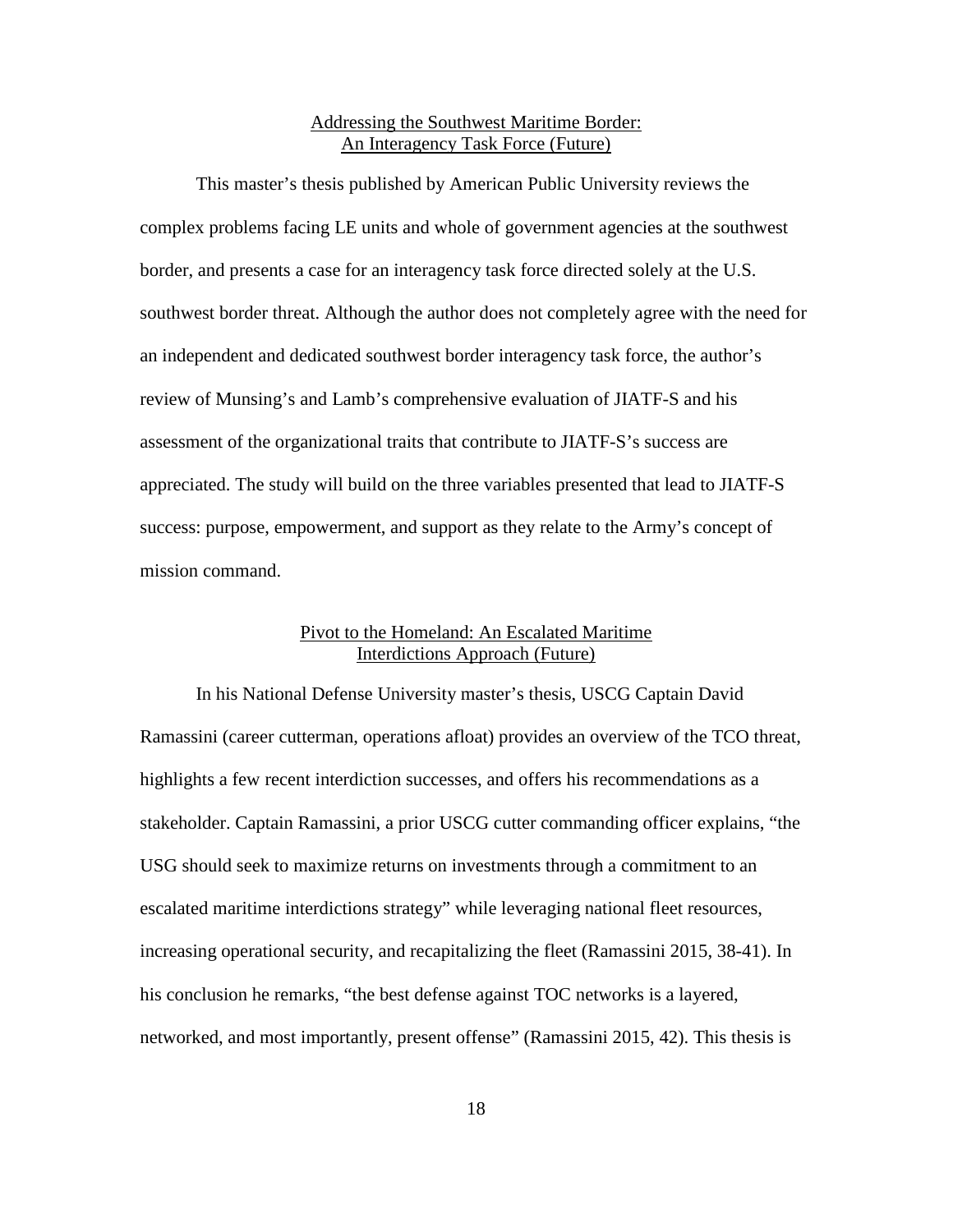### Addressing the Southwest Maritime Border: An Interagency Task Force (Future)

This master's thesis published by American Public University reviews the complex problems facing LE units and whole of government agencies at the southwest border, and presents a case for an interagency task force directed solely at the U.S. southwest border threat. Although the author does not completely agree with the need for an independent and dedicated southwest border interagency task force, the author's review of Munsing's and Lamb's comprehensive evaluation of JIATF-S and his assessment of the organizational traits that contribute to JIATF-S's success are appreciated. The study will build on the three variables presented that lead to JIATF-S success: purpose, empowerment, and support as they relate to the Army's concept of mission command.

### Pivot to the Homeland: An Escalated Maritime Interdictions Approach (Future)

In his National Defense University master's thesis, USCG Captain David Ramassini (career cutterman, operations afloat) provides an overview of the TCO threat, highlights a few recent interdiction successes, and offers his recommendations as a stakeholder. Captain Ramassini, a prior USCG cutter commanding officer explains, "the USG should seek to maximize returns on investments through a commitment to an escalated maritime interdictions strategy" while leveraging national fleet resources, increasing operational security, and recapitalizing the fleet (Ramassini 2015, 38-41). In his conclusion he remarks, "the best defense against TOC networks is a layered, networked, and most importantly, present offense" (Ramassini 2015, 42). This thesis is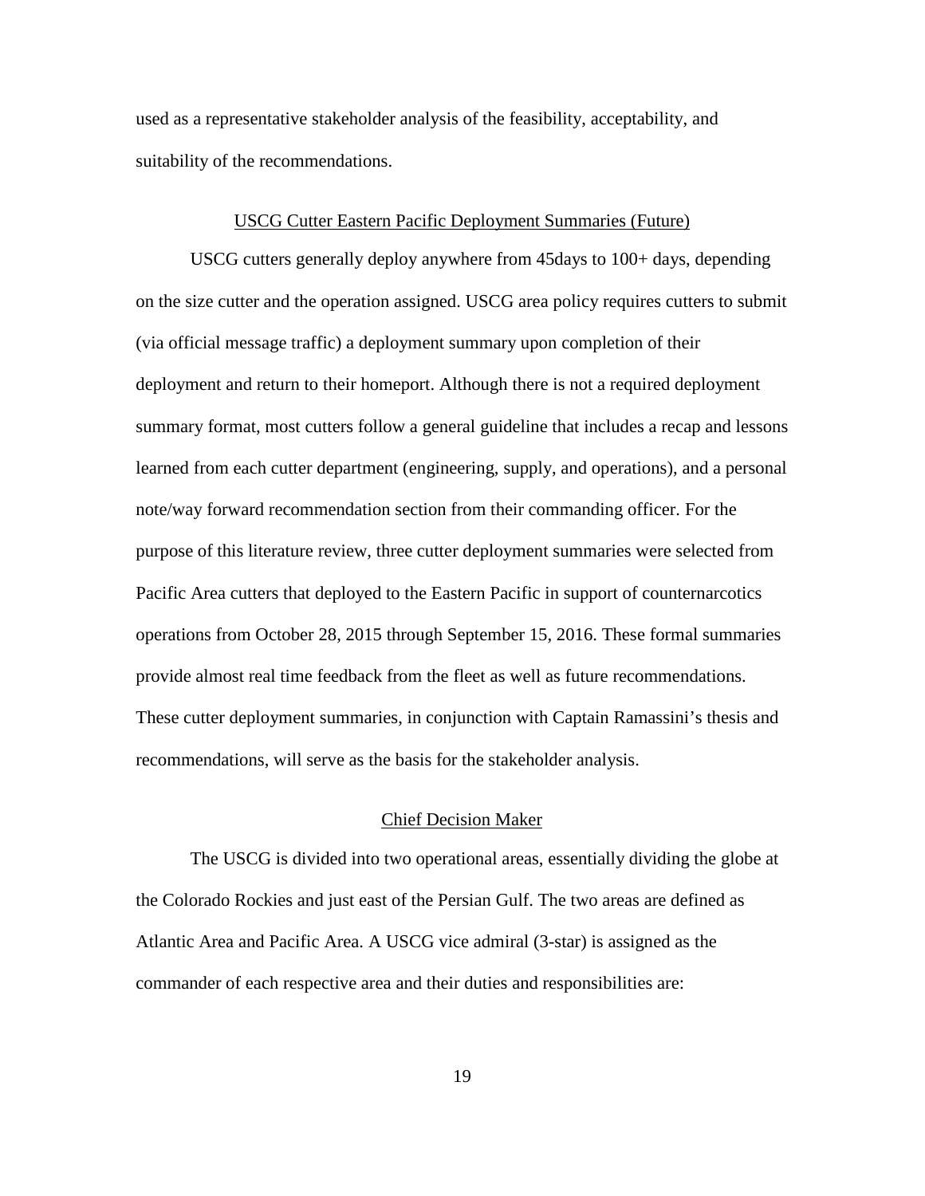used as a representative stakeholder analysis of the feasibility, acceptability, and suitability of the recommendations.

## USCG Cutter Eastern Pacific Deployment Summaries (Future)

USCG cutters generally deploy anywhere from 45days to 100+ days, depending on the size cutter and the operation assigned. USCG area policy requires cutters to submit (via official message traffic) a deployment summary upon completion of their deployment and return to their homeport. Although there is not a required deployment summary format, most cutters follow a general guideline that includes a recap and lessons learned from each cutter department (engineering, supply, and operations), and a personal note/way forward recommendation section from their commanding officer. For the purpose of this literature review, three cutter deployment summaries were selected from Pacific Area cutters that deployed to the Eastern Pacific in support of counternarcotics operations from October 28, 2015 through September 15, 2016. These formal summaries provide almost real time feedback from the fleet as well as future recommendations. These cutter deployment summaries, in conjunction with Captain Ramassini's thesis and recommendations, will serve as the basis for the stakeholder analysis.

## Chief Decision Maker

The USCG is divided into two operational areas, essentially dividing the globe at the Colorado Rockies and just east of the Persian Gulf. The two areas are defined as Atlantic Area and Pacific Area. A USCG vice admiral (3-star) is assigned as the commander of each respective area and their duties and responsibilities are: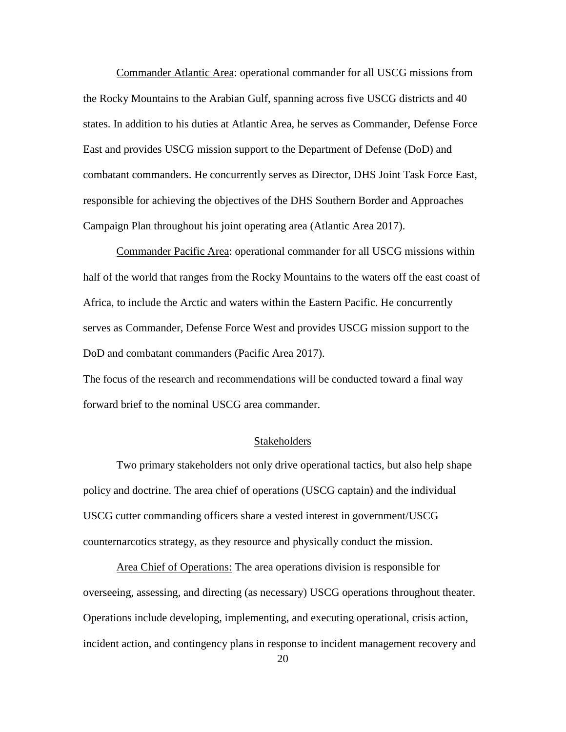Commander Atlantic Area: operational commander for all USCG missions from the Rocky Mountains to the Arabian Gulf, spanning across five USCG districts and 40 states. In addition to his duties at Atlantic Area, he serves as Commander, Defense Force East and provides USCG mission support to the Department of Defense (DoD) and combatant commanders. He concurrently serves as Director, DHS Joint Task Force East, responsible for achieving the objectives of the DHS Southern Border and Approaches Campaign Plan throughout his joint operating area (Atlantic Area 2017).

Commander Pacific Area: operational commander for all USCG missions within half of the world that ranges from the Rocky Mountains to the waters off the east coast of Africa, to include the Arctic and waters within the Eastern Pacific. He concurrently serves as Commander, Defense Force West and provides USCG mission support to the DoD and combatant commanders (Pacific Area 2017).

The focus of the research and recommendations will be conducted toward a final way forward brief to the nominal USCG area commander.

## Stakeholders

Two primary stakeholders not only drive operational tactics, but also help shape policy and doctrine. The area chief of operations (USCG captain) and the individual USCG cutter commanding officers share a vested interest in government/USCG counternarcotics strategy, as they resource and physically conduct the mission.

Area Chief of Operations: The area operations division is responsible for overseeing, assessing, and directing (as necessary) USCG operations throughout theater. Operations include developing, implementing, and executing operational, crisis action, incident action, and contingency plans in response to incident management recovery and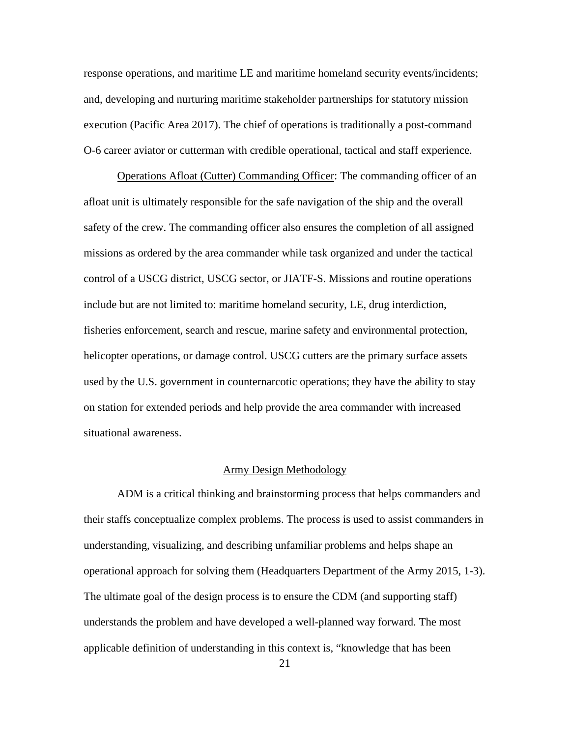response operations, and maritime LE and maritime homeland security events/incidents; and, developing and nurturing maritime stakeholder partnerships for statutory mission execution (Pacific Area 2017). The chief of operations is traditionally a post-command O-6 career aviator or cutterman with credible operational, tactical and staff experience.

Operations Afloat (Cutter) Commanding Officer: The commanding officer of an afloat unit is ultimately responsible for the safe navigation of the ship and the overall safety of the crew. The commanding officer also ensures the completion of all assigned missions as ordered by the area commander while task organized and under the tactical control of a USCG district, USCG sector, or JIATF-S. Missions and routine operations include but are not limited to: maritime homeland security, LE, drug interdiction, fisheries enforcement, search and rescue, marine safety and environmental protection, helicopter operations, or damage control. USCG cutters are the primary surface assets used by the U.S. government in counternarcotic operations; they have the ability to stay on station for extended periods and help provide the area commander with increased situational awareness.

## Army Design Methodology

ADM is a critical thinking and brainstorming process that helps commanders and their staffs conceptualize complex problems. The process is used to assist commanders in understanding, visualizing, and describing unfamiliar problems and helps shape an operational approach for solving them (Headquarters Department of the Army 2015, 1-3). The ultimate goal of the design process is to ensure the CDM (and supporting staff) understands the problem and have developed a well-planned way forward. The most applicable definition of understanding in this context is, "knowledge that has been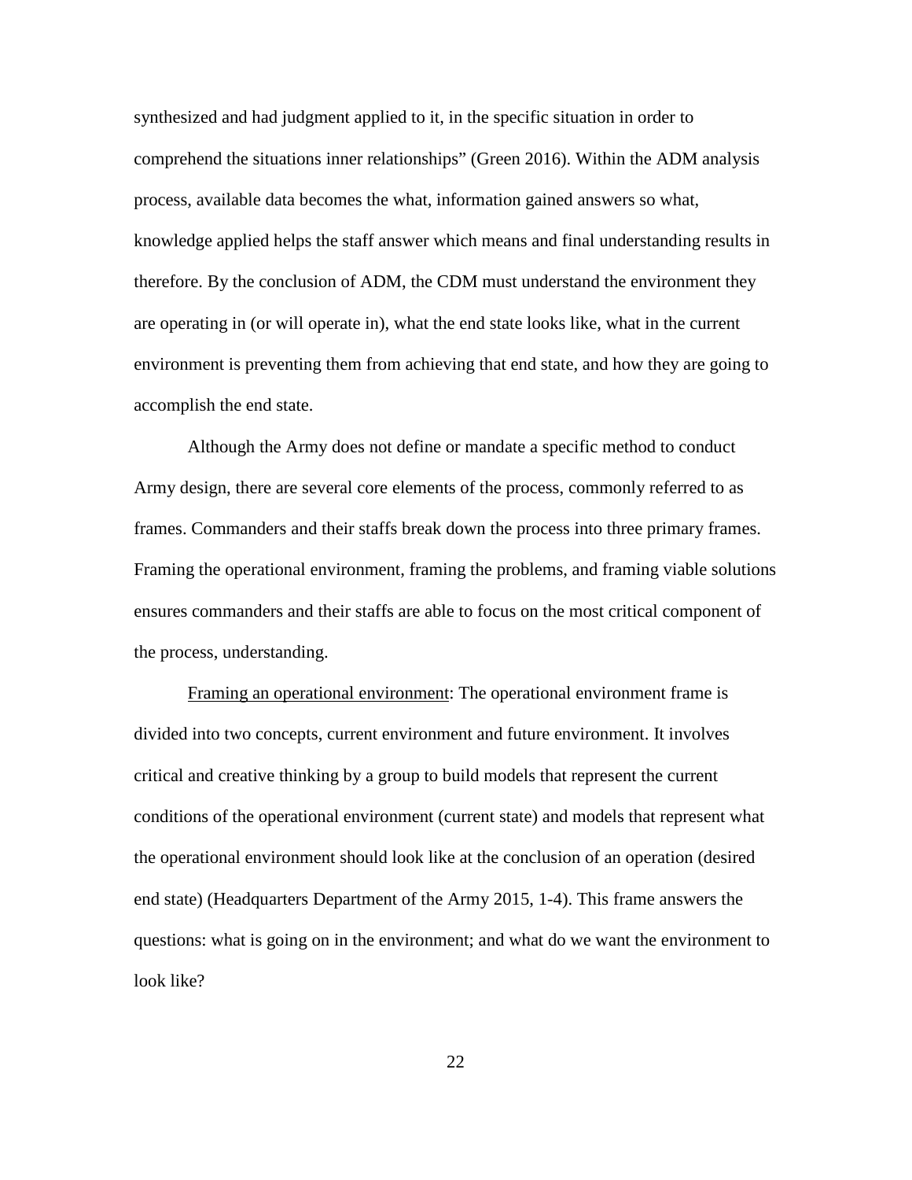synthesized and had judgment applied to it, in the specific situation in order to comprehend the situations inner relationships" (Green 2016). Within the ADM analysis process, available data becomes the what, information gained answers so what, knowledge applied helps the staff answer which means and final understanding results in therefore. By the conclusion of ADM, the CDM must understand the environment they are operating in (or will operate in), what the end state looks like, what in the current environment is preventing them from achieving that end state, and how they are going to accomplish the end state.

Although the Army does not define or mandate a specific method to conduct Army design, there are several core elements of the process, commonly referred to as frames. Commanders and their staffs break down the process into three primary frames. Framing the operational environment, framing the problems, and framing viable solutions ensures commanders and their staffs are able to focus on the most critical component of the process, understanding.

<u>Framing an operational environment</u>: The operational environment frame is divided into two concepts, current environment and future environment. It involves critical and creative thinking by a group to build models that represent the current conditions of the operational environment (current state) and models that represent what the operational environment should look like at the conclusion of an operation (desired end state) (Headquarters Department of the Army 2015, 1-4). This frame answers the questions: what is going on in the environment; and what do we want the environment to look like?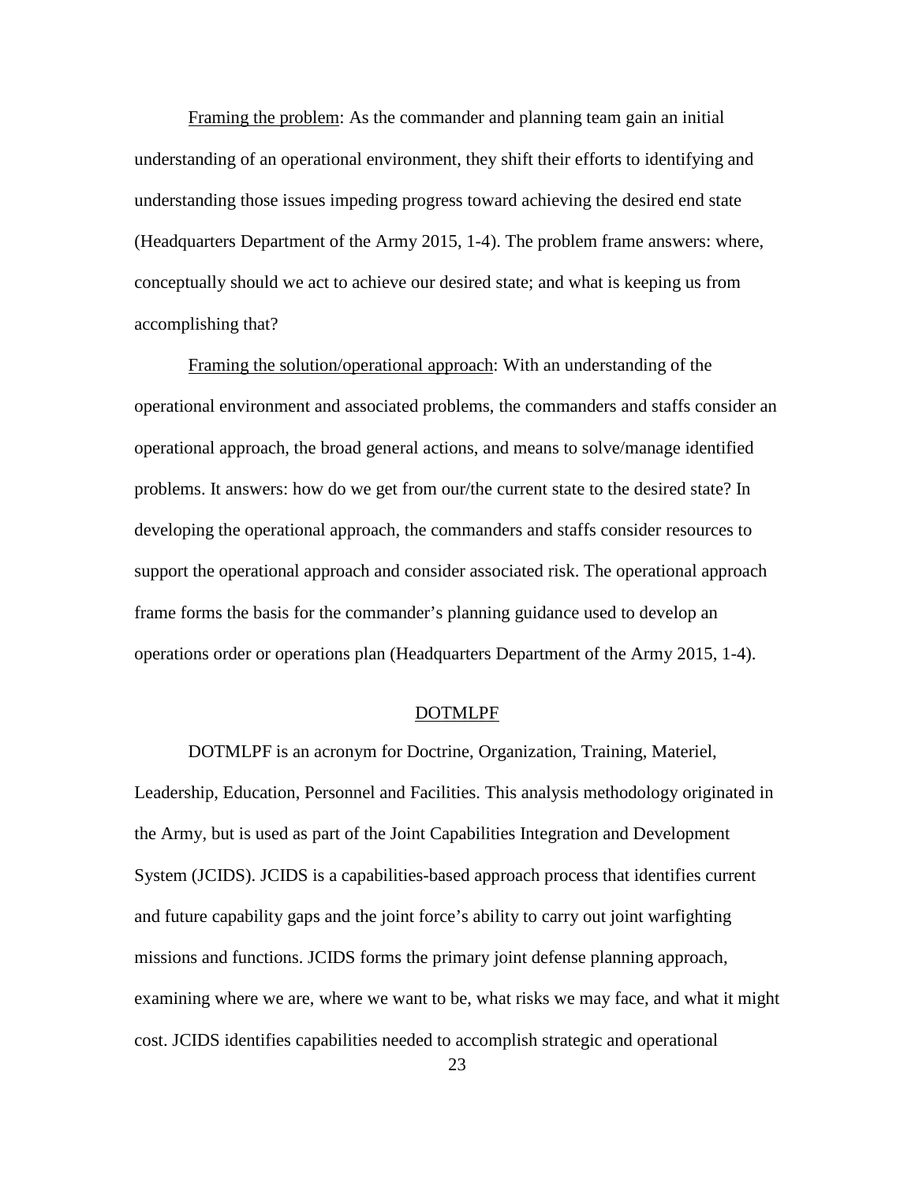Framing the problem: As the commander and planning team gain an initial understanding of an operational environment, they shift their efforts to identifying and understanding those issues impeding progress toward achieving the desired end state (Headquarters Department of the Army 2015, 1-4). The problem frame answers: where, conceptually should we act to achieve our desired state; and what is keeping us from accomplishing that?

Framing the solution/operational approach: With an understanding of the operational environment and associated problems, the commanders and staffs consider an operational approach, the broad general actions, and means to solve/manage identified problems. It answers: how do we get from our/the current state to the desired state? In developing the operational approach, the commanders and staffs consider resources to support the operational approach and consider associated risk. The operational approach frame forms the basis for the commander's planning guidance used to develop an operations order or operations plan (Headquarters Department of the Army 2015, 1-4).

## DOTMLPF

DOTMLPF is an acronym for Doctrine, Organization, Training, Materiel, Leadership, Education, Personnel and Facilities. This analysis methodology originated in the Army, but is used as part of the Joint Capabilities Integration and Development System (JCIDS). JCIDS is a capabilities-based approach process that identifies current and future capability gaps and the joint force's ability to carry out joint warfighting missions and functions. JCIDS forms the primary joint defense planning approach, examining where we are, where we want to be, what risks we may face, and what it might cost. JCIDS identifies capabilities needed to accomplish strategic and operational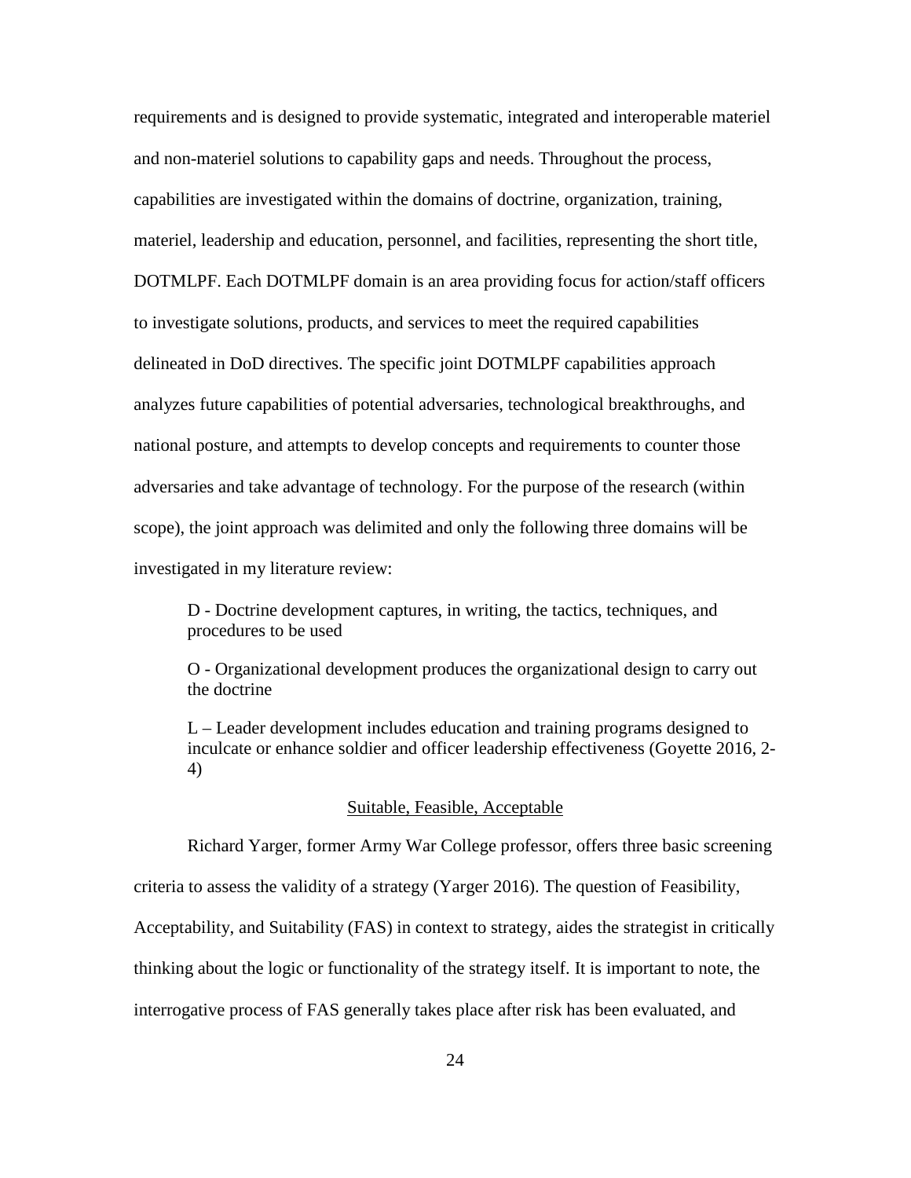requirements and is designed to provide systematic, integrated and interoperable materiel and non-materiel solutions to capability gaps and needs. Throughout the process, capabilities are investigated within the domains of doctrine, organization, training, materiel, leadership and education, personnel, and facilities, representing the short title, DOTMLPF. Each DOTMLPF domain is an area providing focus for action/staff officers to investigate solutions, products, and services to meet the required capabilities delineated in DoD directives. The specific joint DOTMLPF capabilities approach analyzes future capabilities of potential adversaries, technological breakthroughs, and national posture, and attempts to develop concepts and requirements to counter those adversaries and take advantage of technology. For the purpose of the research (within scope), the joint approach was delimited and only the following three domains will be investigated in my literature review:

> D - Doctrine development captures, in writing, the tactics, techniques, and procedures to be used
>
> O - Organizational development produces the organizational design to carry out the doctrine
>
> L – Leader development includes education and training programs designed to inculcate or enhance soldier and officer leadership effectiveness (Goyette 2016, 2-4)

<u>Suitable, Feasible, Acceptable</u>

Richard Yarger, former Army War College professor, offers three basic screening criteria to assess the validity of a strategy (Yarger 2016). The question of Feasibility, Acceptability, and Suitability (FAS) in context to strategy, aides the strategist in critically thinking about the logic or functionality of the strategy itself. It is important to note, the interrogative process of FAS generally takes place after risk has been evaluated, and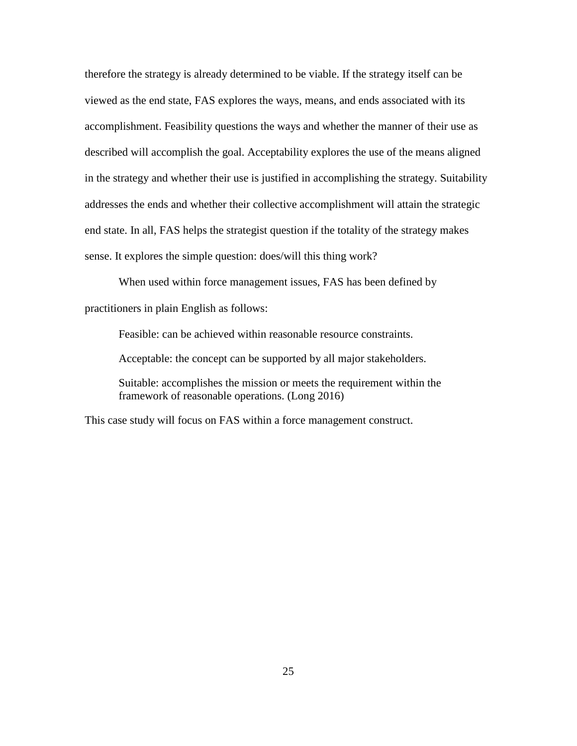therefore the strategy is already determined to be viable. If the strategy itself can be viewed as the end state, FAS explores the ways, means, and ends associated with its accomplishment. Feasibility questions the ways and whether the manner of their use as described will accomplish the goal. Acceptability explores the use of the means aligned in the strategy and whether their use is justified in accomplishing the strategy. Suitability addresses the ends and whether their collective accomplishment will attain the strategic end state. In all, FAS helps the strategist question if the totality of the strategy makes sense. It explores the simple question: does/will this thing work?

When used within force management issues, FAS has been defined by practitioners in plain English as follows:

> Feasible: can be achieved within reasonable resource constraints.
>
> Acceptable: the concept can be supported by all major stakeholders.
>
> Suitable: accomplishes the mission or meets the requirement within the framework of reasonable operations. (Long 2016)

This case study will focus on FAS within a force management construct.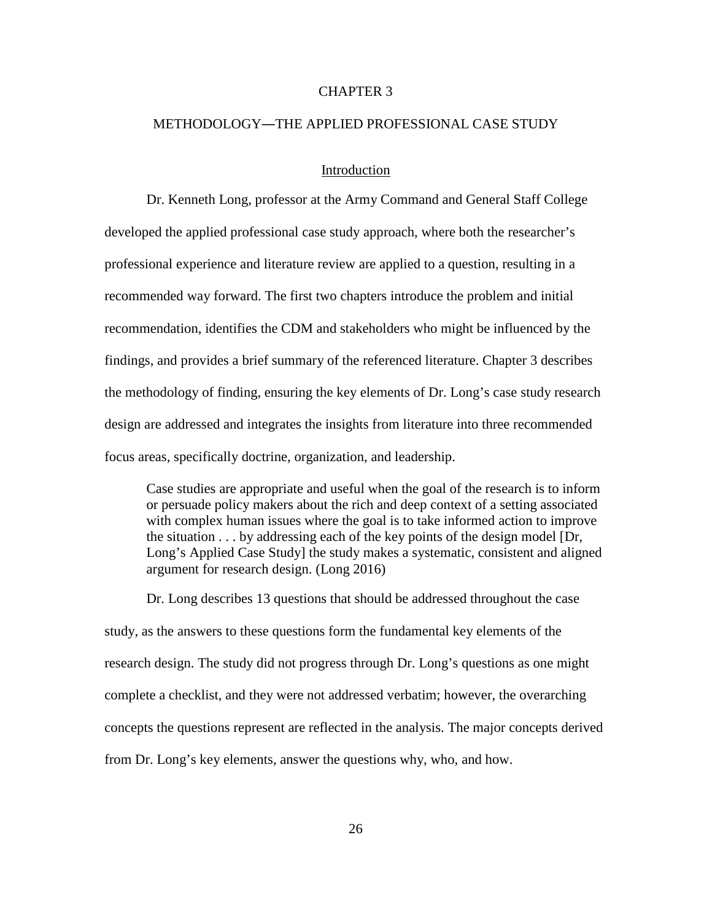# CHAPTER 3

# METHODOLOGY—THE APPLIED PROFESSIONAL CASE STUDY

## Introduction

Dr. Kenneth Long, professor at the Army Command and General Staff College developed the applied professional case study approach, where both the researcher's professional experience and literature review are applied to a question, resulting in a recommended way forward. The first two chapters introduce the problem and initial recommendation, identifies the CDM and stakeholders who might be influenced by the findings, and provides a brief summary of the referenced literature. Chapter 3 describes the methodology of finding, ensuring the key elements of Dr. Long's case study research design are addressed and integrates the insights from literature into three recommended focus areas, specifically doctrine, organization, and leadership.

> Case studies are appropriate and useful when the goal of the research is to inform or persuade policy makers about the rich and deep context of a setting associated with complex human issues where the goal is to take informed action to improve the situation . . . by addressing each of the key points of the design model [Dr, Long's Applied Case Study] the study makes a systematic, consistent and aligned argument for research design. (Long 2016)

Dr. Long describes 13 questions that should be addressed throughout the case study, as the answers to these questions form the fundamental key elements of the research design. The study did not progress through Dr. Long's questions as one might complete a checklist, and they were not addressed verbatim; however, the overarching concepts the questions represent are reflected in the analysis. The major concepts derived from Dr. Long's key elements, answer the questions why, who, and how.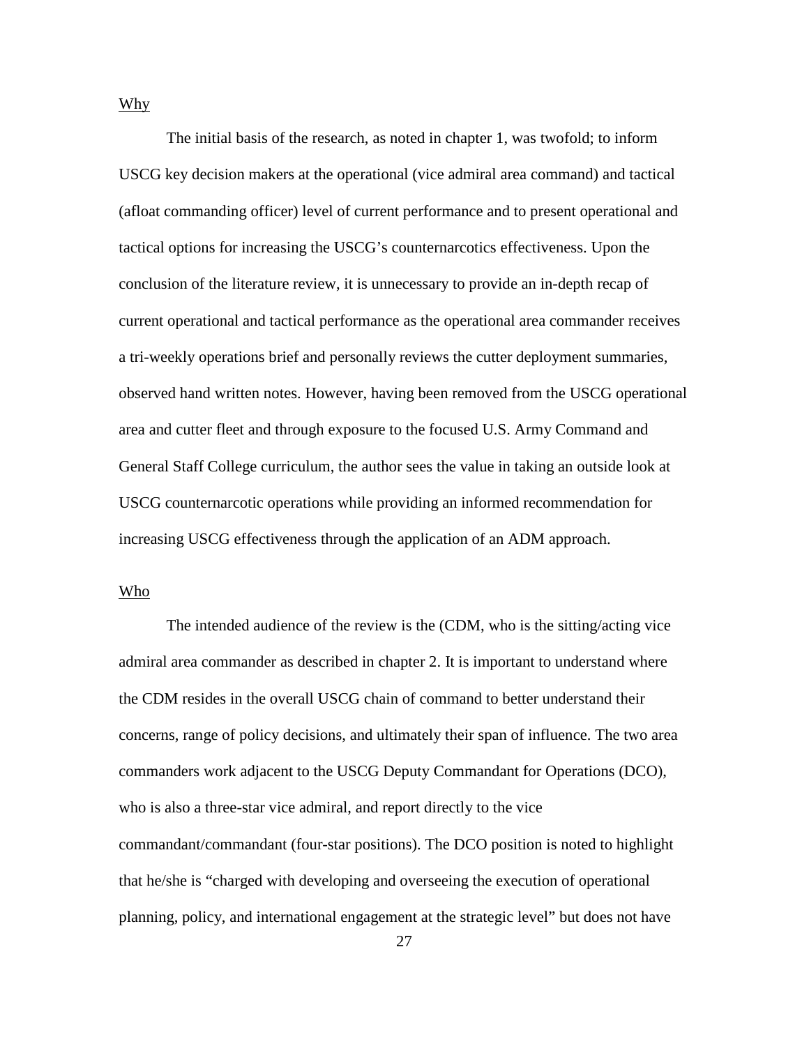Why

The initial basis of the research, as noted in chapter 1, was twofold; to inform USCG key decision makers at the operational (vice admiral area command) and tactical (afloat commanding officer) level of current performance and to present operational and tactical options for increasing the USCG's counternarcotics effectiveness. Upon the conclusion of the literature review, it is unnecessary to provide an in-depth recap of current operational and tactical performance as the operational area commander receives a tri-weekly operations brief and personally reviews the cutter deployment summaries, observed hand written notes. However, having been removed from the USCG operational area and cutter fleet and through exposure to the focused U.S. Army Command and General Staff College curriculum, the author sees the value in taking an outside look at USCG counternarcotic operations while providing an informed recommendation for increasing USCG effectiveness through the application of an ADM approach.

Who

The intended audience of the review is the (CDM, who is the sitting/acting vice admiral area commander as described in chapter 2. It is important to understand where the CDM resides in the overall USCG chain of command to better understand their concerns, range of policy decisions, and ultimately their span of influence. The two area commanders work adjacent to the USCG Deputy Commandant for Operations (DCO), who is also a three-star vice admiral, and report directly to the vice commandant/commandant (four-star positions). The DCO position is noted to highlight that he/she is "charged with developing and overseeing the execution of operational planning, policy, and international engagement at the strategic level" but does not have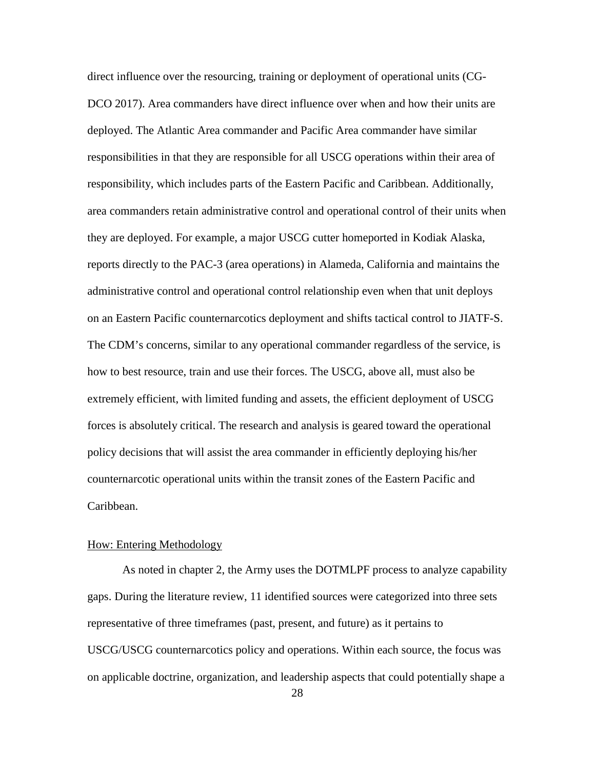direct influence over the resourcing, training or deployment of operational units (CG-DCO 2017). Area commanders have direct influence over when and how their units are deployed. The Atlantic Area commander and Pacific Area commander have similar responsibilities in that they are responsible for all USCG operations within their area of responsibility, which includes parts of the Eastern Pacific and Caribbean. Additionally, area commanders retain administrative control and operational control of their units when they are deployed. For example, a major USCG cutter homeported in Kodiak Alaska, reports directly to the PAC-3 (area operations) in Alameda, California and maintains the administrative control and operational control relationship even when that unit deploys on an Eastern Pacific counternarcotics deployment and shifts tactical control to JIATF-S. The CDM's concerns, similar to any operational commander regardless of the service, is how to best resource, train and use their forces. The USCG, above all, must also be extremely efficient, with limited funding and assets, the efficient deployment of USCG forces is absolutely critical. The research and analysis is geared toward the operational policy decisions that will assist the area commander in efficiently deploying his/her counternarcotic operational units within the transit zones of the Eastern Pacific and Caribbean.

<u>How: Entering Methodology</u>

As noted in chapter 2, the Army uses the DOTMLPF process to analyze capability gaps. During the literature review, 11 identified sources were categorized into three sets representative of three timeframes (past, present, and future) as it pertains to USCG/USCG counternarcotics policy and operations. Within each source, the focus was on applicable doctrine, organization, and leadership aspects that could potentially shape a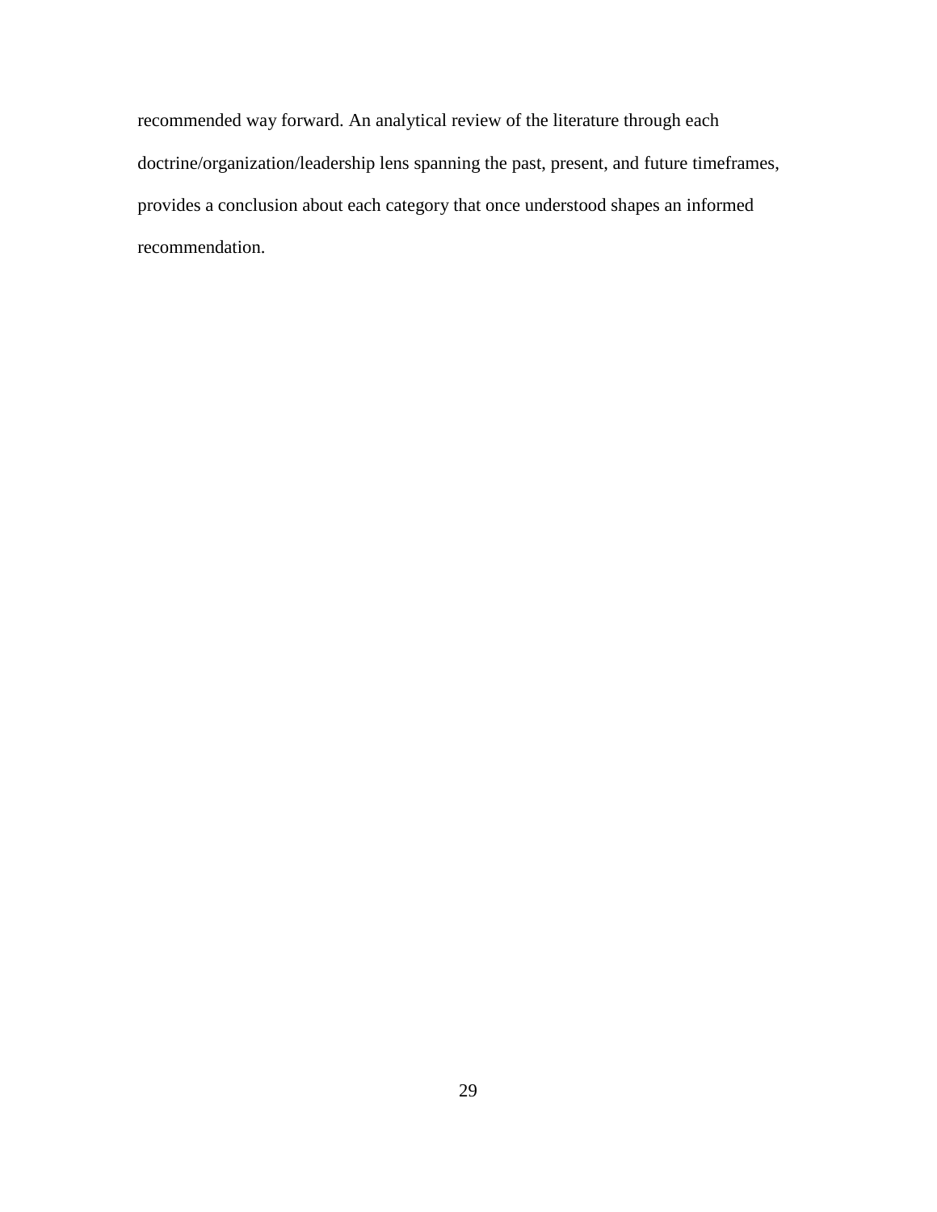recommended way forward. An analytical review of the literature through each doctrine/organization/leadership lens spanning the past, present, and future timeframes, provides a conclusion about each category that once understood shapes an informed recommendation.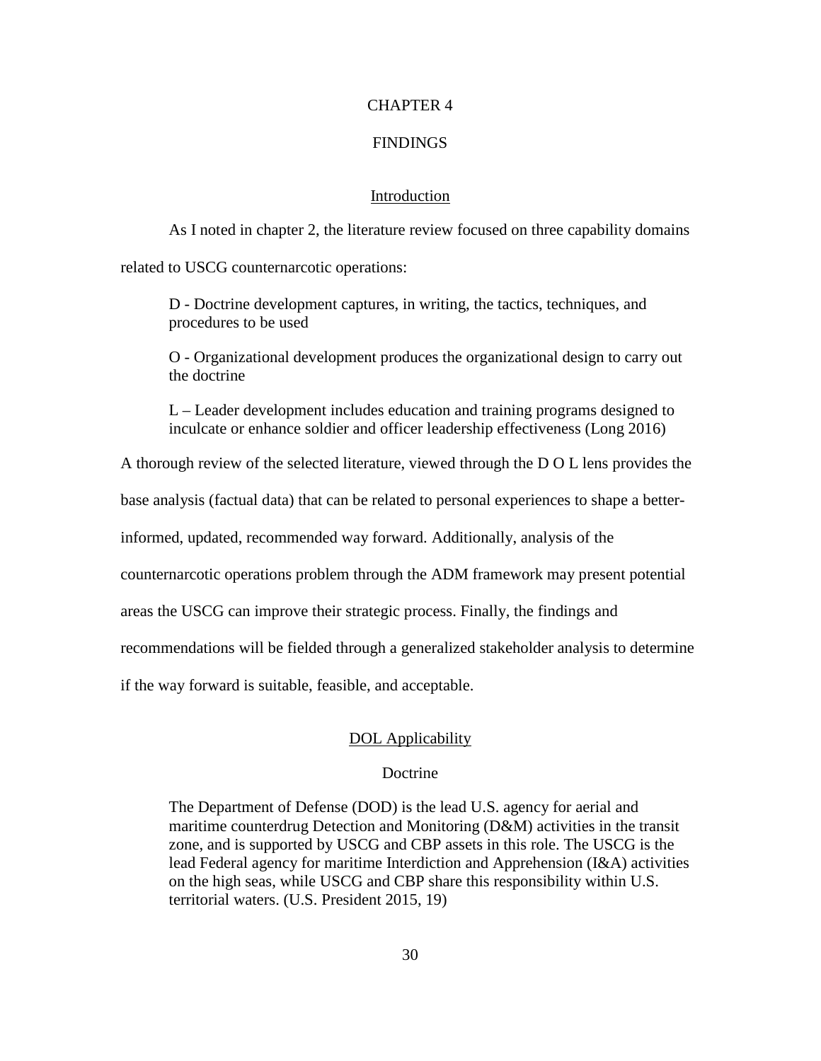# CHAPTER 4

# FINDINGS

## Introduction

As I noted in chapter 2, the literature review focused on three capability domains related to USCG counternarcotic operations:

> D - Doctrine development captures, in writing, the tactics, techniques, and procedures to be used
>
> O - Organizational development produces the organizational design to carry out the doctrine
>
> L – Leader development includes education and training programs designed to inculcate or enhance soldier and officer leadership effectiveness (Long 2016)

A thorough review of the selected literature, viewed through the D O L lens provides the base analysis (factual data) that can be related to personal experiences to shape a better-informed, updated, recommended way forward. Additionally, analysis of the counternarcotic operations problem through the ADM framework may present potential areas the USCG can improve their strategic process. Finally, the findings and recommendations will be fielded through a generalized stakeholder analysis to determine if the way forward is suitable, feasible, and acceptable.

## DOL Applicability

### Doctrine

> The Department of Defense (DOD) is the lead U.S. agency for aerial and maritime counterdrug Detection and Monitoring (D&M) activities in the transit zone, and is supported by USCG and CBP assets in this role. The USCG is the lead Federal agency for maritime Interdiction and Apprehension (I&A) activities on the high seas, while USCG and CBP share this responsibility within U.S. territorial waters. (U.S. President 2015, 19)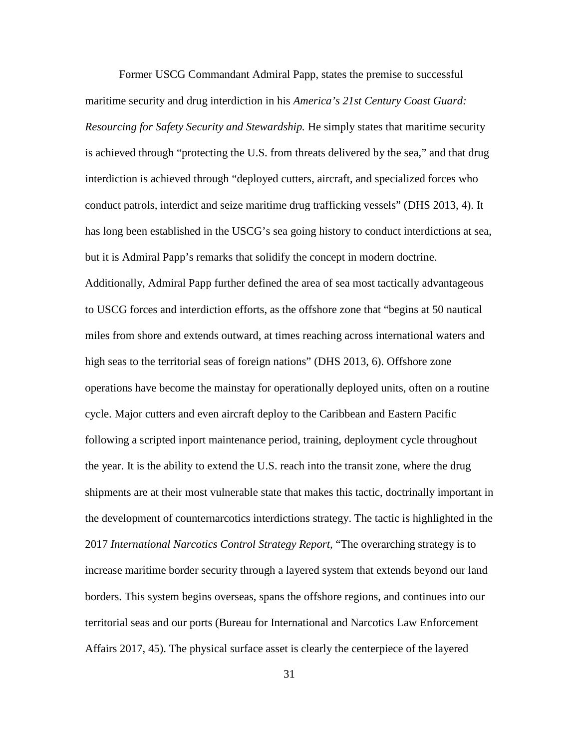Former USCG Commandant Admiral Papp, states the premise to successful maritime security and drug interdiction in his *America's 21st Century Coast Guard: Resourcing for Safety Security and Stewardship.* He simply states that maritime security is achieved through "protecting the U.S. from threats delivered by the sea," and that drug interdiction is achieved through "deployed cutters, aircraft, and specialized forces who conduct patrols, interdict and seize maritime drug trafficking vessels" (DHS 2013, 4). It has long been established in the USCG's sea going history to conduct interdictions at sea, but it is Admiral Papp's remarks that solidify the concept in modern doctrine. Additionally, Admiral Papp further defined the area of sea most tactically advantageous to USCG forces and interdiction efforts, as the offshore zone that "begins at 50 nautical miles from shore and extends outward, at times reaching across international waters and high seas to the territorial seas of foreign nations" (DHS 2013, 6). Offshore zone operations have become the mainstay for operationally deployed units, often on a routine cycle. Major cutters and even aircraft deploy to the Caribbean and Eastern Pacific following a scripted inport maintenance period, training, deployment cycle throughout the year. It is the ability to extend the U.S. reach into the transit zone, where the drug shipments are at their most vulnerable state that makes this tactic, doctrinally important in the development of counternarcotics interdictions strategy. The tactic is highlighted in the 2017 *International Narcotics Control Strategy Report,* "The overarching strategy is to increase maritime border security through a layered system that extends beyond our land borders. This system begins overseas, spans the offshore regions, and continues into our territorial seas and our ports (Bureau for International and Narcotics Law Enforcement Affairs 2017, 45). The physical surface asset is clearly the centerpiece of the layered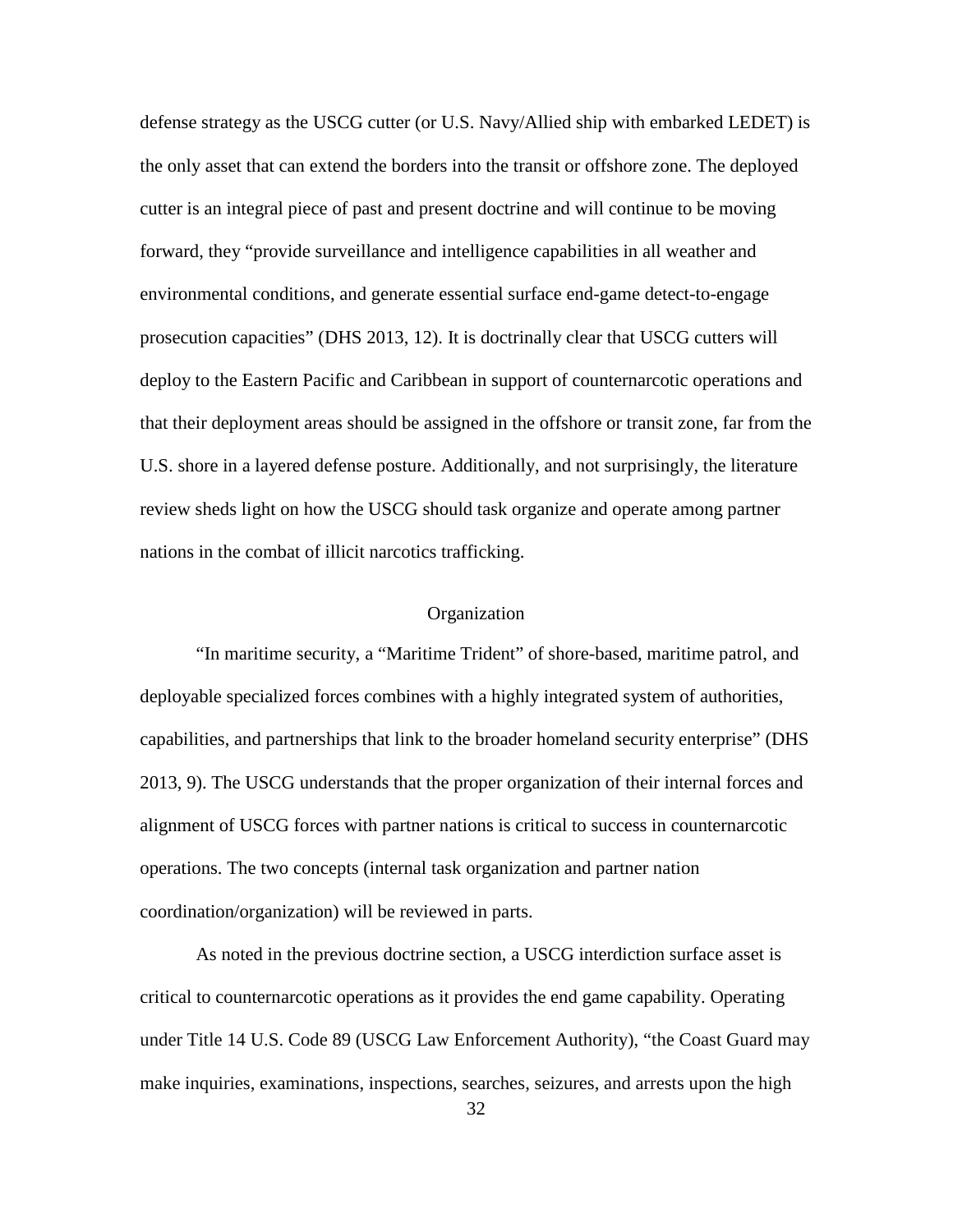defense strategy as the USCG cutter (or U.S. Navy/Allied ship with embarked LEDET) is the only asset that can extend the borders into the transit or offshore zone. The deployed cutter is an integral piece of past and present doctrine and will continue to be moving forward, they "provide surveillance and intelligence capabilities in all weather and environmental conditions, and generate essential surface end-game detect-to-engage prosecution capacities" (DHS 2013, 12). It is doctrinally clear that USCG cutters will deploy to the Eastern Pacific and Caribbean in support of counternarcotic operations and that their deployment areas should be assigned in the offshore or transit zone, far from the U.S. shore in a layered defense posture. Additionally, and not surprisingly, the literature review sheds light on how the USCG should task organize and operate among partner nations in the combat of illicit narcotics trafficking.

## Organization

"In maritime security, a "Maritime Trident" of shore-based, maritime patrol, and deployable specialized forces combines with a highly integrated system of authorities, capabilities, and partnerships that link to the broader homeland security enterprise" (DHS 2013, 9). The USCG understands that the proper organization of their internal forces and alignment of USCG forces with partner nations is critical to success in counternarcotic operations. The two concepts (internal task organization and partner nation coordination/organization) will be reviewed in parts.

As noted in the previous doctrine section, a USCG interdiction surface asset is critical to counternarcotic operations as it provides the end game capability. Operating under Title 14 U.S. Code 89 (USCG Law Enforcement Authority), "the Coast Guard may make inquiries, examinations, inspections, searches, seizures, and arrests upon the high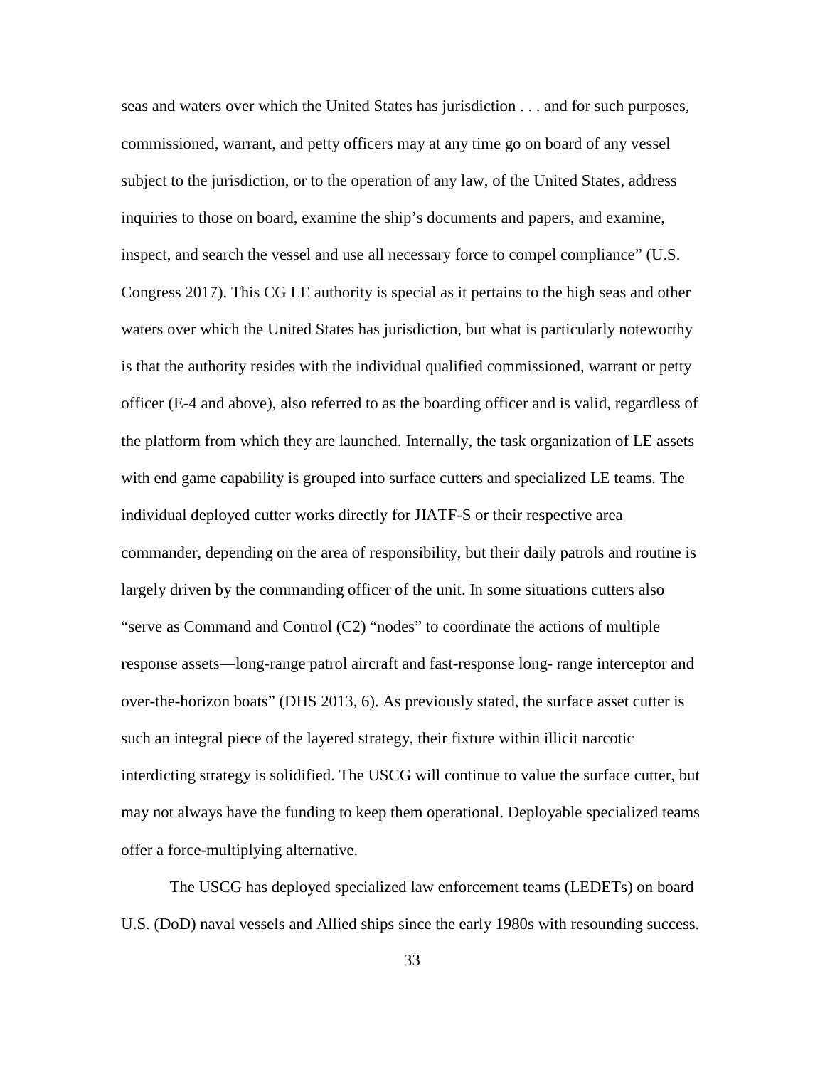seas and waters over which the United States has jurisdiction . . . and for such purposes, commissioned, warrant, and petty officers may at any time go on board of any vessel subject to the jurisdiction, or to the operation of any law, of the United States, address inquiries to those on board, examine the ship's documents and papers, and examine, inspect, and search the vessel and use all necessary force to compel compliance" (U.S. Congress 2017). This CG LE authority is special as it pertains to the high seas and other waters over which the United States has jurisdiction, but what is particularly noteworthy is that the authority resides with the individual qualified commissioned, warrant or petty officer (E-4 and above), also referred to as the boarding officer and is valid, regardless of the platform from which they are launched. Internally, the task organization of LE assets with end game capability is grouped into surface cutters and specialized LE teams. The individual deployed cutter works directly for JIATF-S or their respective area commander, depending on the area of responsibility, but their daily patrols and routine is largely driven by the commanding officer of the unit. In some situations cutters also "serve as Command and Control (C2) "nodes" to coordinate the actions of multiple response assets—long-range patrol aircraft and fast-response long- range interceptor and over-the-horizon boats" (DHS 2013, 6). As previously stated, the surface asset cutter is such an integral piece of the layered strategy, their fixture within illicit narcotic interdicting strategy is solidified. The USCG will continue to value the surface cutter, but may not always have the funding to keep them operational. Deployable specialized teams offer a force-multiplying alternative.

The USCG has deployed specialized law enforcement teams (LEDETs) on board U.S. (DoD) naval vessels and Allied ships since the early 1980s with resounding success.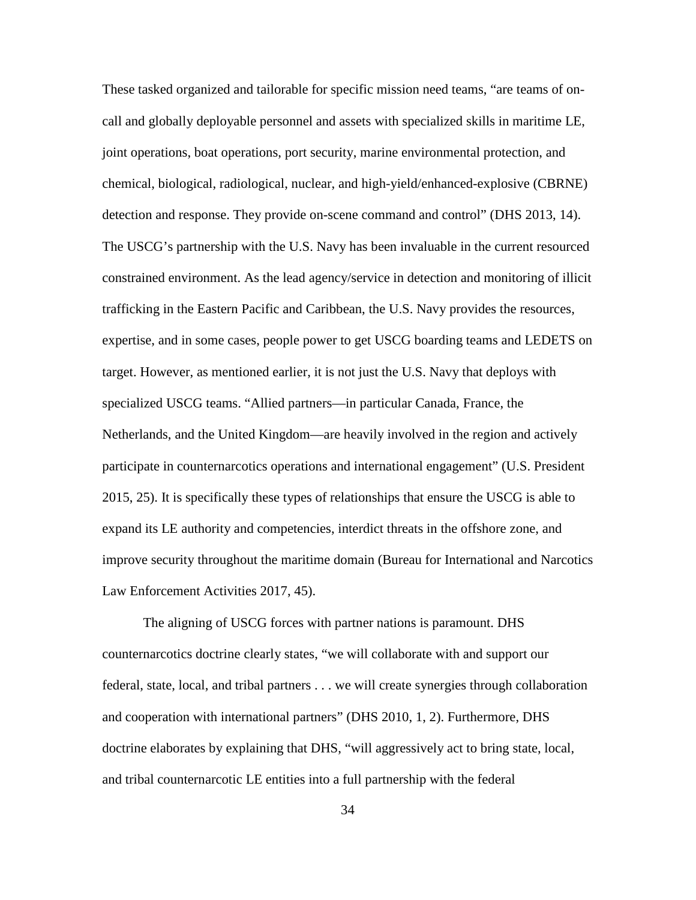These tasked organized and tailorable for specific mission need teams, "are teams of on-call and globally deployable personnel and assets with specialized skills in maritime LE, joint operations, boat operations, port security, marine environmental protection, and chemical, biological, radiological, nuclear, and high-yield/enhanced-explosive (CBRNE) detection and response. They provide on-scene command and control" (DHS 2013, 14). The USCG's partnership with the U.S. Navy has been invaluable in the current resourced constrained environment. As the lead agency/service in detection and monitoring of illicit trafficking in the Eastern Pacific and Caribbean, the U.S. Navy provides the resources, expertise, and in some cases, people power to get USCG boarding teams and LEDETS on target. However, as mentioned earlier, it is not just the U.S. Navy that deploys with specialized USCG teams. "Allied partners—in particular Canada, France, the Netherlands, and the United Kingdom—are heavily involved in the region and actively participate in counternarcotics operations and international engagement" (U.S. President 2015, 25). It is specifically these types of relationships that ensure the USCG is able to expand its LE authority and competencies, interdict threats in the offshore zone, and improve security throughout the maritime domain (Bureau for International and Narcotics Law Enforcement Activities 2017, 45).

The aligning of USCG forces with partner nations is paramount. DHS counternarcotics doctrine clearly states, "we will collaborate with and support our federal, state, local, and tribal partners . . . we will create synergies through collaboration and cooperation with international partners" (DHS 2010, 1, 2). Furthermore, DHS doctrine elaborates by explaining that DHS, "will aggressively act to bring state, local, and tribal counternarcotic LE entities into a full partnership with the federal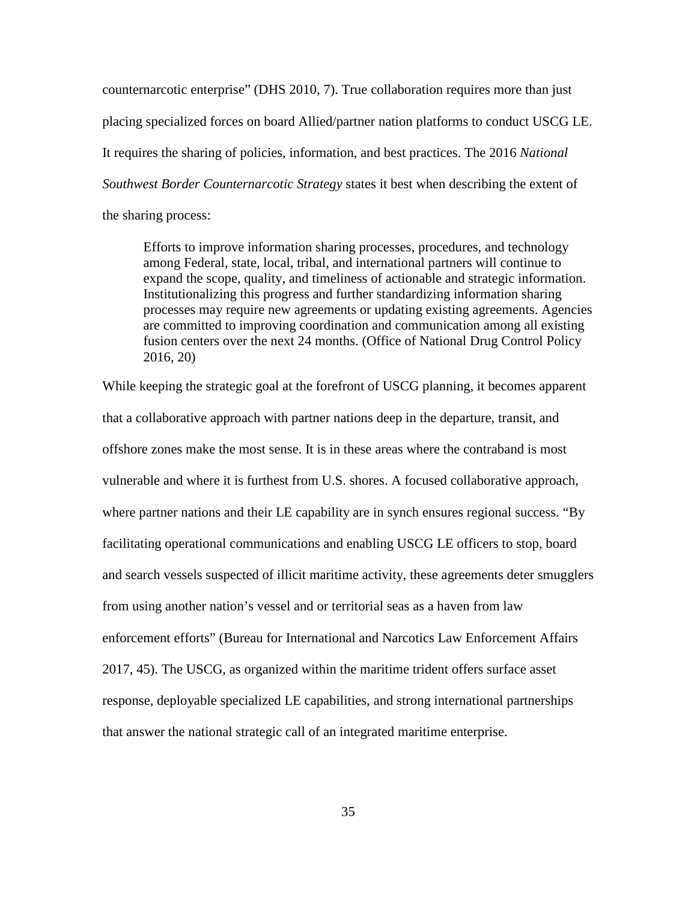counternarcotic enterprise" (DHS 2010, 7). True collaboration requires more than just placing specialized forces on board Allied/partner nation platforms to conduct USCG LE. It requires the sharing of policies, information, and best practices. The 2016 *National Southwest Border Counternarcotic Strategy* states it best when describing the extent of the sharing process:

> Efforts to improve information sharing processes, procedures, and technology among Federal, state, local, tribal, and international partners will continue to expand the scope, quality, and timeliness of actionable and strategic information. Institutionalizing this progress and further standardizing information sharing processes may require new agreements or updating existing agreements. Agencies are committed to improving coordination and communication among all existing fusion centers over the next 24 months. (Office of National Drug Control Policy 2016, 20)

While keeping the strategic goal at the forefront of USCG planning, it becomes apparent that a collaborative approach with partner nations deep in the departure, transit, and offshore zones make the most sense. It is in these areas where the contraband is most vulnerable and where it is furthest from U.S. shores. A focused collaborative approach, where partner nations and their LE capability are in synch ensures regional success. "By facilitating operational communications and enabling USCG LE officers to stop, board and search vessels suspected of illicit maritime activity, these agreements deter smugglers from using another nation's vessel and or territorial seas as a haven from law enforcement efforts" (Bureau for International and Narcotics Law Enforcement Affairs 2017, 45). The USCG, as organized within the maritime trident offers surface asset response, deployable specialized LE capabilities, and strong international partnerships that answer the national strategic call of an integrated maritime enterprise.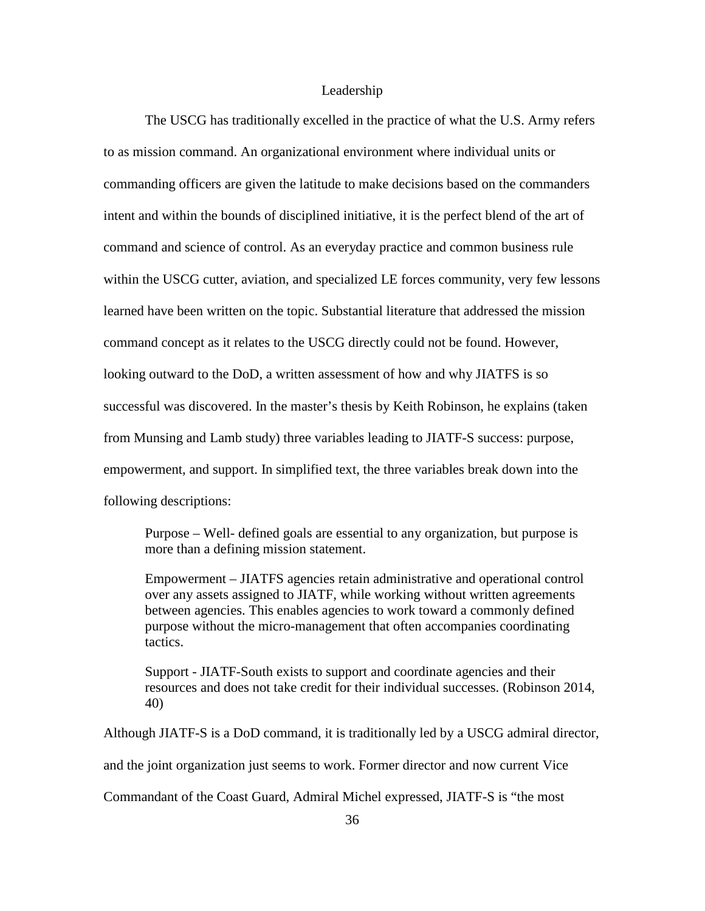## Leadership

The USCG has traditionally excelled in the practice of what the U.S. Army refers to as mission command. An organizational environment where individual units or commanding officers are given the latitude to make decisions based on the commanders intent and within the bounds of disciplined initiative, it is the perfect blend of the art of command and science of control. As an everyday practice and common business rule within the USCG cutter, aviation, and specialized LE forces community, very few lessons learned have been written on the topic. Substantial literature that addressed the mission command concept as it relates to the USCG directly could not be found. However, looking outward to the DoD, a written assessment of how and why JIATFS is so successful was discovered. In the master's thesis by Keith Robinson, he explains (taken from Munsing and Lamb study) three variables leading to JIATF-S success: purpose, empowerment, and support. In simplified text, the three variables break down into the following descriptions:

> Purpose – Well- defined goals are essential to any organization, but purpose is more than a defining mission statement.
>
> Empowerment – JIATFS agencies retain administrative and operational control over any assets assigned to JIATF, while working without written agreements between agencies. This enables agencies to work toward a commonly defined purpose without the micro-management that often accompanies coordinating tactics.
>
> Support - JIATF-South exists to support and coordinate agencies and their resources and does not take credit for their individual successes. (Robinson 2014, 40)

Although JIATF-S is a DoD command, it is traditionally led by a USCG admiral director, and the joint organization just seems to work. Former director and now current Vice Commandant of the Coast Guard, Admiral Michel expressed, JIATF-S is "the most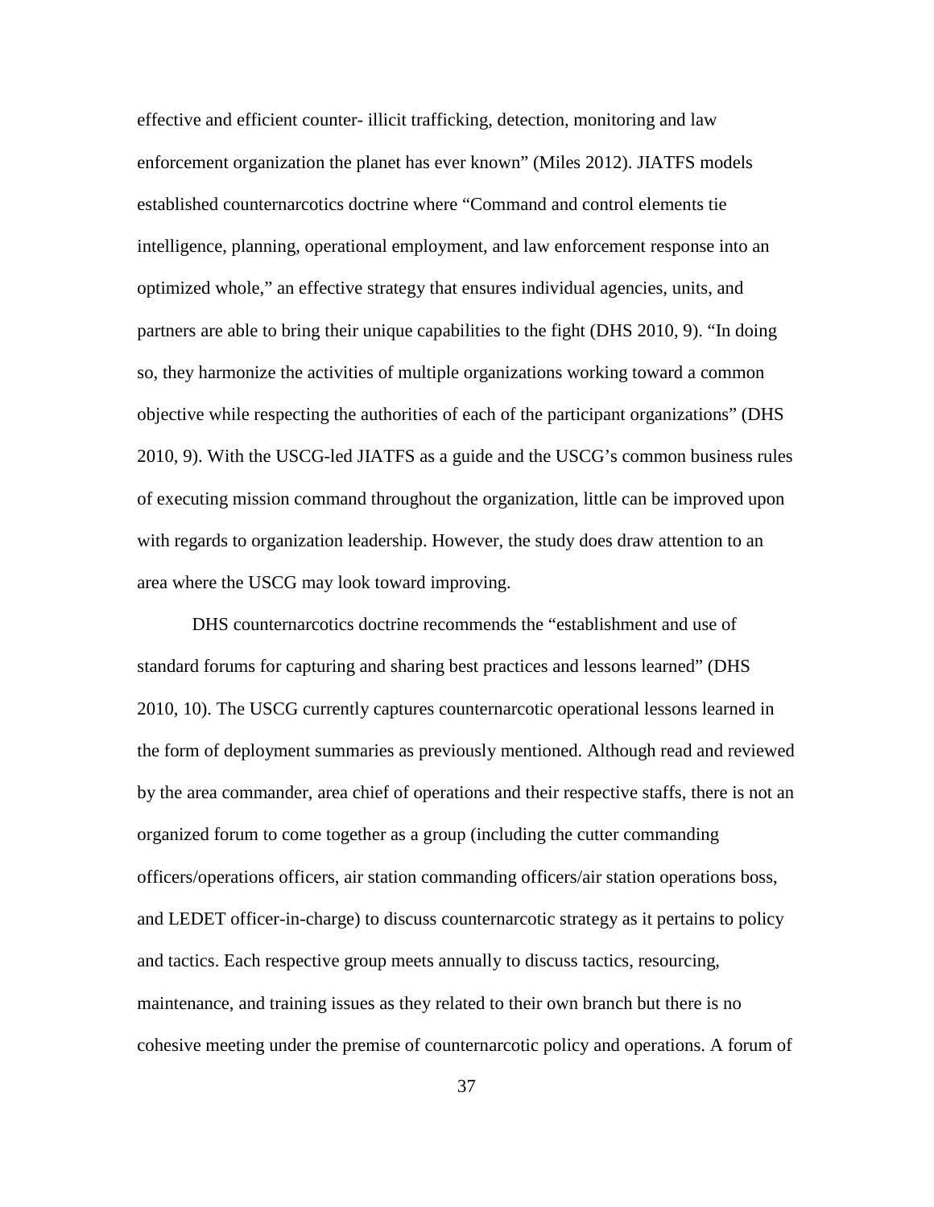effective and efficient counter- illicit trafficking, detection, monitoring and law enforcement organization the planet has ever known" (Miles 2012). JIATFS models established counternarcotics doctrine where "Command and control elements tie intelligence, planning, operational employment, and law enforcement response into an optimized whole," an effective strategy that ensures individual agencies, units, and partners are able to bring their unique capabilities to the fight (DHS 2010, 9). "In doing so, they harmonize the activities of multiple organizations working toward a common objective while respecting the authorities of each of the participant organizations" (DHS 2010, 9). With the USCG-led JIATFS as a guide and the USCG's common business rules of executing mission command throughout the organization, little can be improved upon with regards to organization leadership. However, the study does draw attention to an area where the USCG may look toward improving.

DHS counternarcotics doctrine recommends the "establishment and use of standard forums for capturing and sharing best practices and lessons learned" (DHS 2010, 10). The USCG currently captures counternarcotic operational lessons learned in the form of deployment summaries as previously mentioned. Although read and reviewed by the area commander, area chief of operations and their respective staffs, there is not an organized forum to come together as a group (including the cutter commanding officers/operations officers, air station commanding officers/air station operations boss, and LEDET officer-in-charge) to discuss counternarcotic strategy as it pertains to policy and tactics. Each respective group meets annually to discuss tactics, resourcing, maintenance, and training issues as they related to their own branch but there is no cohesive meeting under the premise of counternarcotic policy and operations. A forum of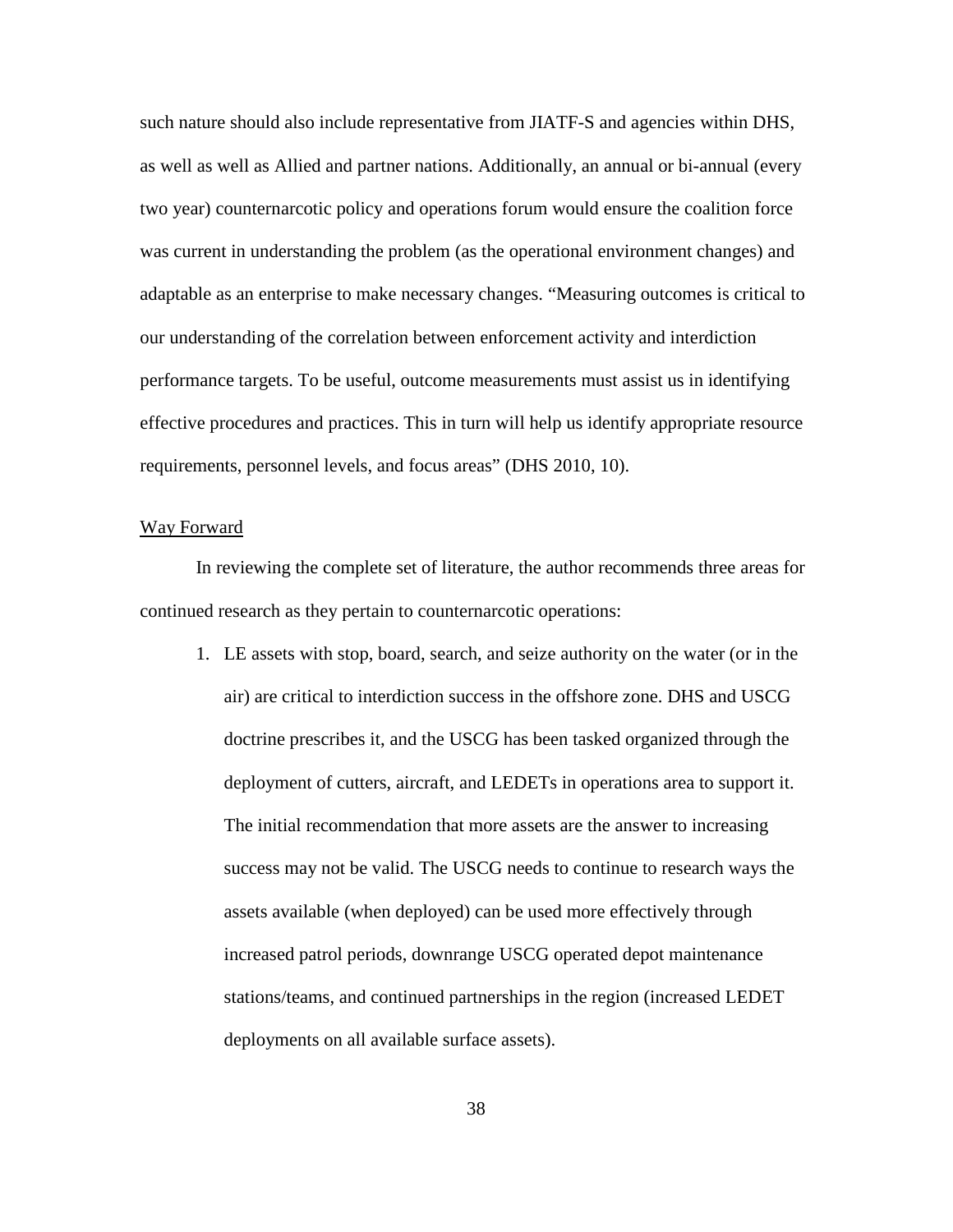such nature should also include representative from JIATF-S and agencies within DHS, as well as well as Allied and partner nations. Additionally, an annual or bi-annual (every two year) counternarcotic policy and operations forum would ensure the coalition force was current in understanding the problem (as the operational environment changes) and adaptable as an enterprise to make necessary changes. "Measuring outcomes is critical to our understanding of the correlation between enforcement activity and interdiction performance targets. To be useful, outcome measurements must assist us in identifying effective procedures and practices. This in turn will help us identify appropriate resource requirements, personnel levels, and focus areas" (DHS 2010, 10).

<u>Way Forward</u>

In reviewing the complete set of literature, the author recommends three areas for continued research as they pertain to counternarcotic operations:

1. LE assets with stop, board, search, and seize authority on the water (or in the air) are critical to interdiction success in the offshore zone. DHS and USCG doctrine prescribes it, and the USCG has been tasked organized through the deployment of cutters, aircraft, and LEDETs in operations area to support it. The initial recommendation that more assets are the answer to increasing success may not be valid. The USCG needs to continue to research ways the assets available (when deployed) can be used more effectively through increased patrol periods, downrange USCG operated depot maintenance stations/teams, and continued partnerships in the region (increased LEDET deployments on all available surface assets).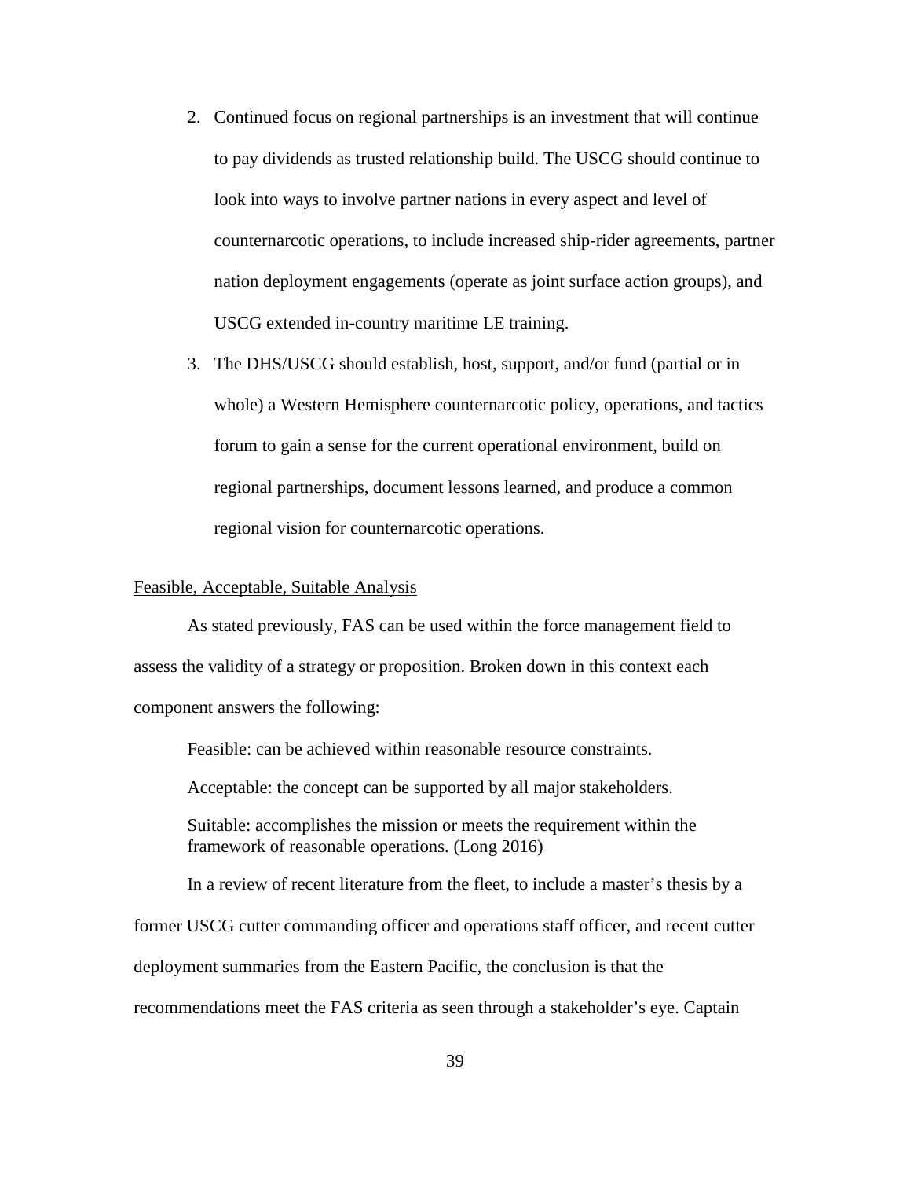2. Continued focus on regional partnerships is an investment that will continue to pay dividends as trusted relationship build. The USCG should continue to look into ways to involve partner nations in every aspect and level of counternarcotic operations, to include increased ship-rider agreements, partner nation deployment engagements (operate as joint surface action groups), and USCG extended in-country maritime LE training.
3. The DHS/USCG should establish, host, support, and/or fund (partial or in whole) a Western Hemisphere counternarcotic policy, operations, and tactics forum to gain a sense for the current operational environment, build on regional partnerships, document lessons learned, and produce a common regional vision for counternarcotic operations.

## Feasible, Acceptable, Suitable Analysis

As stated previously, FAS can be used within the force management field to assess the validity of a strategy or proposition. Broken down in this context each component answers the following:

> Feasible: can be achieved within reasonable resource constraints.
>
> Acceptable: the concept can be supported by all major stakeholders.
>
> Suitable: accomplishes the mission or meets the requirement within the framework of reasonable operations. (Long 2016)

In a review of recent literature from the fleet, to include a master's thesis by a former USCG cutter commanding officer and operations staff officer, and recent cutter deployment summaries from the Eastern Pacific, the conclusion is that the recommendations meet the FAS criteria as seen through a stakeholder's eye. Captain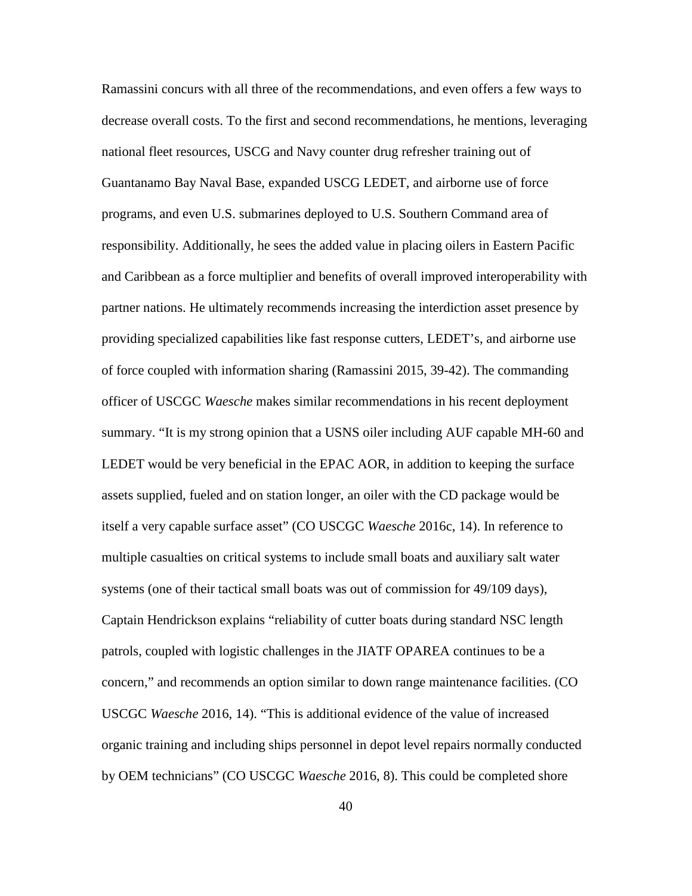Ramassini concurs with all three of the recommendations, and even offers a few ways to decrease overall costs. To the first and second recommendations, he mentions, leveraging national fleet resources, USCG and Navy counter drug refresher training out of Guantanamo Bay Naval Base, expanded USCG LEDET, and airborne use of force programs, and even U.S. submarines deployed to U.S. Southern Command area of responsibility. Additionally, he sees the added value in placing oilers in Eastern Pacific and Caribbean as a force multiplier and benefits of overall improved interoperability with partner nations. He ultimately recommends increasing the interdiction asset presence by providing specialized capabilities like fast response cutters, LEDET's, and airborne use of force coupled with information sharing (Ramassini 2015, 39-42). The commanding officer of USCGC *Waesche* makes similar recommendations in his recent deployment summary. "It is my strong opinion that a USNS oiler including AUF capable MH-60 and LEDET would be very beneficial in the EPAC AOR, in addition to keeping the surface assets supplied, fueled and on station longer, an oiler with the CD package would be itself a very capable surface asset" (CO USCGC *Waesche* 2016c, 14). In reference to multiple casualties on critical systems to include small boats and auxiliary salt water systems (one of their tactical small boats was out of commission for 49/109 days), Captain Hendrickson explains "reliability of cutter boats during standard NSC length patrols, coupled with logistic challenges in the JIATF OPAREA continues to be a concern," and recommends an option similar to down range maintenance facilities. (CO USCGC *Waesche* 2016, 14). "This is additional evidence of the value of increased organic training and including ships personnel in depot level repairs normally conducted by OEM technicians" (CO USCGC *Waesche* 2016, 8). This could be completed shore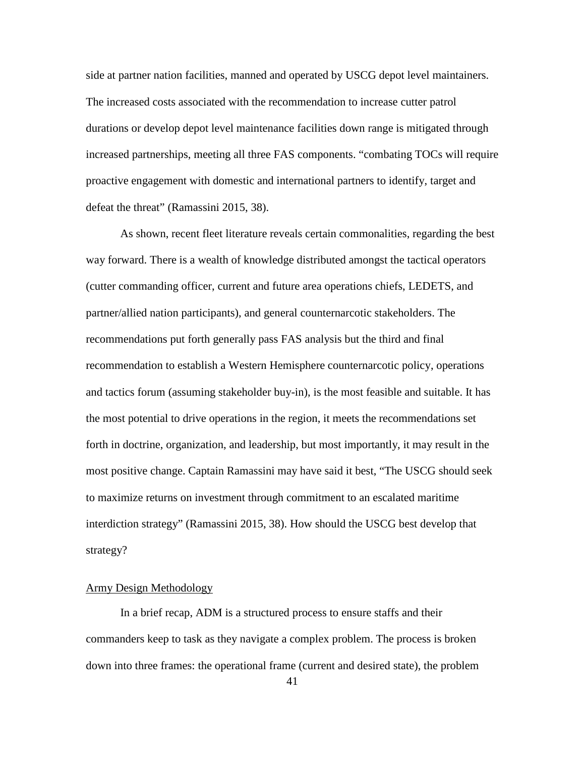side at partner nation facilities, manned and operated by USCG depot level maintainers. The increased costs associated with the recommendation to increase cutter patrol durations or develop depot level maintenance facilities down range is mitigated through increased partnerships, meeting all three FAS components. “combating TOCs will require proactive engagement with domestic and international partners to identify, target and defeat the threat” (Ramassini 2015, 38).

As shown, recent fleet literature reveals certain commonalities, regarding the best way forward. There is a wealth of knowledge distributed amongst the tactical operators (cutter commanding officer, current and future area operations chiefs, LEDETS, and partner/allied nation participants), and general counternarcotic stakeholders. The recommendations put forth generally pass FAS analysis but the third and final recommendation to establish a Western Hemisphere counternarcotic policy, operations and tactics forum (assuming stakeholder buy-in), is the most feasible and suitable. It has the most potential to drive operations in the region, it meets the recommendations set forth in doctrine, organization, and leadership, but most importantly, it may result in the most positive change. Captain Ramassini may have said it best, “The USCG should seek to maximize returns on investment through commitment to an escalated maritime interdiction strategy” (Ramassini 2015, 38). How should the USCG best develop that strategy?

## Army Design Methodology

In a brief recap, ADM is a structured process to ensure staffs and their commanders keep to task as they navigate a complex problem. The process is broken down into three frames: the operational frame (current and desired state), the problem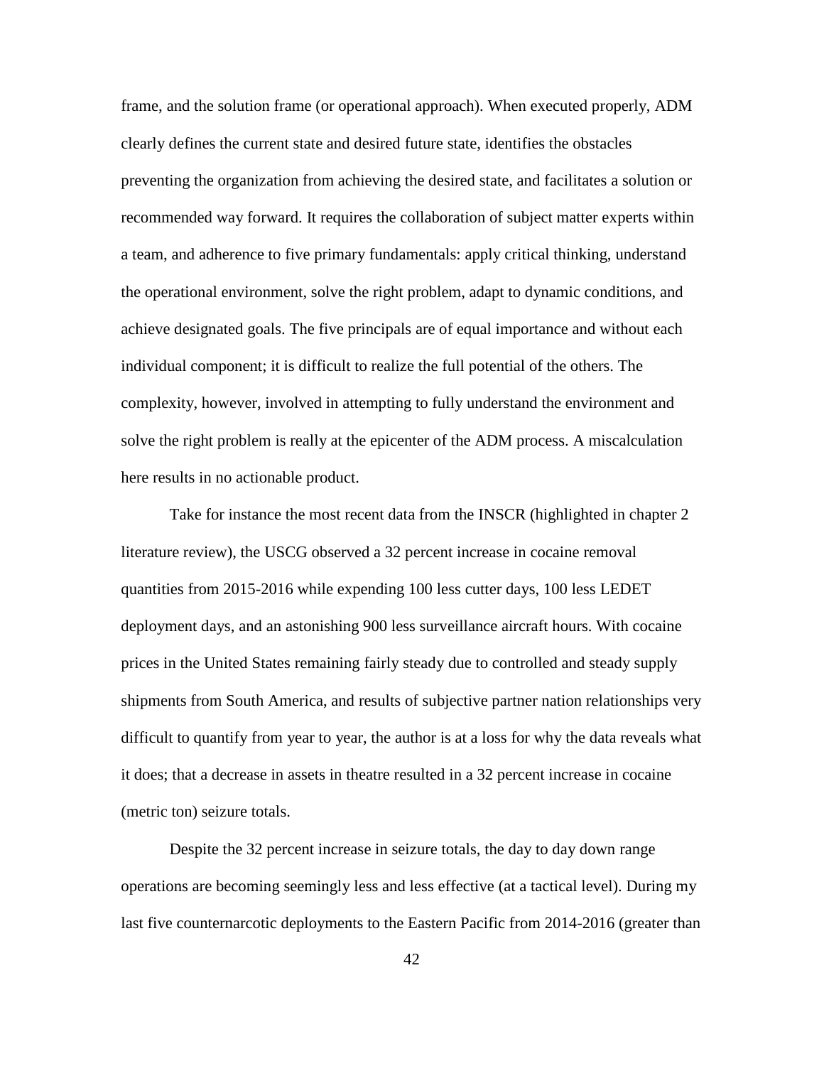frame, and the solution frame (or operational approach). When executed properly, ADM clearly defines the current state and desired future state, identifies the obstacles preventing the organization from achieving the desired state, and facilitates a solution or recommended way forward. It requires the collaboration of subject matter experts within a team, and adherence to five primary fundamentals: apply critical thinking, understand the operational environment, solve the right problem, adapt to dynamic conditions, and achieve designated goals. The five principals are of equal importance and without each individual component; it is difficult to realize the full potential of the others. The complexity, however, involved in attempting to fully understand the environment and solve the right problem is really at the epicenter of the ADM process. A miscalculation here results in no actionable product.

Take for instance the most recent data from the INSCR (highlighted in chapter 2 literature review), the USCG observed a 32 percent increase in cocaine removal quantities from 2015-2016 while expending 100 less cutter days, 100 less LEDET deployment days, and an astonishing 900 less surveillance aircraft hours. With cocaine prices in the United States remaining fairly steady due to controlled and steady supply shipments from South America, and results of subjective partner nation relationships very difficult to quantify from year to year, the author is at a loss for why the data reveals what it does; that a decrease in assets in theatre resulted in a 32 percent increase in cocaine (metric ton) seizure totals.

Despite the 32 percent increase in seizure totals, the day to day down range operations are becoming seemingly less and less effective (at a tactical level). During my last five counternarcotic deployments to the Eastern Pacific from 2014-2016 (greater than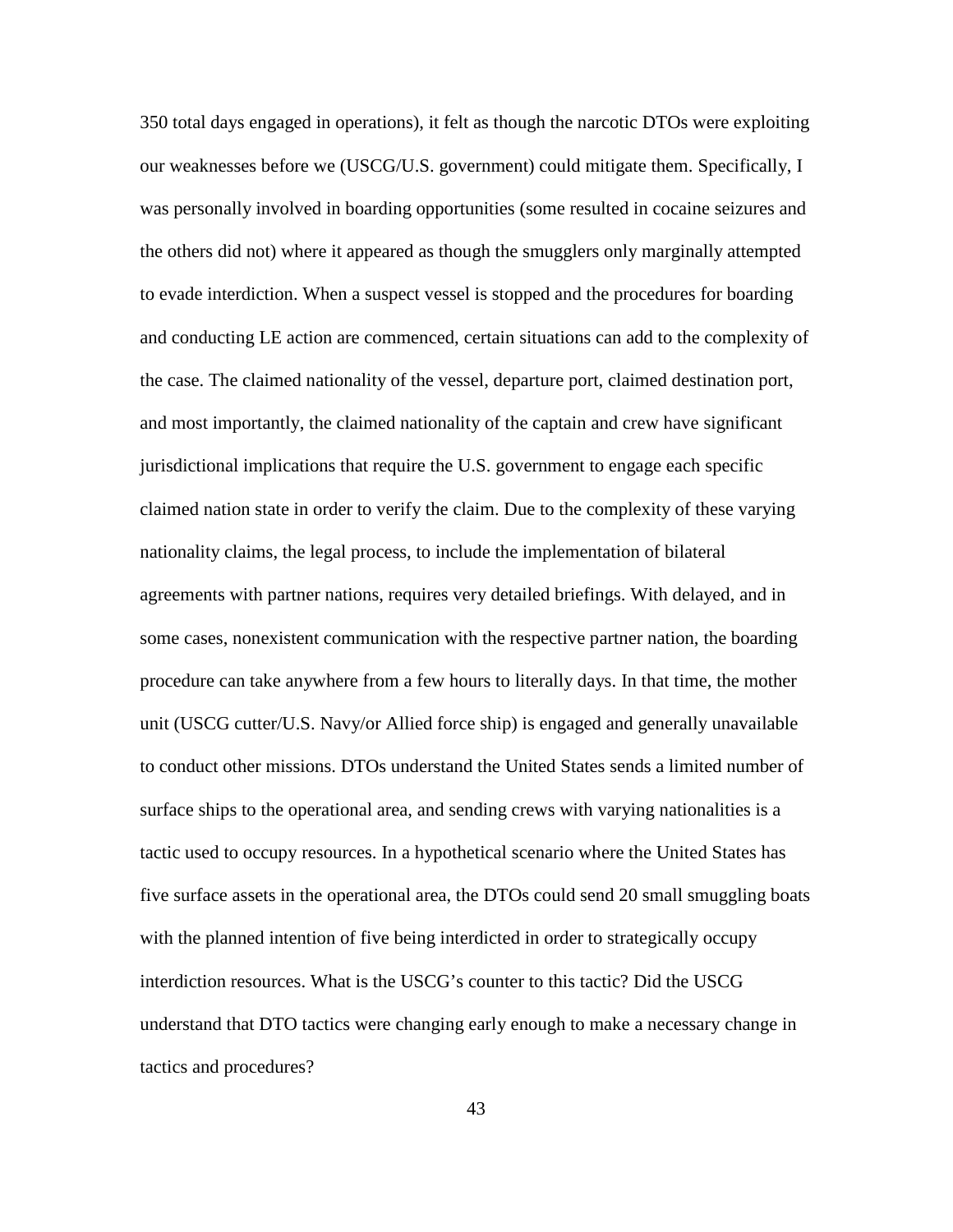350 total days engaged in operations), it felt as though the narcotic DTOs were exploiting our weaknesses before we (USCG/U.S. government) could mitigate them. Specifically, I was personally involved in boarding opportunities (some resulted in cocaine seizures and the others did not) where it appeared as though the smugglers only marginally attempted to evade interdiction. When a suspect vessel is stopped and the procedures for boarding and conducting LE action are commenced, certain situations can add to the complexity of the case. The claimed nationality of the vessel, departure port, claimed destination port, and most importantly, the claimed nationality of the captain and crew have significant jurisdictional implications that require the U.S. government to engage each specific claimed nation state in order to verify the claim. Due to the complexity of these varying nationality claims, the legal process, to include the implementation of bilateral agreements with partner nations, requires very detailed briefings. With delayed, and in some cases, nonexistent communication with the respective partner nation, the boarding procedure can take anywhere from a few hours to literally days. In that time, the mother unit (USCG cutter/U.S. Navy/or Allied force ship) is engaged and generally unavailable to conduct other missions. DTOs understand the United States sends a limited number of surface ships to the operational area, and sending crews with varying nationalities is a tactic used to occupy resources. In a hypothetical scenario where the United States has five surface assets in the operational area, the DTOs could send 20 small smuggling boats with the planned intention of five being interdicted in order to strategically occupy interdiction resources. What is the USCG's counter to this tactic? Did the USCG understand that DTO tactics were changing early enough to make a necessary change in tactics and procedures?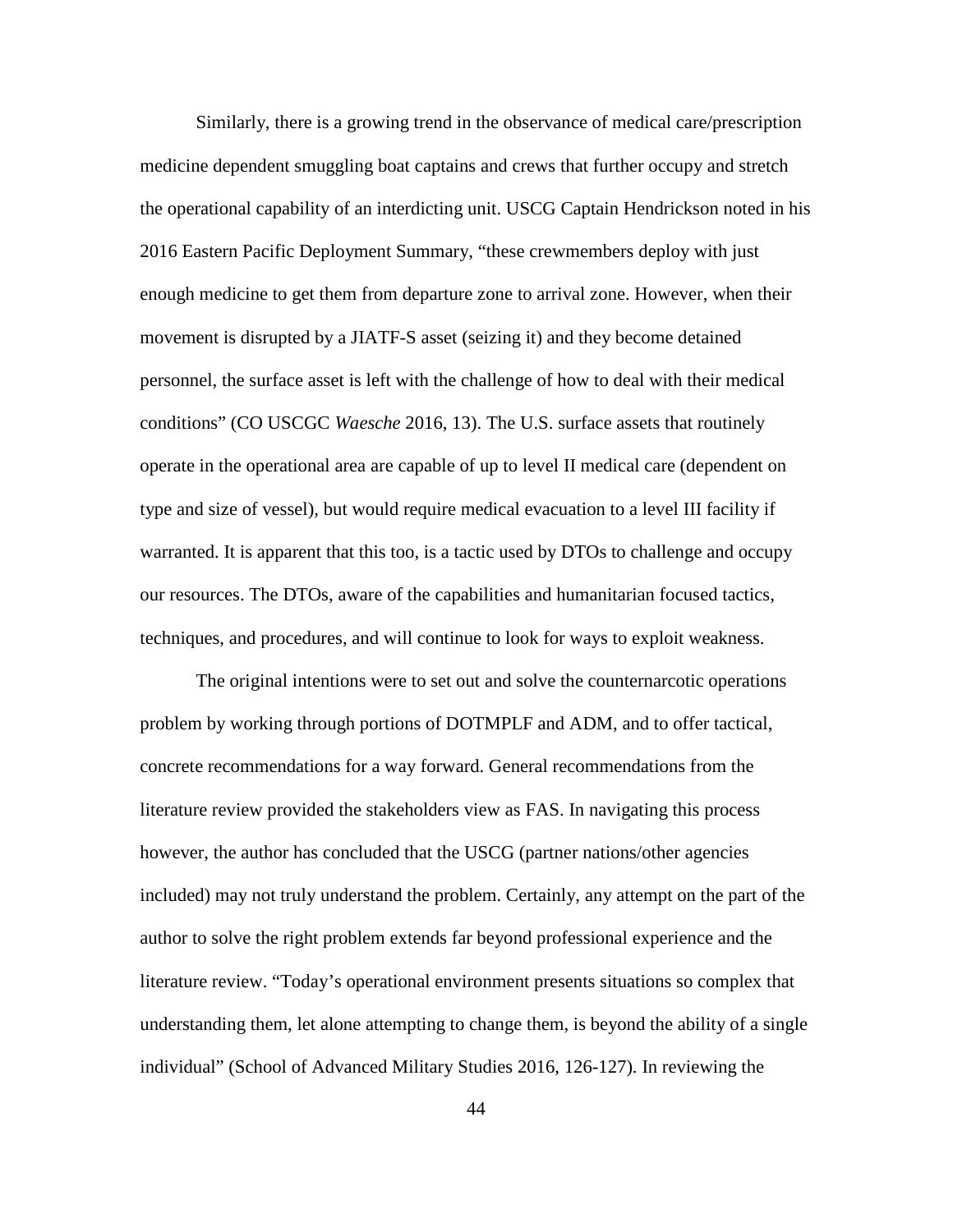Similarly, there is a growing trend in the observance of medical care/prescription medicine dependent smuggling boat captains and crews that further occupy and stretch the operational capability of an interdicting unit. USCG Captain Hendrickson noted in his 2016 Eastern Pacific Deployment Summary, "these crewmembers deploy with just enough medicine to get them from departure zone to arrival zone. However, when their movement is disrupted by a JIATF-S asset (seizing it) and they become detained personnel, the surface asset is left with the challenge of how to deal with their medical conditions" (CO USCGC *Waesche* 2016, 13). The U.S. surface assets that routinely operate in the operational area are capable of up to level II medical care (dependent on type and size of vessel), but would require medical evacuation to a level III facility if warranted. It is apparent that this too, is a tactic used by DTOs to challenge and occupy our resources. The DTOs, aware of the capabilities and humanitarian focused tactics, techniques, and procedures, and will continue to look for ways to exploit weakness.

The original intentions were to set out and solve the counternarcotic operations problem by working through portions of DOTMPLF and ADM, and to offer tactical, concrete recommendations for a way forward. General recommendations from the literature review provided the stakeholders view as FAS. In navigating this process however, the author has concluded that the USCG (partner nations/other agencies included) may not truly understand the problem. Certainly, any attempt on the part of the author to solve the right problem extends far beyond professional experience and the literature review. "Today's operational environment presents situations so complex that understanding them, let alone attempting to change them, is beyond the ability of a single individual" (School of Advanced Military Studies 2016, 126-127). In reviewing the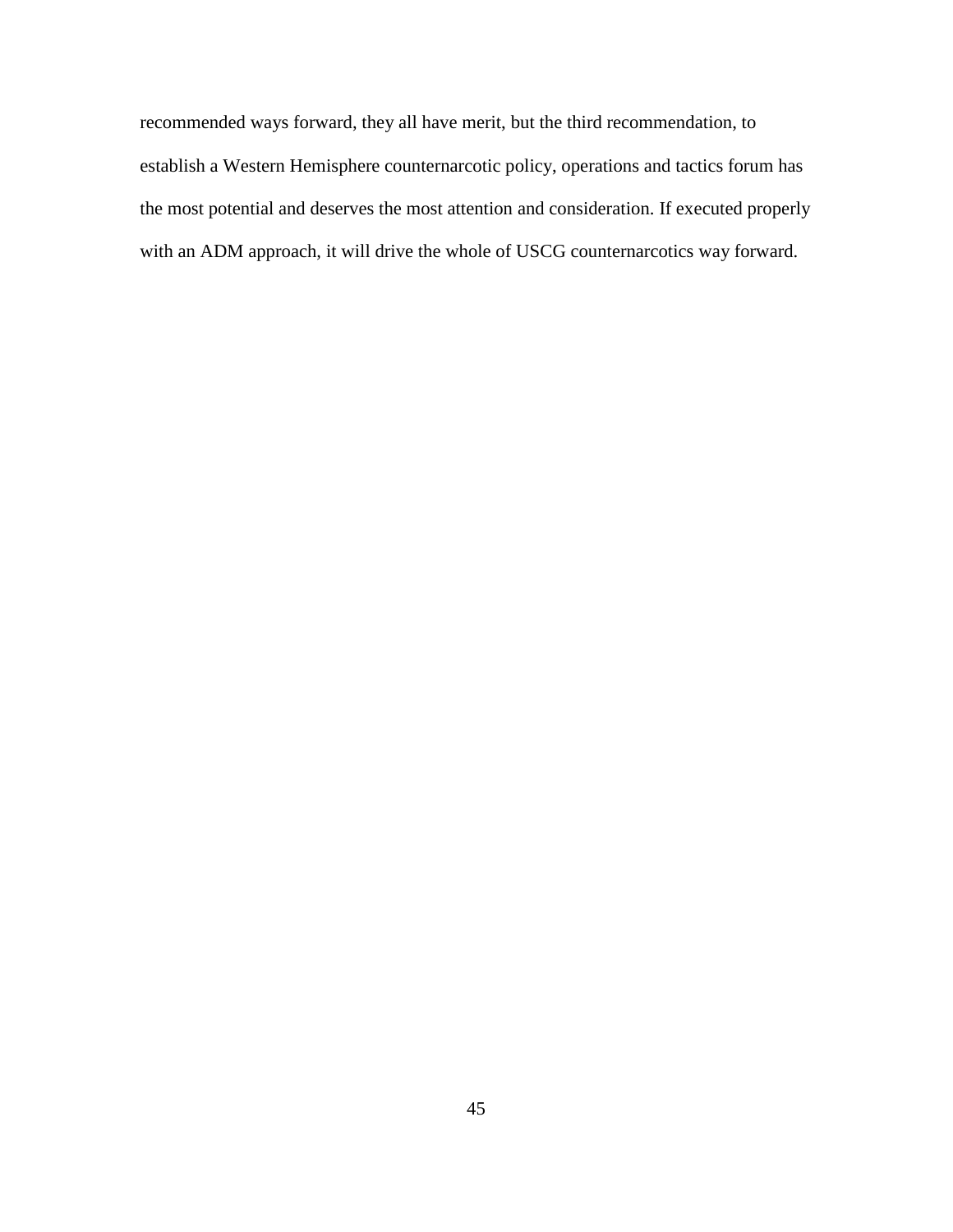recommended ways forward, they all have merit, but the third recommendation, to establish a Western Hemisphere counternarcotic policy, operations and tactics forum has the most potential and deserves the most attention and consideration. If executed properly with an ADM approach, it will drive the whole of USCG counternarcotics way forward.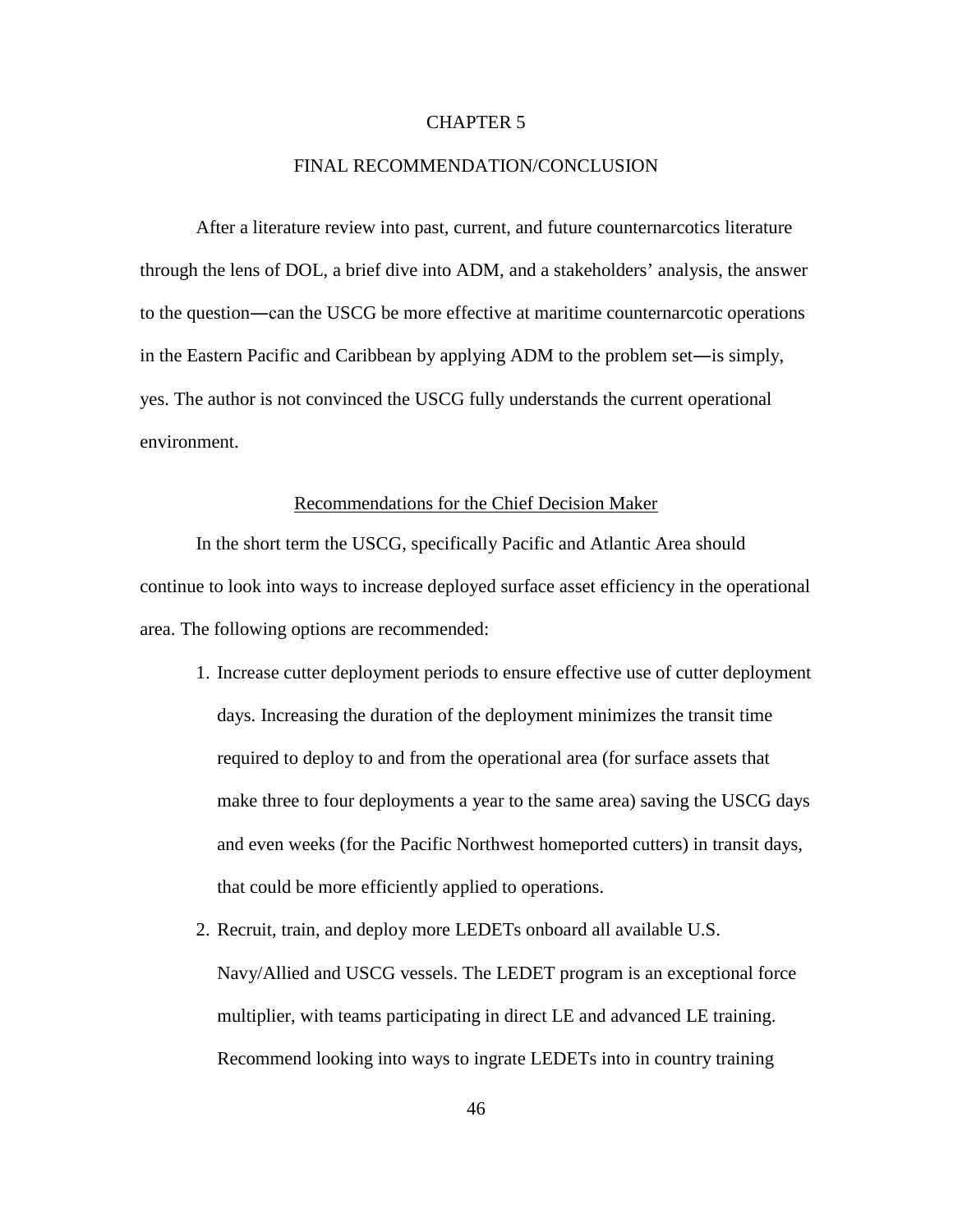# CHAPTER 5

# FINAL RECOMMENDATION/CONCLUSION

After a literature review into past, current, and future counternarcotics literature through the lens of DOL, a brief dive into ADM, and a stakeholders' analysis, the answer to the question―can the USCG be more effective at maritime counternarcotic operations in the Eastern Pacific and Caribbean by applying ADM to the problem set―is simply, yes. The author is not convinced the USCG fully understands the current operational environment.

## Recommendations for the Chief Decision Maker

In the short term the USCG, specifically Pacific and Atlantic Area should continue to look into ways to increase deployed surface asset efficiency in the operational area. The following options are recommended:

1. Increase cutter deployment periods to ensure effective use of cutter deployment days. Increasing the duration of the deployment minimizes the transit time required to deploy to and from the operational area (for surface assets that make three to four deployments a year to the same area) saving the USCG days and even weeks (for the Pacific Northwest homeported cutters) in transit days, that could be more efficiently applied to operations.
2. Recruit, train, and deploy more LEDETs onboard all available U.S. Navy/Allied and USCG vessels. The LEDET program is an exceptional force multiplier, with teams participating in direct LE and advanced LE training. Recommend looking into ways to ingrate LEDETs into in country training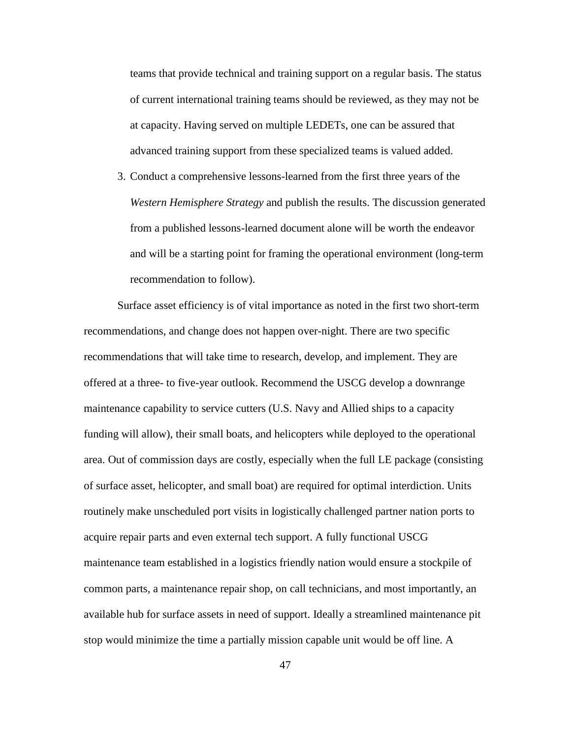teams that provide technical and training support on a regular basis. The status of current international training teams should be reviewed, as they may not be at capacity. Having served on multiple LEDETs, one can be assured that advanced training support from these specialized teams is valued added.

3. Conduct a comprehensive lessons-learned from the first three years of the *Western Hemisphere Strategy* and publish the results. The discussion generated from a published lessons-learned document alone will be worth the endeavor and will be a starting point for framing the operational environment (long-term recommendation to follow).

Surface asset efficiency is of vital importance as noted in the first two short-term recommendations, and change does not happen over-night. There are two specific recommendations that will take time to research, develop, and implement. They are offered at a three- to five-year outlook. Recommend the USCG develop a downrange maintenance capability to service cutters (U.S. Navy and Allied ships to a capacity funding will allow), their small boats, and helicopters while deployed to the operational area. Out of commission days are costly, especially when the full LE package (consisting of surface asset, helicopter, and small boat) are required for optimal interdiction. Units routinely make unscheduled port visits in logistically challenged partner nation ports to acquire repair parts and even external tech support. A fully functional USCG maintenance team established in a logistics friendly nation would ensure a stockpile of common parts, a maintenance repair shop, on call technicians, and most importantly, an available hub for surface assets in need of support. Ideally a streamlined maintenance pit stop would minimize the time a partially mission capable unit would be off line. A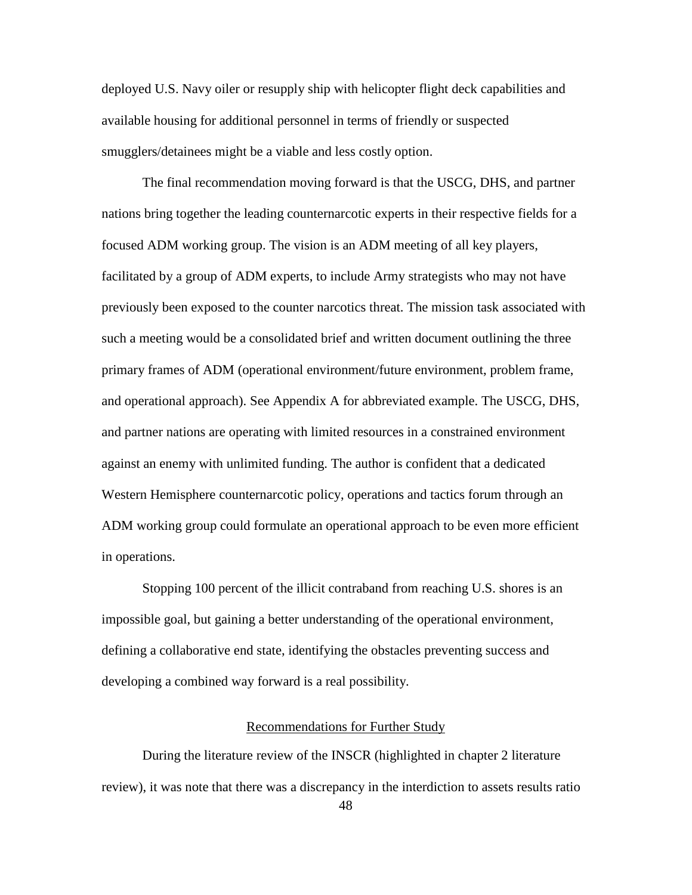deployed U.S. Navy oiler or resupply ship with helicopter flight deck capabilities and available housing for additional personnel in terms of friendly or suspected smugglers/detainees might be a viable and less costly option.

The final recommendation moving forward is that the USCG, DHS, and partner nations bring together the leading counternarcotic experts in their respective fields for a focused ADM working group. The vision is an ADM meeting of all key players, facilitated by a group of ADM experts, to include Army strategists who may not have previously been exposed to the counter narcotics threat. The mission task associated with such a meeting would be a consolidated brief and written document outlining the three primary frames of ADM (operational environment/future environment, problem frame, and operational approach). See Appendix A for abbreviated example. The USCG, DHS, and partner nations are operating with limited resources in a constrained environment against an enemy with unlimited funding. The author is confident that a dedicated Western Hemisphere counternarcotic policy, operations and tactics forum through an ADM working group could formulate an operational approach to be even more efficient in operations.

Stopping 100 percent of the illicit contraband from reaching U.S. shores is an impossible goal, but gaining a better understanding of the operational environment, defining a collaborative end state, identifying the obstacles preventing success and developing a combined way forward is a real possibility.

## Recommendations for Further Study

During the literature review of the INSCR (highlighted in chapter 2 literature review), it was note that there was a discrepancy in the interdiction to assets results ratio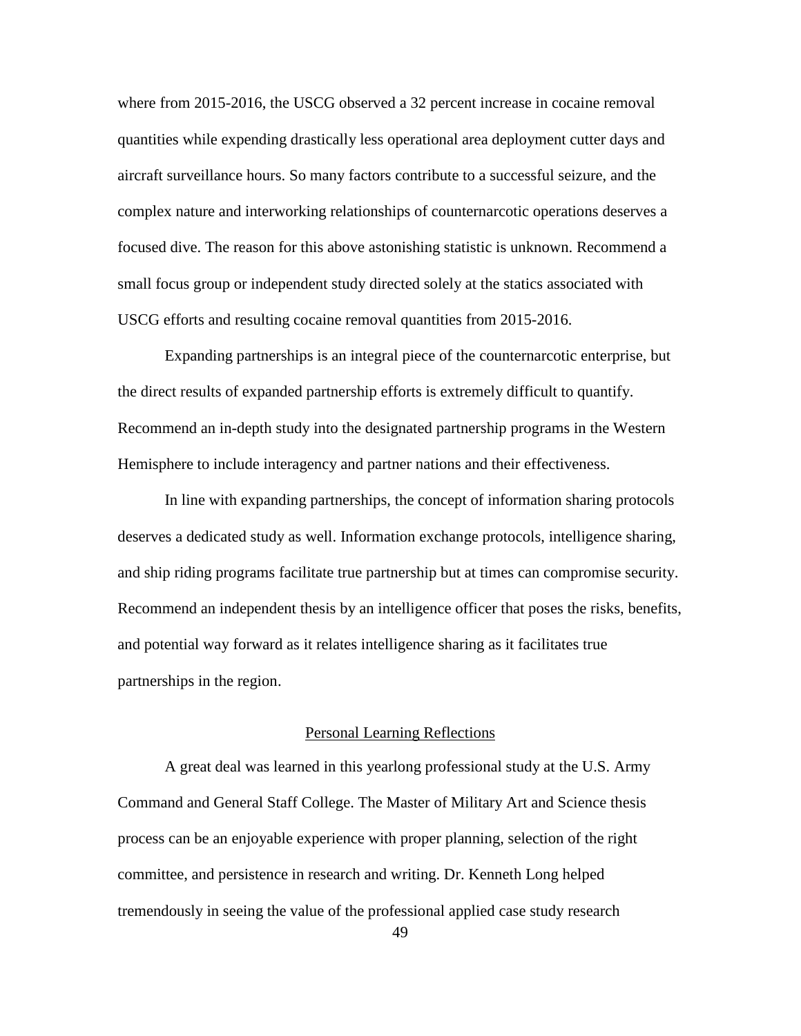where from 2015-2016, the USCG observed a 32 percent increase in cocaine removal quantities while expending drastically less operational area deployment cutter days and aircraft surveillance hours. So many factors contribute to a successful seizure, and the complex nature and interworking relationships of counternarcotic operations deserves a focused dive. The reason for this above astonishing statistic is unknown. Recommend a small focus group or independent study directed solely at the statics associated with USCG efforts and resulting cocaine removal quantities from 2015-2016.

Expanding partnerships is an integral piece of the counternarcotic enterprise, but the direct results of expanded partnership efforts is extremely difficult to quantify. Recommend an in-depth study into the designated partnership programs in the Western Hemisphere to include interagency and partner nations and their effectiveness.

In line with expanding partnerships, the concept of information sharing protocols deserves a dedicated study as well. Information exchange protocols, intelligence sharing, and ship riding programs facilitate true partnership but at times can compromise security. Recommend an independent thesis by an intelligence officer that poses the risks, benefits, and potential way forward as it relates intelligence sharing as it facilitates true partnerships in the region.

## Personal Learning Reflections

A great deal was learned in this yearlong professional study at the U.S. Army Command and General Staff College. The Master of Military Art and Science thesis process can be an enjoyable experience with proper planning, selection of the right committee, and persistence in research and writing. Dr. Kenneth Long helped tremendously in seeing the value of the professional applied case study research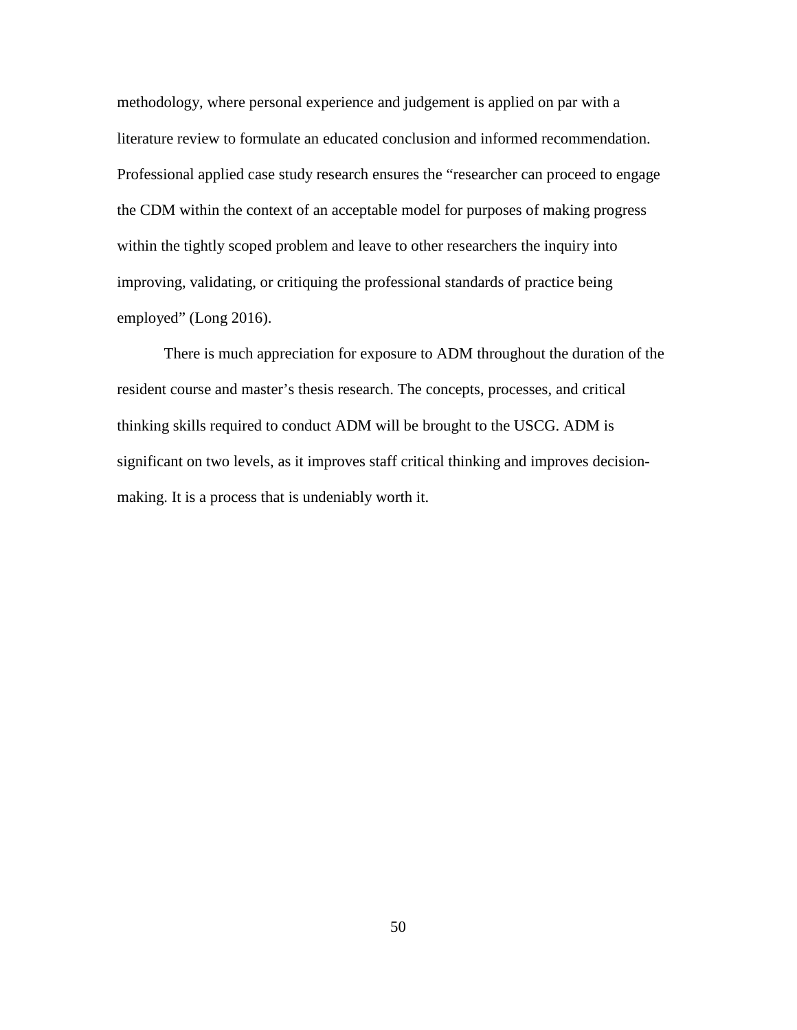methodology, where personal experience and judgement is applied on par with a literature review to formulate an educated conclusion and informed recommendation. Professional applied case study research ensures the "researcher can proceed to engage the CDM within the context of an acceptable model for purposes of making progress within the tightly scoped problem and leave to other researchers the inquiry into improving, validating, or critiquing the professional standards of practice being employed" (Long 2016).

There is much appreciation for exposure to ADM throughout the duration of the resident course and master's thesis research. The concepts, processes, and critical thinking skills required to conduct ADM will be brought to the USCG. ADM is significant on two levels, as it improves staff critical thinking and improves decision-making. It is a process that is undeniably worth it.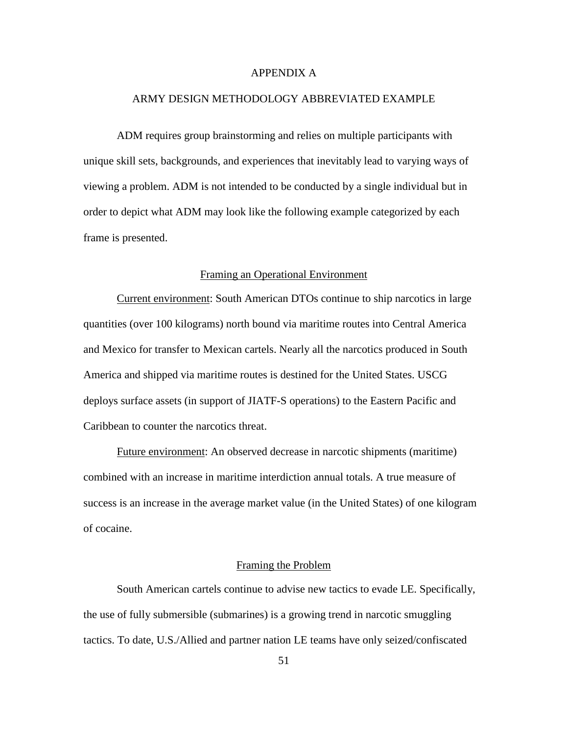# APPENDIX A

# ARMY DESIGN METHODOLOGY ABBREVIATED EXAMPLE

ADM requires group brainstorming and relies on multiple participants with unique skill sets, backgrounds, and experiences that inevitably lead to varying ways of viewing a problem. ADM is not intended to be conducted by a single individual but in order to depict what ADM may look like the following example categorized by each frame is presented.

## Framing an Operational Environment

Current environment: South American DTOs continue to ship narcotics in large quantities (over 100 kilograms) north bound via maritime routes into Central America and Mexico for transfer to Mexican cartels. Nearly all the narcotics produced in South America and shipped via maritime routes is destined for the United States. USCG deploys surface assets (in support of JIATF-S operations) to the Eastern Pacific and Caribbean to counter the narcotics threat.

Future environment: An observed decrease in narcotic shipments (maritime) combined with an increase in maritime interdiction annual totals. A true measure of success is an increase in the average market value (in the United States) of one kilogram of cocaine.

## Framing the Problem

South American cartels continue to advise new tactics to evade LE. Specifically, the use of fully submersible (submarines) is a growing trend in narcotic smuggling tactics. To date, U.S./Allied and partner nation LE teams have only seized/confiscated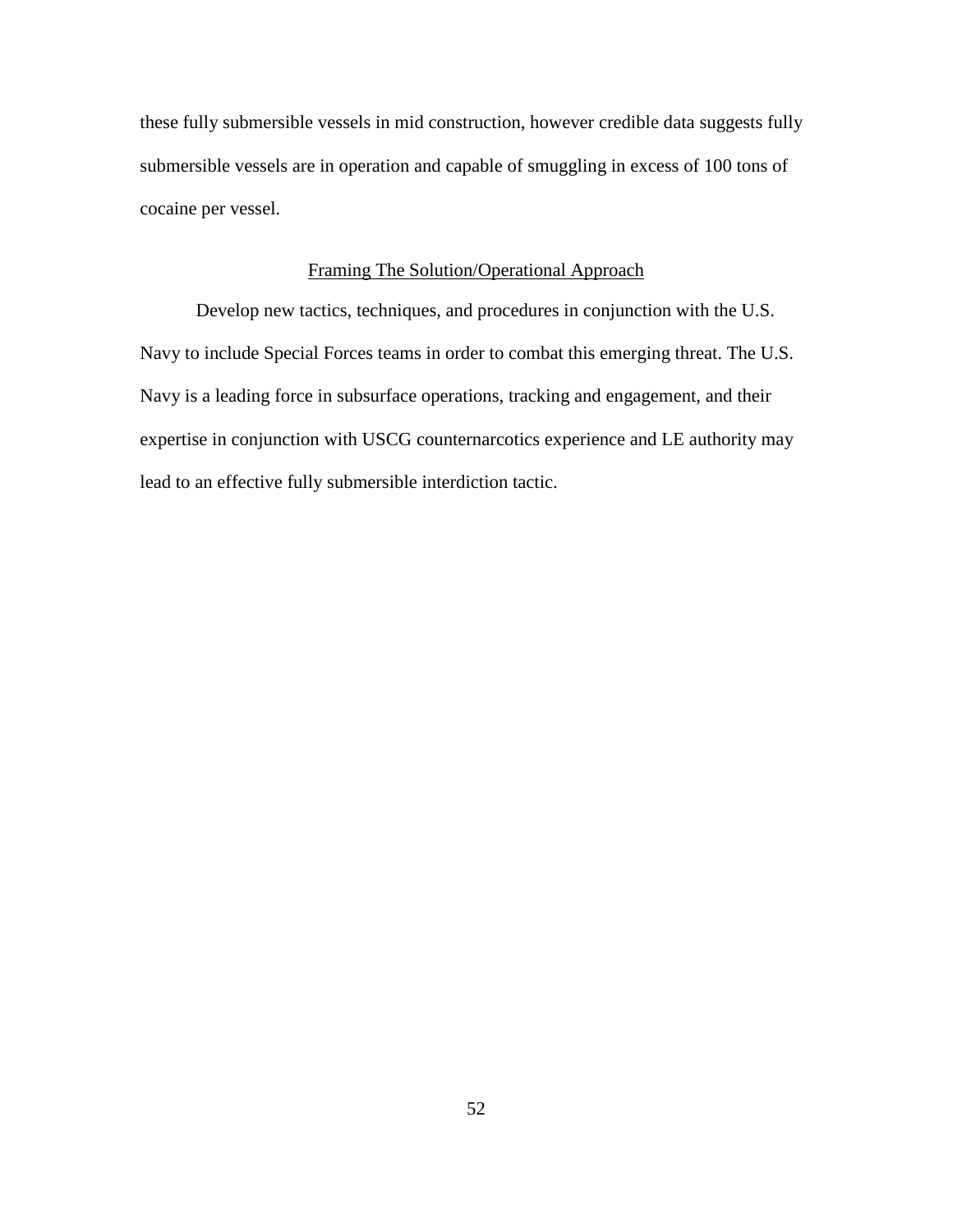these fully submersible vessels in mid construction, however credible data suggests fully submersible vessels are in operation and capable of smuggling in excess of 100 tons of cocaine per vessel.

## Framing The Solution/Operational Approach

Develop new tactics, techniques, and procedures in conjunction with the U.S. Navy to include Special Forces teams in order to combat this emerging threat. The U.S. Navy is a leading force in subsurface operations, tracking and engagement, and their expertise in conjunction with USCG counternarcotics experience and LE authority may lead to an effective fully submersible interdiction tactic.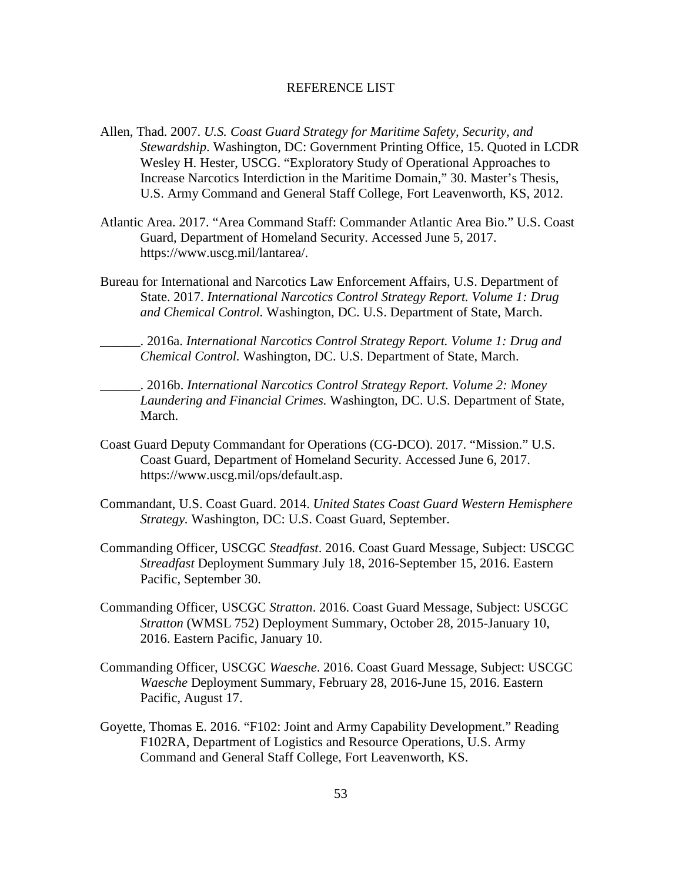# REFERENCE LIST

Allen, Thad. 2007. *U.S. Coast Guard Strategy for Maritime Safety, Security, and Stewardship*. Washington, DC: Government Printing Office, 15. Quoted in LCDR Wesley H. Hester, USCG. "Exploratory Study of Operational Approaches to Increase Narcotics Interdiction in the Maritime Domain," 30. Master's Thesis, U.S. Army Command and General Staff College, Fort Leavenworth, KS, 2012.

Atlantic Area. 2017. "Area Command Staff: Commander Atlantic Area Bio." U.S. Coast Guard, Department of Homeland Security. Accessed June 5, 2017. https://www.uscg.mil/lantarea/.

Bureau for International and Narcotics Law Enforcement Affairs, U.S. Department of State. 2017. *International Narcotics Control Strategy Report. Volume 1: Drug and Chemical Control.* Washington, DC. U.S. Department of State, March.

______. 2016a. *International Narcotics Control Strategy Report. Volume 1: Drug and Chemical Control.* Washington, DC. U.S. Department of State, March.

______. 2016b. *International Narcotics Control Strategy Report. Volume 2: Money Laundering and Financial Crimes.* Washington, DC. U.S. Department of State, March.

Coast Guard Deputy Commandant for Operations (CG-DCO). 2017. "Mission." U.S. Coast Guard, Department of Homeland Security. Accessed June 6, 2017. https://www.uscg.mil/ops/default.asp.

Commandant, U.S. Coast Guard. 2014. *United States Coast Guard Western Hemisphere Strategy.* Washington, DC: U.S. Coast Guard, September.

Commanding Officer, USCGC *Steadfast*. 2016. Coast Guard Message, Subject: USCGC *Streadfast* Deployment Summary July 18, 2016-September 15, 2016. Eastern Pacific, September 30.

Commanding Officer, USCGC *Stratton*. 2016. Coast Guard Message, Subject: USCGC *Stratton* (WMSL 752) Deployment Summary, October 28, 2015-January 10, 2016. Eastern Pacific, January 10.

Commanding Officer, USCGC *Waesche*. 2016. Coast Guard Message, Subject: USCGC *Waesche* Deployment Summary, February 28, 2016-June 15, 2016. Eastern Pacific, August 17.

Goyette, Thomas E. 2016. "F102: Joint and Army Capability Development." Reading F102RA, Department of Logistics and Resource Operations, U.S. Army Command and General Staff College, Fort Leavenworth, KS.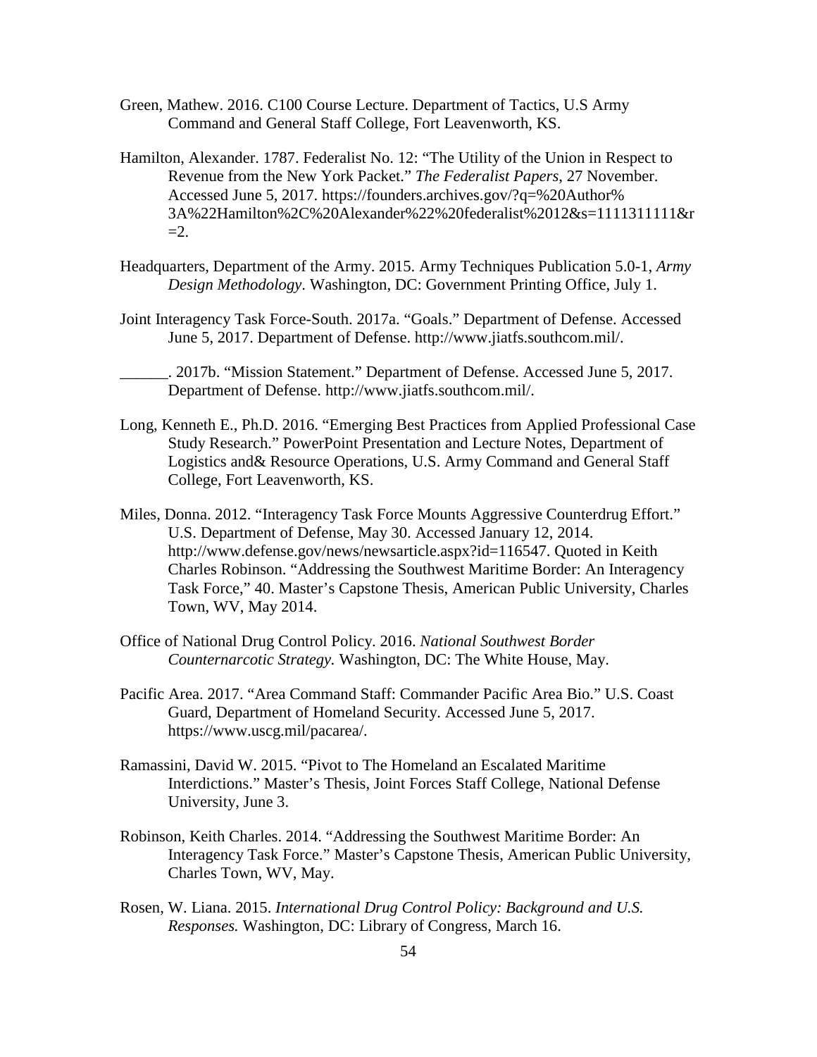Green, Mathew. 2016. C100 Course Lecture. Department of Tactics, U.S Army Command and General Staff College, Fort Leavenworth, KS.

Hamilton, Alexander. 1787. Federalist No. 12: "The Utility of the Union in Respect to Revenue from the New York Packet." *The Federalist Papers*, 27 November. Accessed June 5, 2017. https://founders.archives.gov/?q=%20Author%3A%22Hamilton%2C%20Alexander%22%20federalist%2012&s=1111311111&r=2.

Headquarters, Department of the Army. 2015. Army Techniques Publication 5.0-1, *Army Design Methodology*. Washington, DC: Government Printing Office, July 1.

Joint Interagency Task Force-South. 2017a. "Goals." Department of Defense. Accessed June 5, 2017. Department of Defense. http://www.jiatfs.southcom.mil/.

______. 2017b. "Mission Statement." Department of Defense. Accessed June 5, 2017. Department of Defense. http://www.jiatfs.southcom.mil/.

Long, Kenneth E., Ph.D. 2016. "Emerging Best Practices from Applied Professional Case Study Research." PowerPoint Presentation and Lecture Notes, Department of Logistics and& Resource Operations, U.S. Army Command and General Staff College, Fort Leavenworth, KS.

Miles, Donna. 2012. "Interagency Task Force Mounts Aggressive Counterdrug Effort." U.S. Department of Defense, May 30. Accessed January 12, 2014. http://www.defense.gov/news/newsarticle.aspx?id=116547. Quoted in Keith Charles Robinson. "Addressing the Southwest Maritime Border: An Interagency Task Force," 40. Master's Capstone Thesis, American Public University, Charles Town, WV, May 2014.

Office of National Drug Control Policy. 2016. *National Southwest Border Counternarcotic Strategy.* Washington, DC: The White House, May.

Pacific Area. 2017. "Area Command Staff: Commander Pacific Area Bio." U.S. Coast Guard, Department of Homeland Security. Accessed June 5, 2017. https://www.uscg.mil/pacarea/.

Ramassini, David W. 2015. "Pivot to The Homeland an Escalated Maritime Interdictions." Master's Thesis, Joint Forces Staff College, National Defense University, June 3.

Robinson, Keith Charles. 2014. "Addressing the Southwest Maritime Border: An Interagency Task Force." Master's Capstone Thesis, American Public University, Charles Town, WV, May.

Rosen, W. Liana. 2015. *International Drug Control Policy: Background and U.S. Responses.* Washington, DC: Library of Congress, March 16.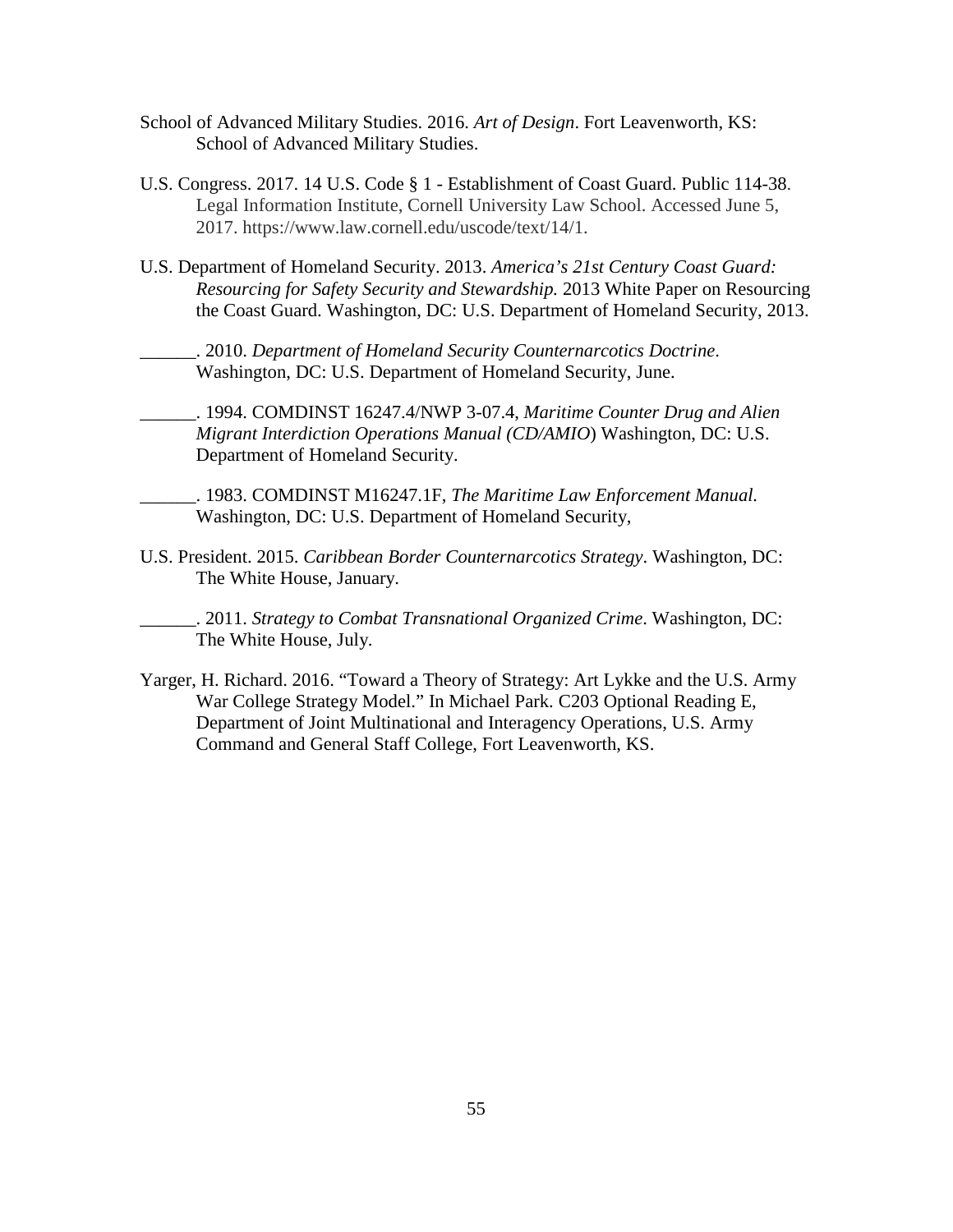School of Advanced Military Studies. 2016. *Art of Design*. Fort Leavenworth, KS: School of Advanced Military Studies.

U.S. Congress. 2017. 14 U.S. Code § 1 - Establishment of Coast Guard. Public 114-38. Legal Information Institute, Cornell University Law School. Accessed June 5, 2017. https://www.law.cornell.edu/uscode/text/14/1.

U.S. Department of Homeland Security. 2013. *America's 21st Century Coast Guard: Resourcing for Safety Security and Stewardship.* 2013 White Paper on Resourcing the Coast Guard. Washington, DC: U.S. Department of Homeland Security, 2013.

______. 2010. *Department of Homeland Security Counternarcotics Doctrine*. Washington, DC: U.S. Department of Homeland Security, June.

______. 1994. COMDINST 16247.4/NWP 3-07.4, *Maritime Counter Drug and Alien Migrant Interdiction Operations Manual (CD/AMIO*) Washington, DC: U.S. Department of Homeland Security.

______. 1983. COMDINST M16247.1F, *The Maritime Law Enforcement Manual.* Washington, DC: U.S. Department of Homeland Security,

U.S. President. 2015. *Caribbean Border Counternarcotics Strategy*. Washington, DC: The White House, January.

______. 2011. *Strategy to Combat Transnational Organized Crime*. Washington, DC: The White House, July.

Yarger, H. Richard. 2016. "Toward a Theory of Strategy: Art Lykke and the U.S. Army War College Strategy Model." In Michael Park. C203 Optional Reading E, Department of Joint Multinational and Interagency Operations, U.S. Army Command and General Staff College, Fort Leavenworth, KS.